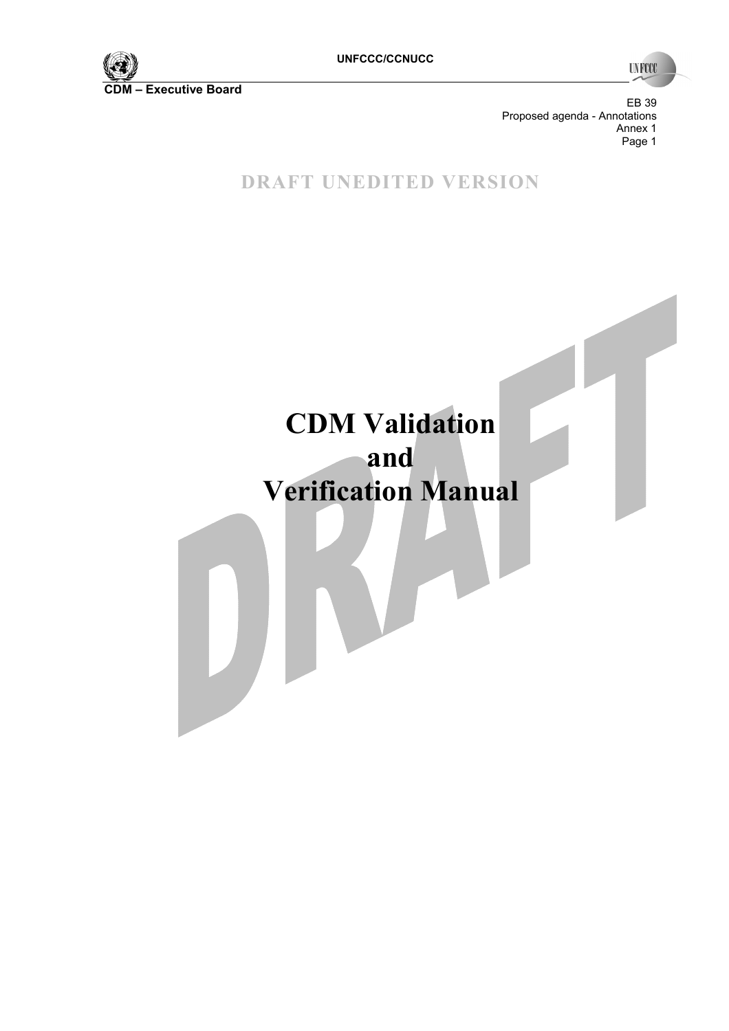DRAFT UNEDITED VERSION

# CDM Validation and Verification Manual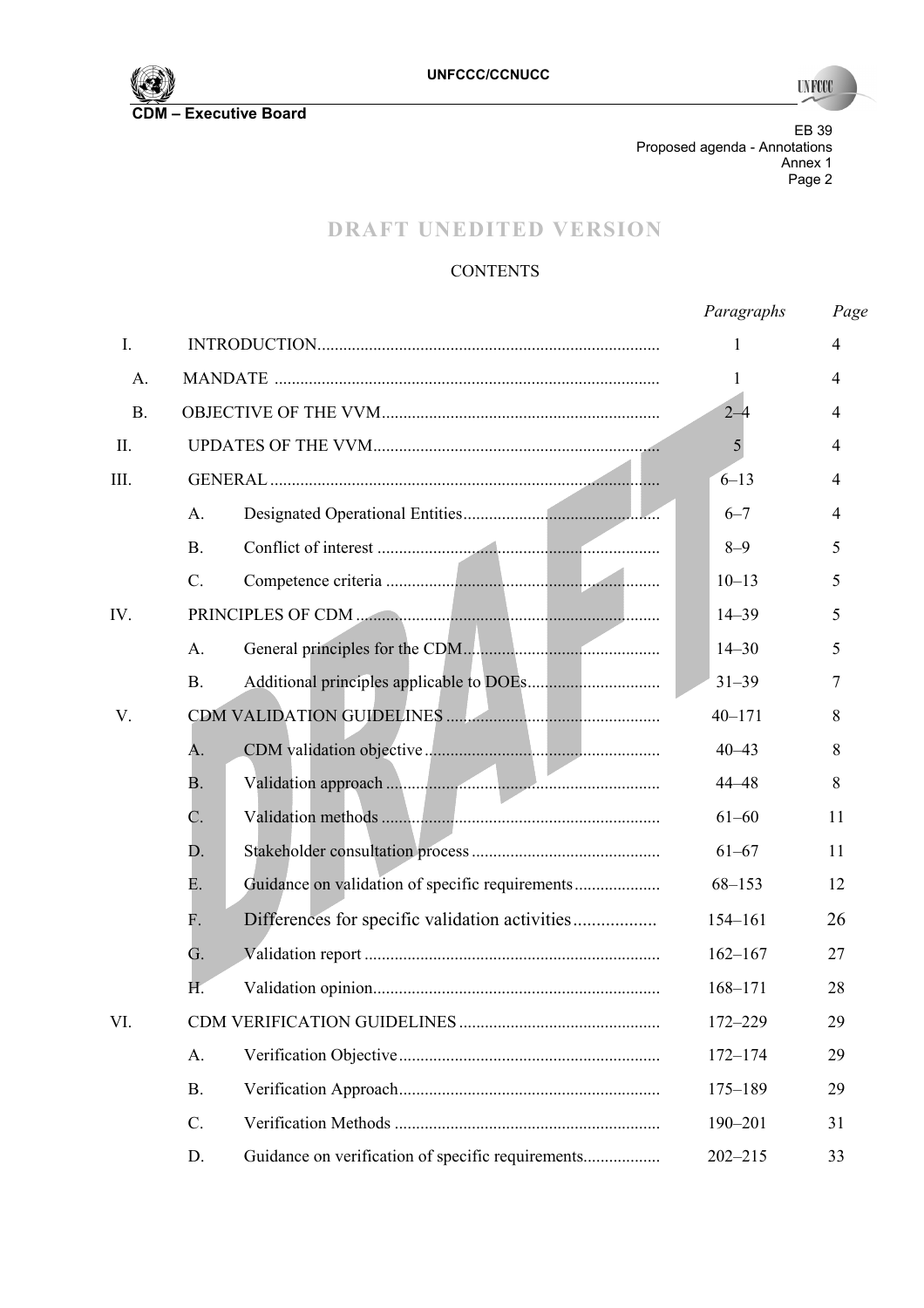DRAFT UNEDITED VERSION

CONTENTS

| | | | Paragraphs | Page |
|---|---|---|---|---|
| I. | INTRODUCTION | | 1 | 4 |
| A. | MANDATE | | 1 | 4 |
| B. | OBJECTIVE OF THE VVM | | 2–4 | 4 |
| II. | UPDATES OF THE VVM | | 5 | 4 |
| III. | GENERAL | | 6–13 | 4 |
| | A. | Designated Operational Entities | 6–7 | 4 |
| | B. | Conflict of interest | 8–9 | 5 |
| | C. | Competence criteria | 10–13 | 5 |
| IV. | PRINCIPLES OF CDM | | 14–39 | 5 |
| | A. | General principles for the CDM | 14–30 | 5 |
| | B. | Additional principles applicable to DOEs | 31–39 | 7 |
| V. | CDM VALIDATION GUIDELINES | | 40–171 | 8 |
| | A. | CDM validation objective | 40–43 | 8 |
| | B. | Validation approach | 44–48 | 8 |
| | C. | Validation methods | 61–60 | 11 |
| | D. | Stakeholder consultation process | 61–67 | 11 |
| | E. | Guidance on validation of specific requirements | 68–153 | 12 |
| | F. | Differences for specific validation activities | 154–161 | 26 |
| | G. | Validation report | 162–167 | 27 |
| | H. | Validation opinion | 168–171 | 28 |
| VI. | CDM VERIFICATION GUIDELINES | | 172–229 | 29 |
| | A. | Verification Objective | 172–174 | 29 |
| | B. | Verification Approach | 175–189 | 29 |
| | C. | Verification Methods | 190–201 | 31 |
| | D. | Guidance on verification of specific requirements | 202–215 | 33 |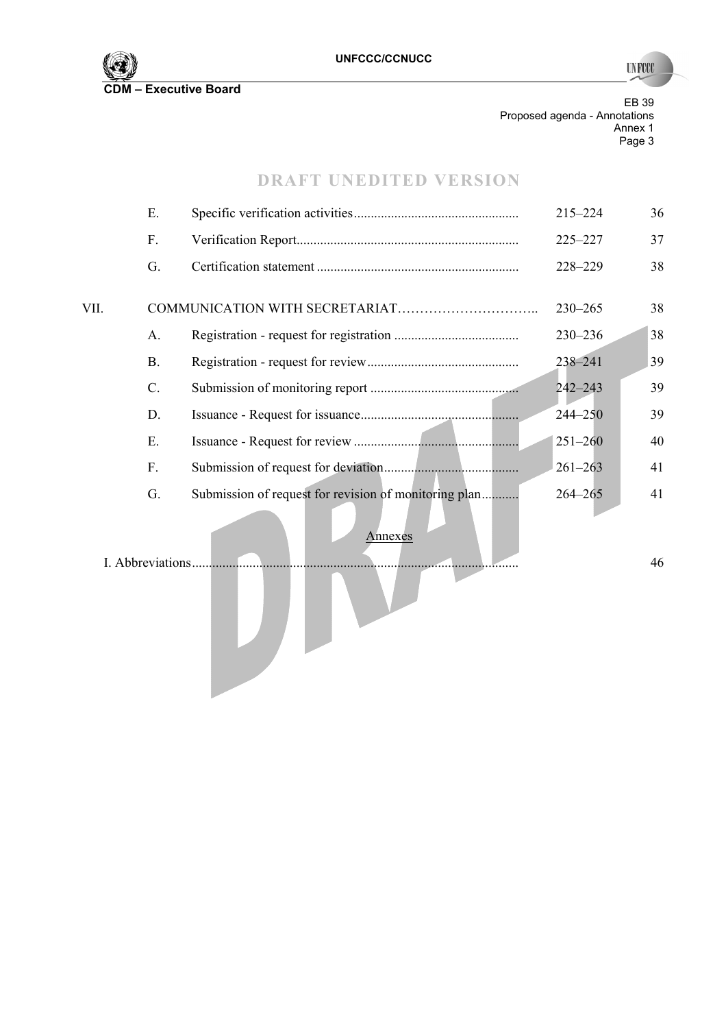**DRAFT UNEDITED VERSION**

| | | | | |
|---|---|---|---|---|
| | E. | Specific verification activities | 215–224 | 36 |
| | F. | Verification Report | 225–227 | 37 |
| | G. | Certification statement | 228–229 | 38 |
| VII. | | COMMUNICATION WITH SECRETARIAT | 230–265 | 38 |
| | A. | Registration - request for registration | 230–236 | 38 |
| | B. | Registration - request for review | 238–241 | 39 |
| | C. | Submission of monitoring report | 242–243 | 39 |
| | D. | Issuance - Request for issuance | 244–250 | 39 |
| | E. | Issuance - Request for review | 251–260 | 40 |
| | F. | Submission of request for deviation | 261–263 | 41 |
| | G. | Submission of request for revision of monitoring plan | 264–265 | 41 |

Annexes

| | |
|---|---|
| I. Abbreviations | 46 |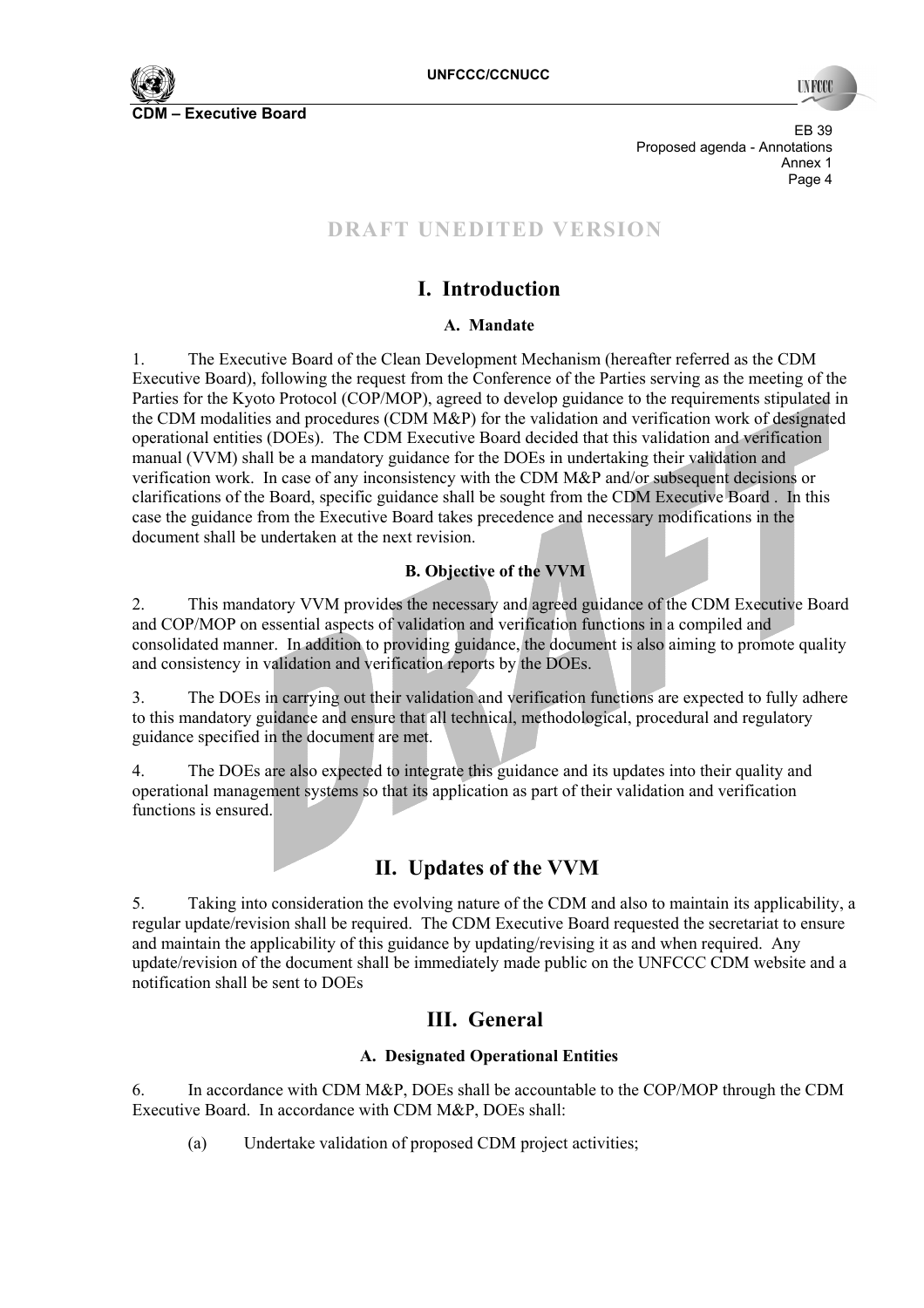DRAFT UNEDITED VERSION

# I. Introduction

### A. Mandate

1. The Executive Board of the Clean Development Mechanism (hereafter referred as the CDM Executive Board), following the request from the Conference of the Parties serving as the meeting of the Parties for the Kyoto Protocol (COP/MOP), agreed to develop guidance to the requirements stipulated in the CDM modalities and procedures (CDM M&P) for the validation and verification work of designated operational entities (DOEs). The CDM Executive Board decided that this validation and verification manual (VVM) shall be a mandatory guidance for the DOEs in undertaking their validation and verification work. In case of any inconsistency with the CDM M&P and/or subsequent decisions or clarifications of the Board, specific guidance shall be sought from the CDM Executive Board . In this case the guidance from the Executive Board takes precedence and necessary modifications in the document shall be undertaken at the next revision.

### B. Objective of the VVM

2. This mandatory VVM provides the necessary and agreed guidance of the CDM Executive Board and COP/MOP on essential aspects of validation and verification functions in a compiled and consolidated manner. In addition to providing guidance, the document is also aiming to promote quality and consistency in validation and verification reports by the DOEs.

3. The DOEs in carrying out their validation and verification functions are expected to fully adhere to this mandatory guidance and ensure that all technical, methodological, procedural and regulatory guidance specified in the document are met.

4. The DOEs are also expected to integrate this guidance and its updates into their quality and operational management systems so that its application as part of their validation and verification functions is ensured.

# II. Updates of the VVM

5. Taking into consideration the evolving nature of the CDM and also to maintain its applicability, a regular update/revision shall be required. The CDM Executive Board requested the secretariat to ensure and maintain the applicability of this guidance by updating/revising it as and when required. Any update/revision of the document shall be immediately made public on the UNFCCC CDM website and a notification shall be sent to DOEs

# III. General

### A. Designated Operational Entities

6. In accordance with CDM M&P, DOEs shall be accountable to the COP/MOP through the CDM Executive Board. In accordance with CDM M&P, DOEs shall:

(a) Undertake validation of proposed CDM project activities;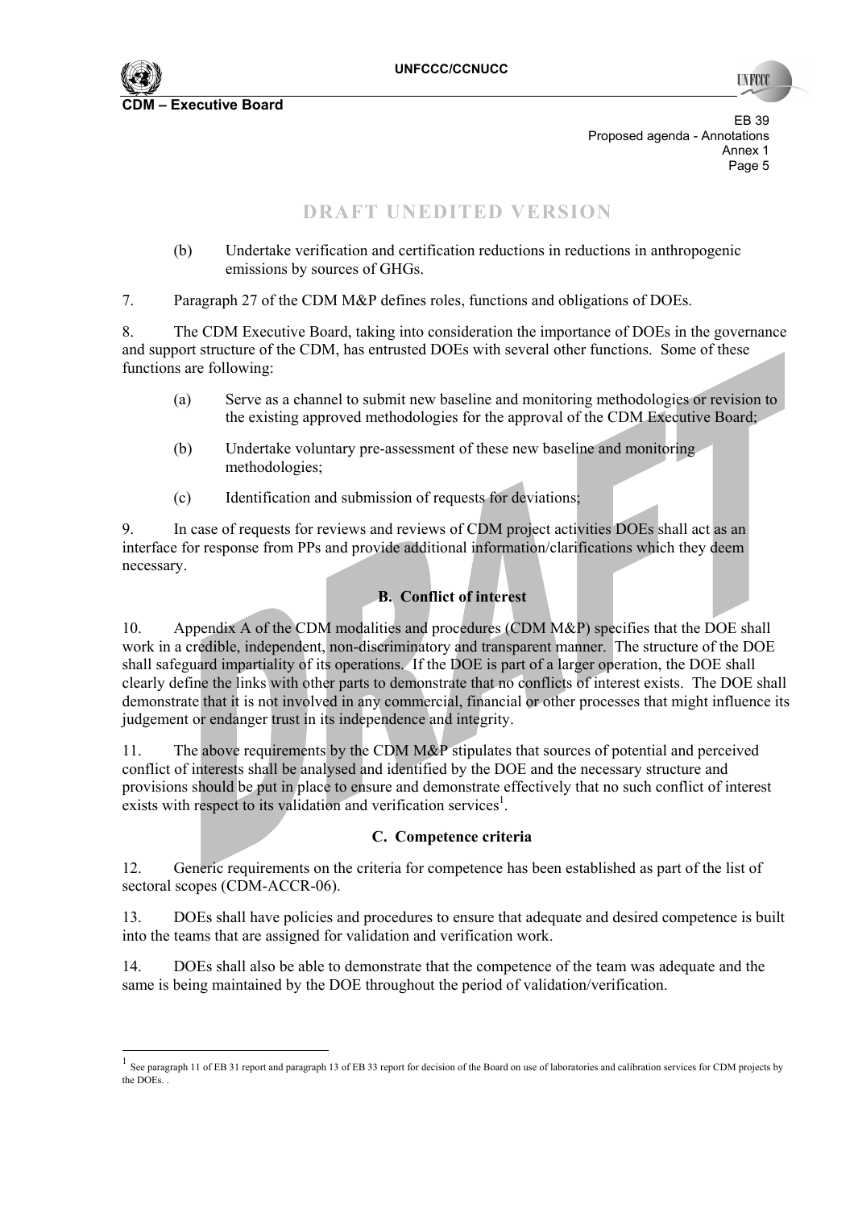DRAFT UNEDITED VERSION

(b) Undertake verification and certification reductions in reductions in anthropogenic emissions by sources of GHGs.

7. Paragraph 27 of the CDM M&P defines roles, functions and obligations of DOEs.

8. The CDM Executive Board, taking into consideration the importance of DOEs in the governance and support structure of the CDM, has entrusted DOEs with several other functions. Some of these functions are following:

(a) Serve as a channel to submit new baseline and monitoring methodologies or revision to the existing approved methodologies for the approval of the CDM Executive Board;

(b) Undertake voluntary pre-assessment of these new baseline and monitoring methodologies;

(c) Identification and submission of requests for deviations;

9. In case of requests for reviews and reviews of CDM project activities DOEs shall act as an interface for response from PPs and provide additional information/clarifications which they deem necessary.

### B. Conflict of interest

10. Appendix A of the CDM modalities and procedures (CDM M&P) specifies that the DOE shall work in a credible, independent, non-discriminatory and transparent manner. The structure of the DOE shall safeguard impartiality of its operations. If the DOE is part of a larger operation, the DOE shall clearly define the links with other parts to demonstrate that no conflicts of interest exists. The DOE shall demonstrate that it is not involved in any commercial, financial or other processes that might influence its judgement or endanger trust in its independence and integrity.

11. The above requirements by the CDM M&P stipulates that sources of potential and perceived conflict of interests shall be analysed and identified by the DOE and the necessary structure and provisions should be put in place to ensure and demonstrate effectively that no such conflict of interest exists with respect to its validation and verification services[1].

### C. Competence criteria

12. Generic requirements on the criteria for competence has been established as part of the list of sectoral scopes (CDM-ACCR-06).

13. DOEs shall have policies and procedures to ensure that adequate and desired competence is built into the teams that are assigned for validation and verification work.

14. DOEs shall also be able to demonstrate that the competence of the team was adequate and the same is being maintained by the DOE throughout the period of validation/verification.

[1] See paragraph 11 of EB 31 report and paragraph 13 of EB 33 report for decision of the Board on use of laboratories and calibration services for CDM projects by the DOEs. .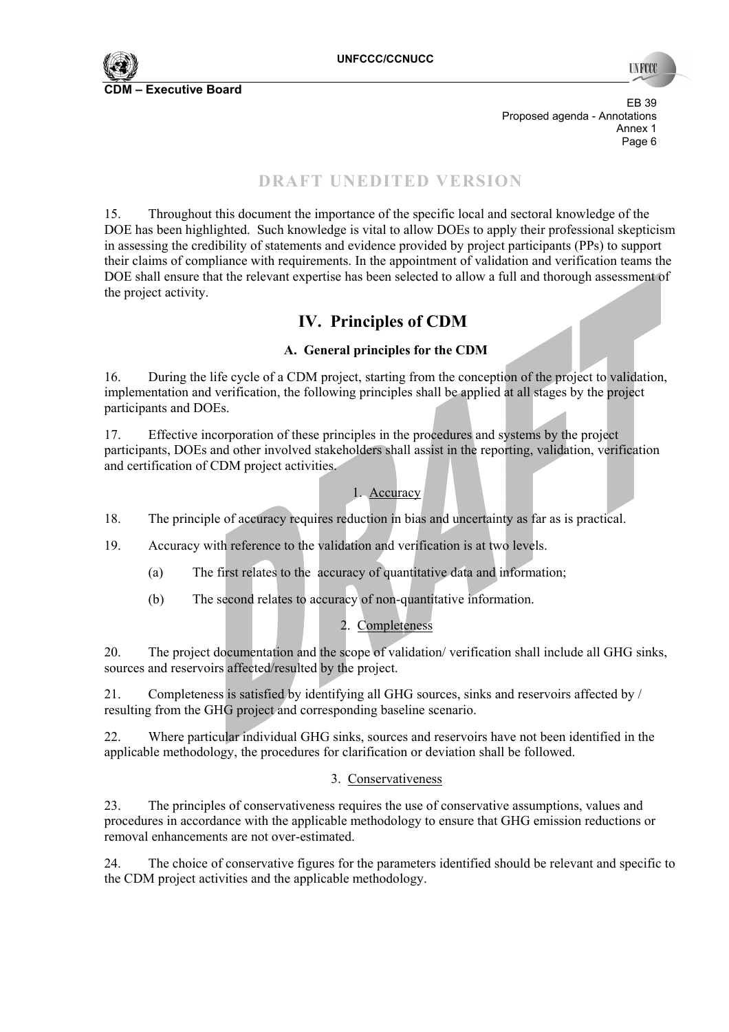DRAFT UNEDITED VERSION

15. Throughout this document the importance of the specific local and sectoral knowledge of the DOE has been highlighted. Such knowledge is vital to allow DOEs to apply their professional skepticism in assessing the credibility of statements and evidence provided by project participants (PPs) to support their claims of compliance with requirements. In the appointment of validation and verification teams the DOE shall ensure that the relevant expertise has been selected to allow a full and thorough assessment of the project activity.

# IV. Principles of CDM

## A. General principles for the CDM

16. During the life cycle of a CDM project, starting from the conception of the project to validation, implementation and verification, the following principles shall be applied at all stages by the project participants and DOEs.

17. Effective incorporation of these principles in the procedures and systems by the project participants, DOEs and other involved stakeholders shall assist in the reporting, validation, verification and certification of CDM project activities.

### 1. Accuracy

18. The principle of accuracy requires reduction in bias and uncertainty as far as is practical.

19. Accuracy with reference to the validation and verification is at two levels.

(a) The first relates to the accuracy of quantitative data and information;

(b) The second relates to accuracy of non-quantitative information.

### 2. Completeness

20. The project documentation and the scope of validation/ verification shall include all GHG sinks, sources and reservoirs affected/resulted by the project.

21. Completeness is satisfied by identifying all GHG sources, sinks and reservoirs affected by / resulting from the GHG project and corresponding baseline scenario.

22. Where particular individual GHG sinks, sources and reservoirs have not been identified in the applicable methodology, the procedures for clarification or deviation shall be followed.

### 3. Conservativeness

23. The principles of conservativeness requires the use of conservative assumptions, values and procedures in accordance with the applicable methodology to ensure that GHG emission reductions or removal enhancements are not over-estimated.

24. The choice of conservative figures for the parameters identified should be relevant and specific to the CDM project activities and the applicable methodology.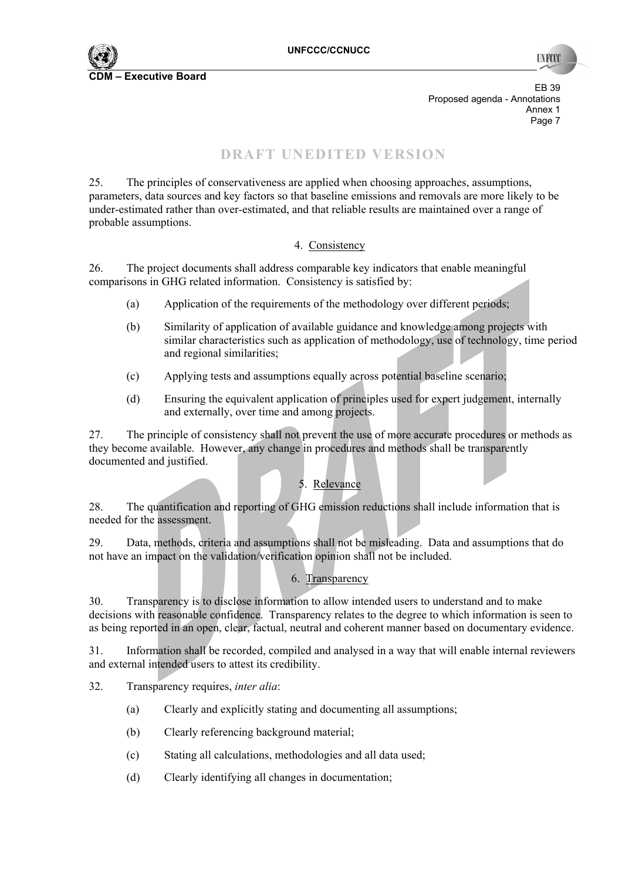DRAFT UNEDITED VERSION

25. The principles of conservativeness are applied when choosing approaches, assumptions, parameters, data sources and key factors so that baseline emissions and removals are more likely to be under-estimated rather than over-estimated, and that reliable results are maintained over a range of probable assumptions.

### 4. Consistency

26. The project documents shall address comparable key indicators that enable meaningful comparisons in GHG related information. Consistency is satisfied by:

(a) Application of the requirements of the methodology over different periods;

(b) Similarity of application of available guidance and knowledge among projects with similar characteristics such as application of methodology, use of technology, time period and regional similarities;

(c) Applying tests and assumptions equally across potential baseline scenario;

(d) Ensuring the equivalent application of principles used for expert judgement, internally and externally, over time and among projects.

27. The principle of consistency shall not prevent the use of more accurate procedures or methods as they become available. However, any change in procedures and methods shall be transparently documented and justified.

### 5. Relevance

28. The quantification and reporting of GHG emission reductions shall include information that is needed for the assessment.

29. Data, methods, criteria and assumptions shall not be misleading. Data and assumptions that do not have an impact on the validation/verification opinion shall not be included.

### 6. Transparency

30. Transparency is to disclose information to allow intended users to understand and to make decisions with reasonable confidence. Transparency relates to the degree to which information is seen to as being reported in an open, clear, factual, neutral and coherent manner based on documentary evidence.

31. Information shall be recorded, compiled and analysed in a way that will enable internal reviewers and external intended users to attest its credibility.

32. Transparency requires, *inter alia*:

(a) Clearly and explicitly stating and documenting all assumptions;

(b) Clearly referencing background material;

(c) Stating all calculations, methodologies and all data used;

(d) Clearly identifying all changes in documentation;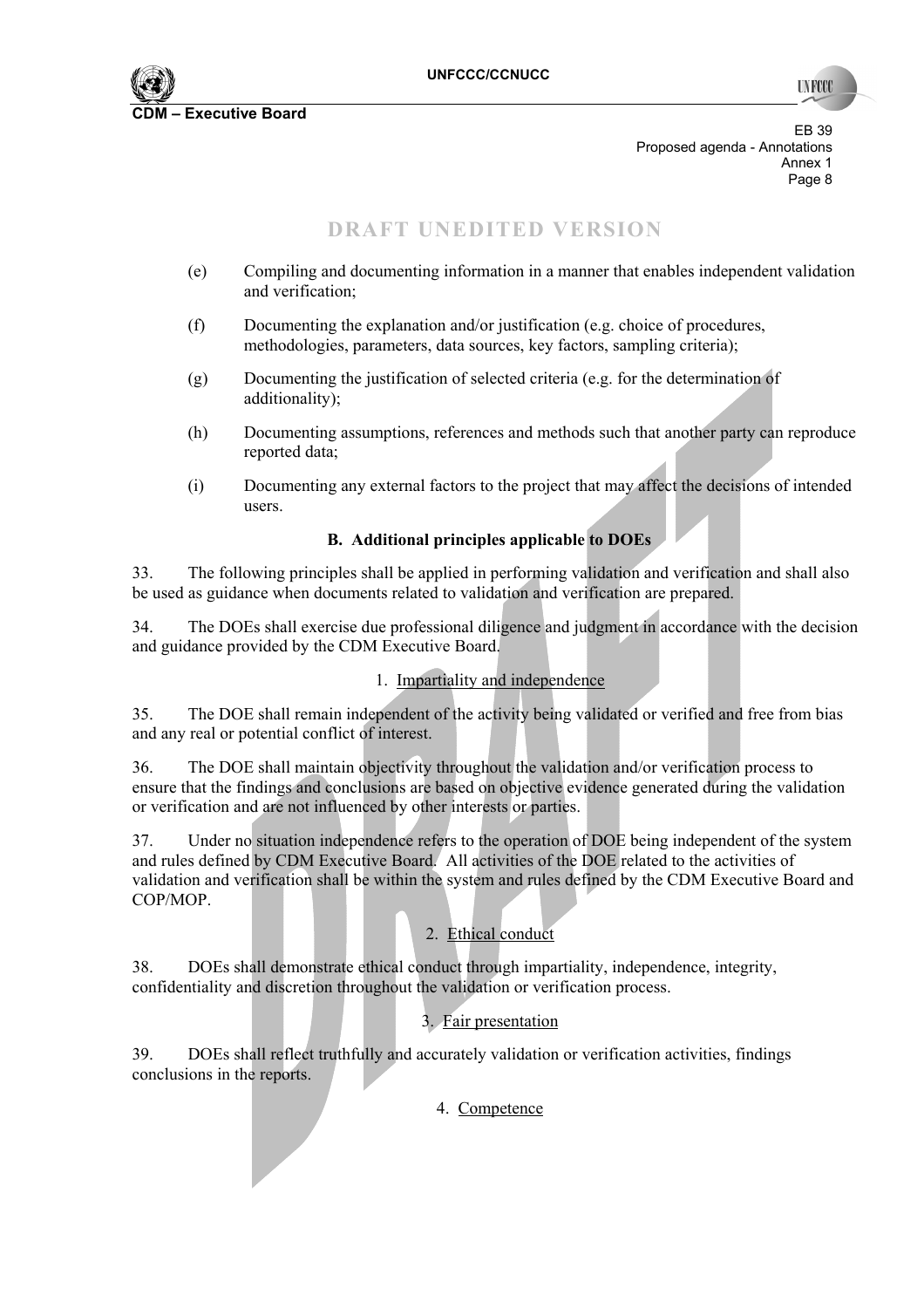# DRAFT UNEDITED VERSION

(e) Compiling and documenting information in a manner that enables independent validation and verification;

(f) Documenting the explanation and/or justification (e.g. choice of procedures, methodologies, parameters, data sources, key factors, sampling criteria);

(g) Documenting the justification of selected criteria (e.g. for the determination of additionality);

(h) Documenting assumptions, references and methods such that another party can reproduce reported data;

(i) Documenting any external factors to the project that may affect the decisions of intended users.

### B. Additional principles applicable to DOEs

33. The following principles shall be applied in performing validation and verification and shall also be used as guidance when documents related to validation and verification are prepared.

34. The DOEs shall exercise due professional diligence and judgment in accordance with the decision and guidance provided by the CDM Executive Board.

#### 1. Impartiality and independence

35. The DOE shall remain independent of the activity being validated or verified and free from bias and any real or potential conflict of interest.

36. The DOE shall maintain objectivity throughout the validation and/or verification process to ensure that the findings and conclusions are based on objective evidence generated during the validation or verification and are not influenced by other interests or parties.

37. Under no situation independence refers to the operation of DOE being independent of the system and rules defined by CDM Executive Board. All activities of the DOE related to the activities of validation and verification shall be within the system and rules defined by the CDM Executive Board and COP/MOP.

#### 2. Ethical conduct

38. DOEs shall demonstrate ethical conduct through impartiality, independence, integrity, confidentiality and discretion throughout the validation or verification process.

#### 3. Fair presentation

39. DOEs shall reflect truthfully and accurately validation or verification activities, findings conclusions in the reports.

#### 4. Competence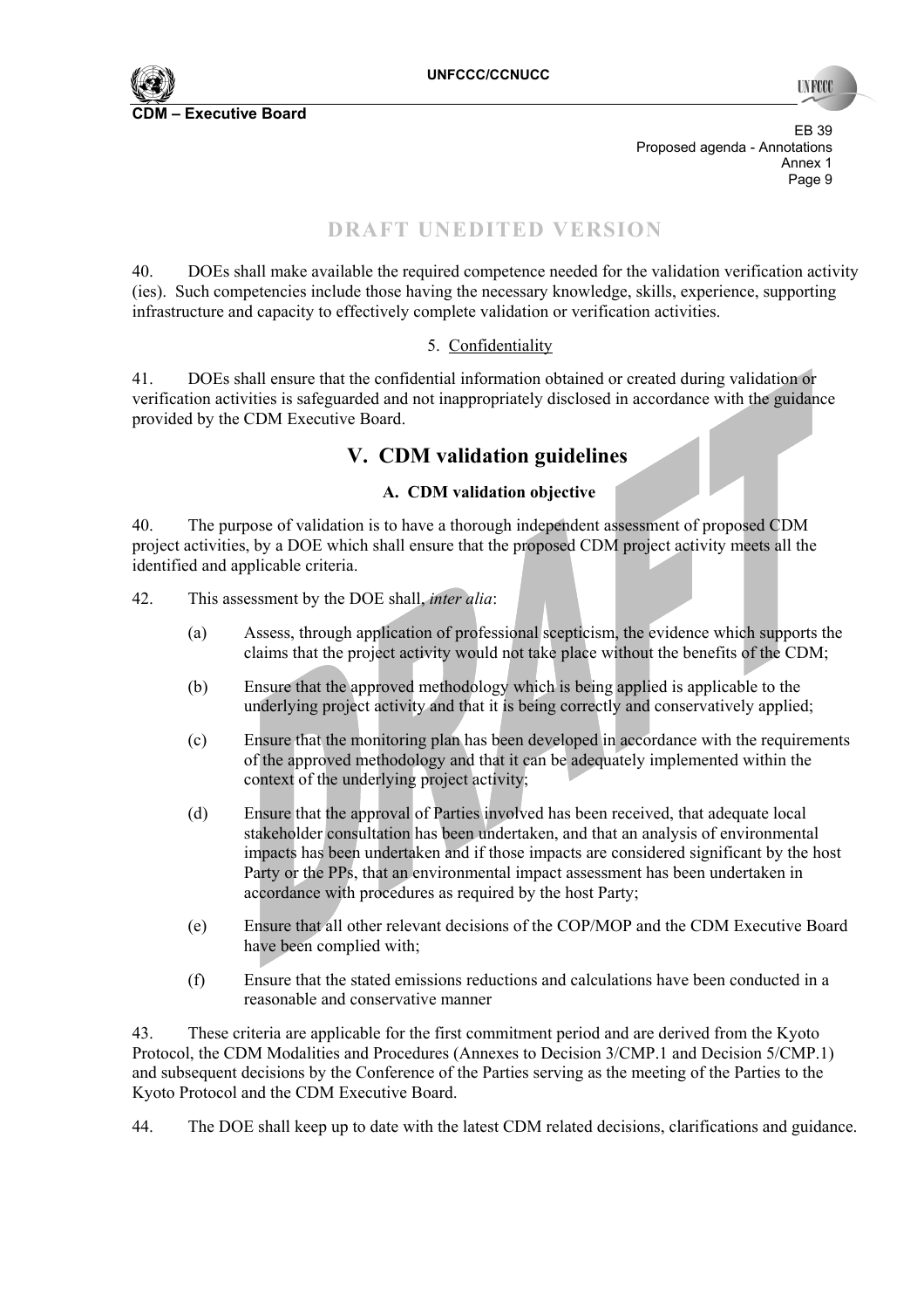DRAFT UNEDITED VERSION

40. DOEs shall make available the required competence needed for the validation verification activity (ies). Such competencies include those having the necessary knowledge, skills, experience, supporting infrastructure and capacity to effectively complete validation or verification activities.

5. Confidentiality

41. DOEs shall ensure that the confidential information obtained or created during validation or verification activities is safeguarded and not inappropriately disclosed in accordance with the guidance provided by the CDM Executive Board.

## V. CDM validation guidelines

### A. CDM validation objective

40. The purpose of validation is to have a thorough independent assessment of proposed CDM project activities, by a DOE which shall ensure that the proposed CDM project activity meets all the identified and applicable criteria.

42. This assessment by the DOE shall, *inter alia*:

(a) Assess, through application of professional scepticism, the evidence which supports the claims that the project activity would not take place without the benefits of the CDM;

(b) Ensure that the approved methodology which is being applied is applicable to the underlying project activity and that it is being correctly and conservatively applied;

(c) Ensure that the monitoring plan has been developed in accordance with the requirements of the approved methodology and that it can be adequately implemented within the context of the underlying project activity;

(d) Ensure that the approval of Parties involved has been received, that adequate local stakeholder consultation has been undertaken, and that an analysis of environmental impacts has been undertaken and if those impacts are considered significant by the host Party or the PPs, that an environmental impact assessment has been undertaken in accordance with procedures as required by the host Party;

(e) Ensure that all other relevant decisions of the COP/MOP and the CDM Executive Board have been complied with;

(f) Ensure that the stated emissions reductions and calculations have been conducted in a reasonable and conservative manner

43. These criteria are applicable for the first commitment period and are derived from the Kyoto Protocol, the CDM Modalities and Procedures (Annexes to Decision 3/CMP.1 and Decision 5/CMP.1) and subsequent decisions by the Conference of the Parties serving as the meeting of the Parties to the Kyoto Protocol and the CDM Executive Board.

44. The DOE shall keep up to date with the latest CDM related decisions, clarifications and guidance.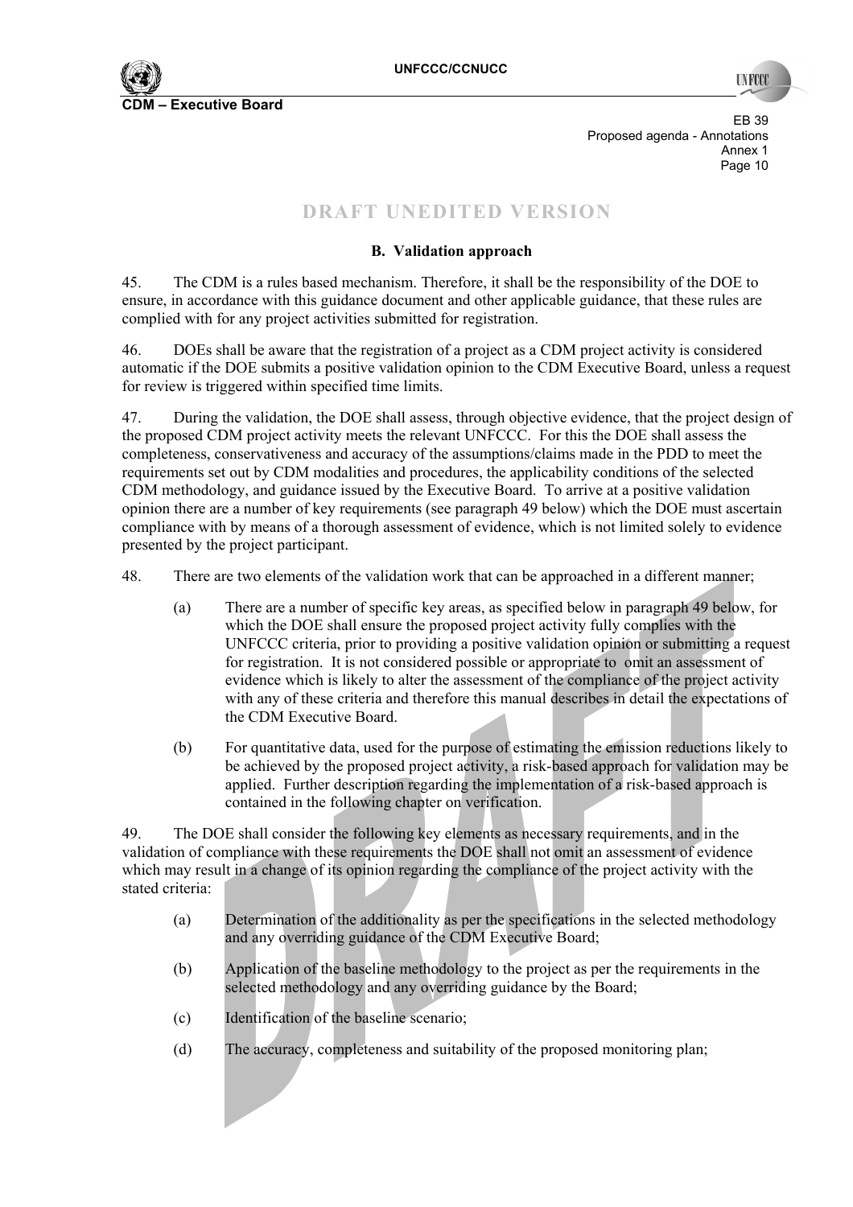**DRAFT UNEDITED VERSION**

### B. Validation approach

45. The CDM is a rules based mechanism. Therefore, it shall be the responsibility of the DOE to ensure, in accordance with this guidance document and other applicable guidance, that these rules are complied with for any project activities submitted for registration.

46. DOEs shall be aware that the registration of a project as a CDM project activity is considered automatic if the DOE submits a positive validation opinion to the CDM Executive Board, unless a request for review is triggered within specified time limits.

47. During the validation, the DOE shall assess, through objective evidence, that the project design of the proposed CDM project activity meets the relevant UNFCCC. For this the DOE shall assess the completeness, conservativeness and accuracy of the assumptions/claims made in the PDD to meet the requirements set out by CDM modalities and procedures, the applicability conditions of the selected CDM methodology, and guidance issued by the Executive Board. To arrive at a positive validation opinion there are a number of key requirements (see paragraph 49 below) which the DOE must ascertain compliance with by means of a thorough assessment of evidence, which is not limited solely to evidence presented by the project participant.

48. There are two elements of the validation work that can be approached in a different manner;

(a) There are a number of specific key areas, as specified below in paragraph 49 below, for which the DOE shall ensure the proposed project activity fully complies with the UNFCCC criteria, prior to providing a positive validation opinion or submitting a request for registration. It is not considered possible or appropriate to omit an assessment of evidence which is likely to alter the assessment of the compliance of the project activity with any of these criteria and therefore this manual describes in detail the expectations of the CDM Executive Board.

(b) For quantitative data, used for the purpose of estimating the emission reductions likely to be achieved by the proposed project activity, a risk-based approach for validation may be applied. Further description regarding the implementation of a risk-based approach is contained in the following chapter on verification.

49. The DOE shall consider the following key elements as necessary requirements, and in the validation of compliance with these requirements the DOE shall not omit an assessment of evidence which may result in a change of its opinion regarding the compliance of the project activity with the stated criteria:

(a) Determination of the additionality as per the specifications in the selected methodology and any overriding guidance of the CDM Executive Board;

(b) Application of the baseline methodology to the project as per the requirements in the selected methodology and any overriding guidance by the Board;

(c) Identification of the baseline scenario;

(d) The accuracy, completeness and suitability of the proposed monitoring plan;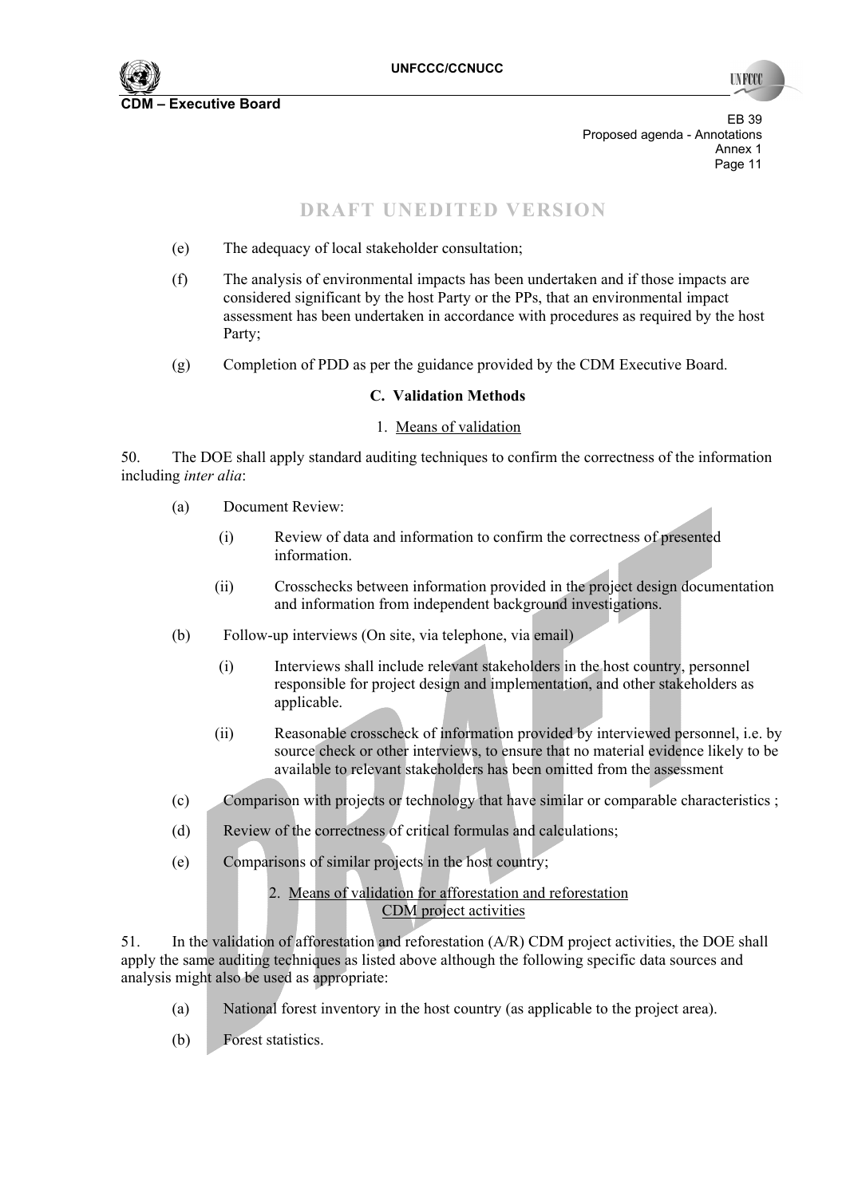DRAFT UNEDITED VERSION

(e) The adequacy of local stakeholder consultation;

(f) The analysis of environmental impacts has been undertaken and if those impacts are considered significant by the host Party or the PPs, that an environmental impact assessment has been undertaken in accordance with procedures as required by the host Party;

(g) Completion of PDD as per the guidance provided by the CDM Executive Board.

### C. Validation Methods

#### 1. Means of validation

50. The DOE shall apply standard auditing techniques to confirm the correctness of the information including *inter alia*:

(a) Document Review:

(i) Review of data and information to confirm the correctness of presented information.

(ii) Crosschecks between information provided in the project design documentation and information from independent background investigations.

(b) Follow-up interviews (On site, via telephone, via email)

(i) Interviews shall include relevant stakeholders in the host country, personnel responsible for project design and implementation, and other stakeholders as applicable.

(ii) Reasonable crosscheck of information provided by interviewed personnel, i.e. by source check or other interviews, to ensure that no material evidence likely to be available to relevant stakeholders has been omitted from the assessment

(c) Comparison with projects or technology that have similar or comparable characteristics ;

(d) Review of the correctness of critical formulas and calculations;

(e) Comparisons of similar projects in the host country;

#### 2. Means of validation for afforestation and reforestation CDM project activities

51. In the validation of afforestation and reforestation (A/R) CDM project activities, the DOE shall apply the same auditing techniques as listed above although the following specific data sources and analysis might also be used as appropriate:

(a) National forest inventory in the host country (as applicable to the project area).

(b) Forest statistics.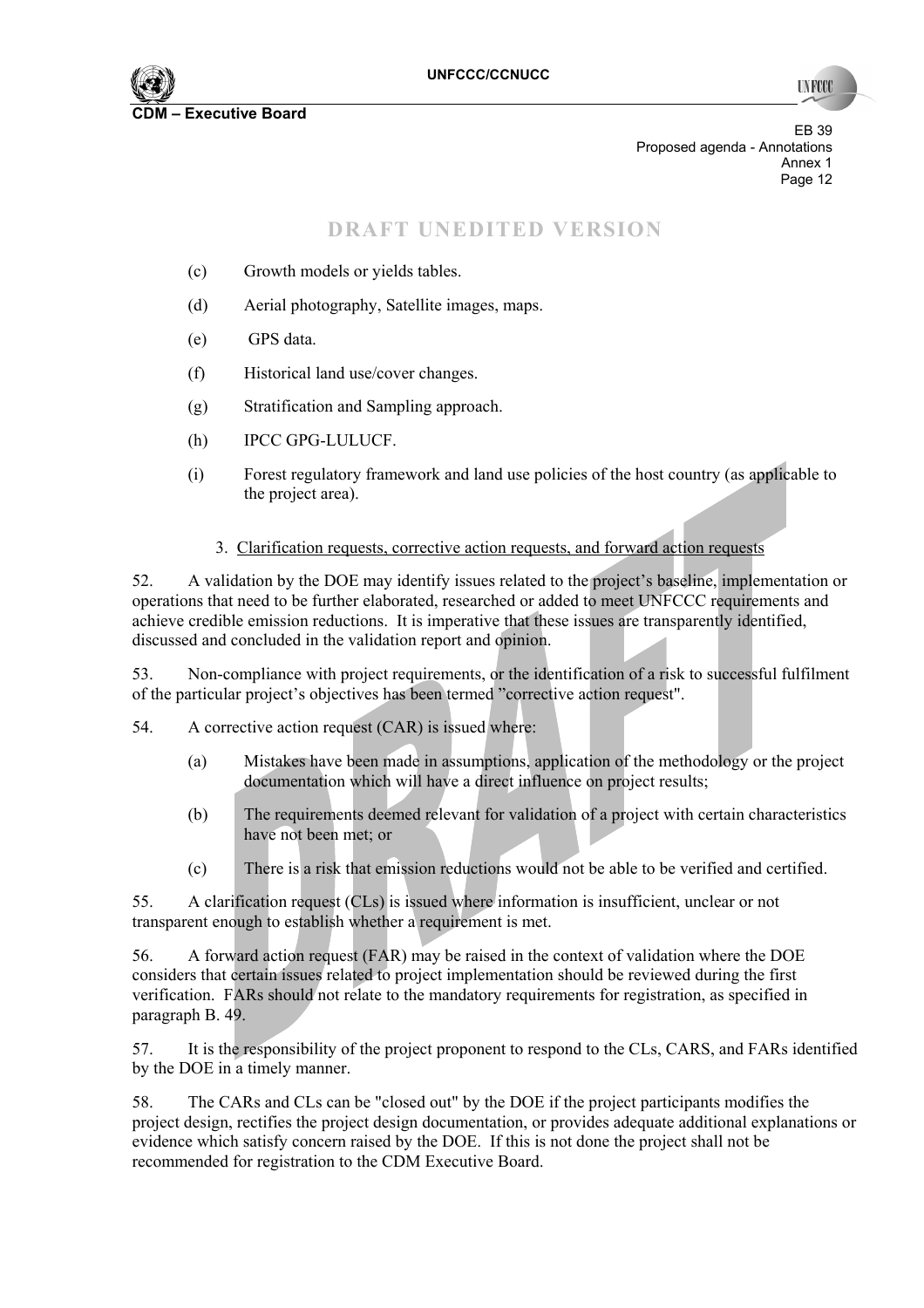**DRAFT UNEDITED VERSION**

(c) Growth models or yields tables.

(d) Aerial photography, Satellite images, maps.

(e) GPS data.

(f) Historical land use/cover changes.

(g) Stratification and Sampling approach.

(h) IPCC GPG-LULUCF.

(i) Forest regulatory framework and land use policies of the host country (as applicable to the project area).

3. Clarification requests, corrective action requests, and forward action requests

52. A validation by the DOE may identify issues related to the project's baseline, implementation or operations that need to be further elaborated, researched or added to meet UNFCCC requirements and achieve credible emission reductions. It is imperative that these issues are transparently identified, discussed and concluded in the validation report and opinion.

53. Non-compliance with project requirements, or the identification of a risk to successful fulfilment of the particular project's objectives has been termed "corrective action request".

54. A corrective action request (CAR) is issued where:

(a) Mistakes have been made in assumptions, application of the methodology or the project documentation which will have a direct influence on project results;

(b) The requirements deemed relevant for validation of a project with certain characteristics have not been met; or

(c) There is a risk that emission reductions would not be able to be verified and certified.

55. A clarification request (CLs) is issued where information is insufficient, unclear or not transparent enough to establish whether a requirement is met.

56. A forward action request (FAR) may be raised in the context of validation where the DOE considers that certain issues related to project implementation should be reviewed during the first verification. FARs should not relate to the mandatory requirements for registration, as specified in paragraph B. 49.

57. It is the responsibility of the project proponent to respond to the CLs, CARS, and FARs identified by the DOE in a timely manner.

58. The CARs and CLs can be "closed out" by the DOE if the project participants modifies the project design, rectifies the project design documentation, or provides adequate additional explanations or evidence which satisfy concern raised by the DOE. If this is not done the project shall not be recommended for registration to the CDM Executive Board.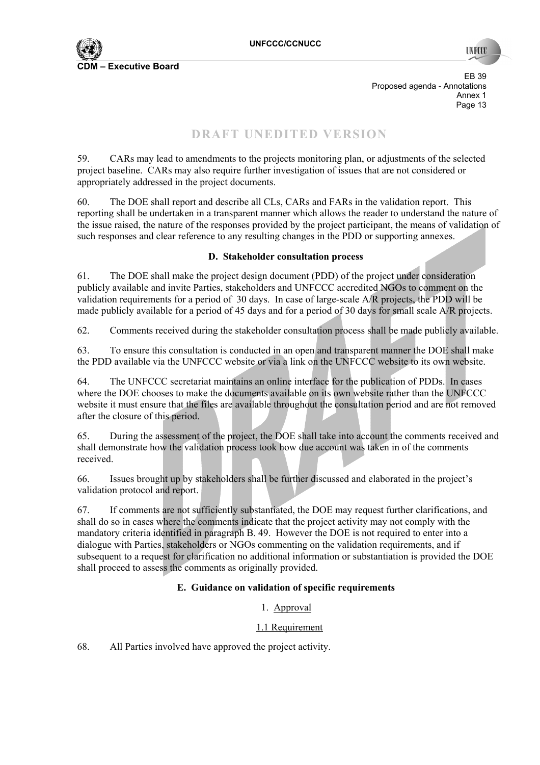DRAFT UNEDITED VERSION

59. CARs may lead to amendments to the projects monitoring plan, or adjustments of the selected project baseline. CARs may also require further investigation of issues that are not considered or appropriately addressed in the project documents.

60. The DOE shall report and describe all CLs, CARs and FARs in the validation report. This reporting shall be undertaken in a transparent manner which allows the reader to understand the nature of the issue raised, the nature of the responses provided by the project participant, the means of validation of such responses and clear reference to any resulting changes in the PDD or supporting annexes.

### D. Stakeholder consultation process

61. The DOE shall make the project design document (PDD) of the project under consideration publicly available and invite Parties, stakeholders and UNFCCC accredited NGOs to comment on the validation requirements for a period of 30 days. In case of large-scale A/R projects, the PDD will be made publicly available for a period of 45 days and for a period of 30 days for small scale A/R projects.

62. Comments received during the stakeholder consultation process shall be made publicly available.

63. To ensure this consultation is conducted in an open and transparent manner the DOE shall make the PDD available via the UNFCCC website or via a link on the UNFCCC website to its own website.

64. The UNFCCC secretariat maintains an online interface for the publication of PDDs. In cases where the DOE chooses to make the documents available on its own website rather than the UNFCCC website it must ensure that the files are available throughout the consultation period and are not removed after the closure of this period.

65. During the assessment of the project, the DOE shall take into account the comments received and shall demonstrate how the validation process took how due account was taken in of the comments received.

66. Issues brought up by stakeholders shall be further discussed and elaborated in the project's validation protocol and report.

67. If comments are not sufficiently substantiated, the DOE may request further clarifications, and shall do so in cases where the comments indicate that the project activity may not comply with the mandatory criteria identified in paragraph B. 49. However the DOE is not required to enter into a dialogue with Parties, stakeholders or NGOs commenting on the validation requirements, and if subsequent to a request for clarification no additional information or substantiation is provided the DOE shall proceed to assess the comments as originally provided.

### E. Guidance on validation of specific requirements

1. Approval

1.1 Requirement

68. All Parties involved have approved the project activity.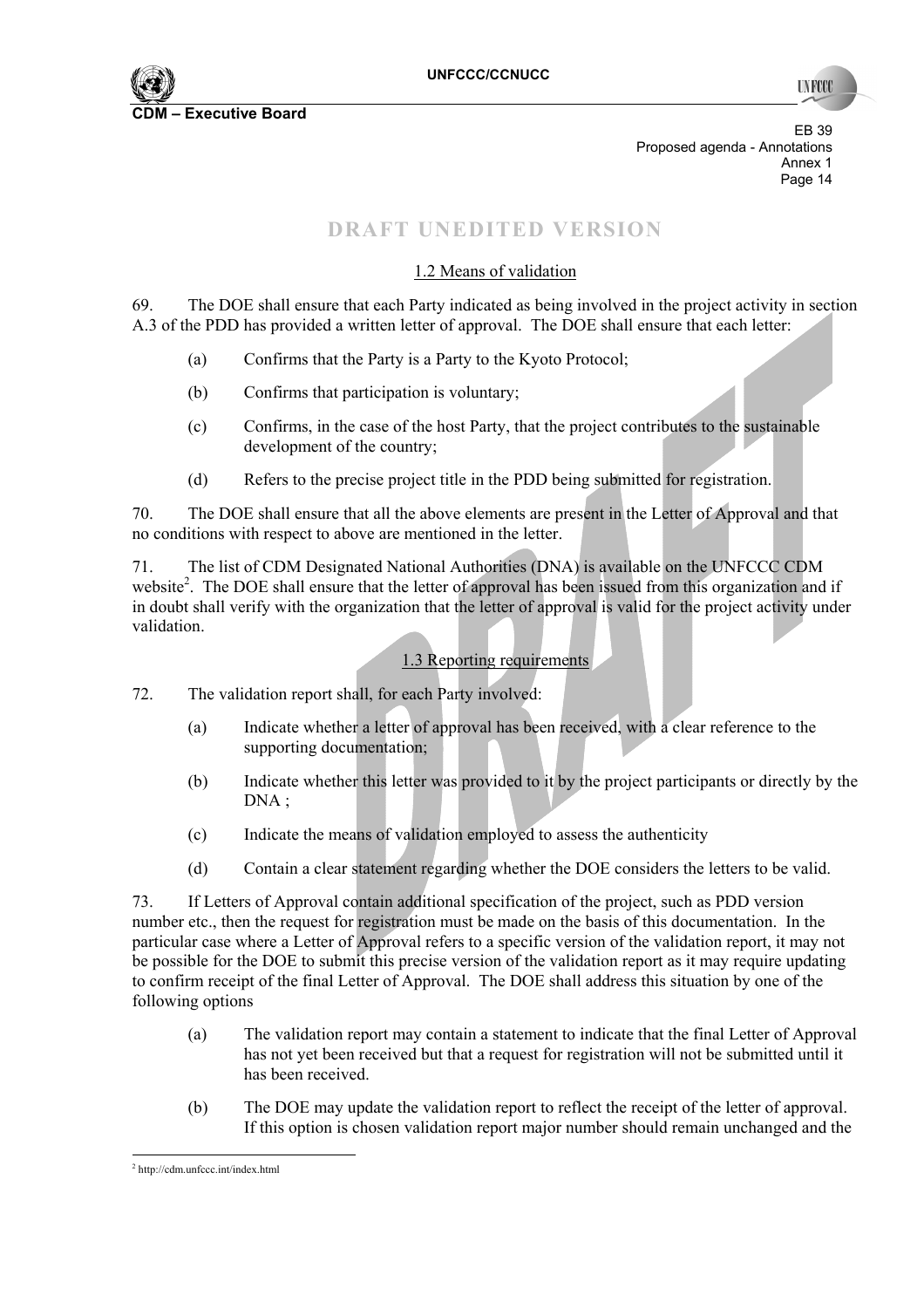DRAFT UNEDITED VERSION

1.2 Means of validation

69. The DOE shall ensure that each Party indicated as being involved in the project activity in section A.3 of the PDD has provided a written letter of approval. The DOE shall ensure that each letter:

(a) Confirms that the Party is a Party to the Kyoto Protocol;

(b) Confirms that participation is voluntary;

(c) Confirms, in the case of the host Party, that the project contributes to the sustainable development of the country;

(d) Refers to the precise project title in the PDD being submitted for registration.

70. The DOE shall ensure that all the above elements are present in the Letter of Approval and that no conditions with respect to above are mentioned in the letter.

71. The list of CDM Designated National Authorities (DNA) is available on the UNFCCC CDM website[2]. The DOE shall ensure that the letter of approval has been issued from this organization and if in doubt shall verify with the organization that the letter of approval is valid for the project activity under validation.

1.3 Reporting requirements

72. The validation report shall, for each Party involved:

(a) Indicate whether a letter of approval has been received, with a clear reference to the supporting documentation;

(b) Indicate whether this letter was provided to it by the project participants or directly by the DNA ;

(c) Indicate the means of validation employed to assess the authenticity

(d) Contain a clear statement regarding whether the DOE considers the letters to be valid.

73. If Letters of Approval contain additional specification of the project, such as PDD version number etc., then the request for registration must be made on the basis of this documentation. In the particular case where a Letter of Approval refers to a specific version of the validation report, it may not be possible for the DOE to submit this precise version of the validation report as it may require updating to confirm receipt of the final Letter of Approval. The DOE shall address this situation by one of the following options

(a) The validation report may contain a statement to indicate that the final Letter of Approval has not yet been received but that a request for registration will not be submitted until it has been received.

(b) The DOE may update the validation report to reflect the receipt of the letter of approval. If this option is chosen validation report major number should remain unchanged and the

---

[2] http://cdm.unfccc.int/index.html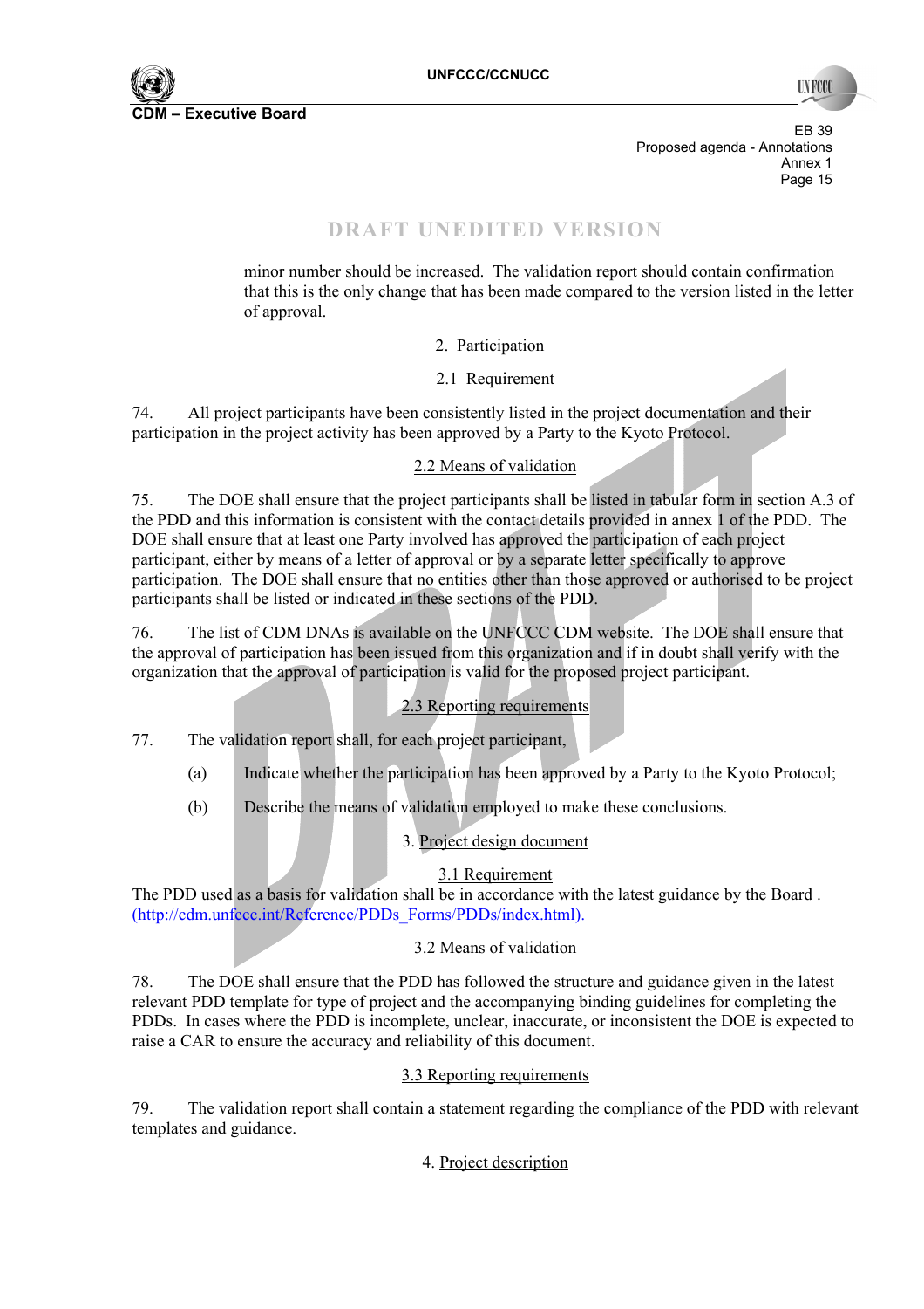DRAFT UNEDITED VERSION

minor number should be increased. The validation report should contain confirmation that this is the only change that has been made compared to the version listed in the letter of approval.

2. Participation

2.1 Requirement

74. All project participants have been consistently listed in the project documentation and their participation in the project activity has been approved by a Party to the Kyoto Protocol.

2.2 Means of validation

75. The DOE shall ensure that the project participants shall be listed in tabular form in section A.3 of the PDD and this information is consistent with the contact details provided in annex 1 of the PDD. The DOE shall ensure that at least one Party involved has approved the participation of each project participant, either by means of a letter of approval or by a separate letter specifically to approve participation. The DOE shall ensure that no entities other than those approved or authorised to be project participants shall be listed or indicated in these sections of the PDD.

76. The list of CDM DNAs is available on the UNFCCC CDM website. The DOE shall ensure that the approval of participation has been issued from this organization and if in doubt shall verify with the organization that the approval of participation is valid for the proposed project participant.

2.3 Reporting requirements

77. The validation report shall, for each project participant,

(a) Indicate whether the participation has been approved by a Party to the Kyoto Protocol;

(b) Describe the means of validation employed to make these conclusions.

3. Project design document

3.1 Requirement

The PDD used as a basis for validation shall be in accordance with the latest guidance by the Board . (http://cdm.unfccc.int/Reference/PDDs_Forms/PDDs/index.html).

3.2 Means of validation

78. The DOE shall ensure that the PDD has followed the structure and guidance given in the latest relevant PDD template for type of project and the accompanying binding guidelines for completing the PDDs. In cases where the PDD is incomplete, unclear, inaccurate, or inconsistent the DOE is expected to raise a CAR to ensure the accuracy and reliability of this document.

3.3 Reporting requirements

79. The validation report shall contain a statement regarding the compliance of the PDD with relevant templates and guidance.

4. Project description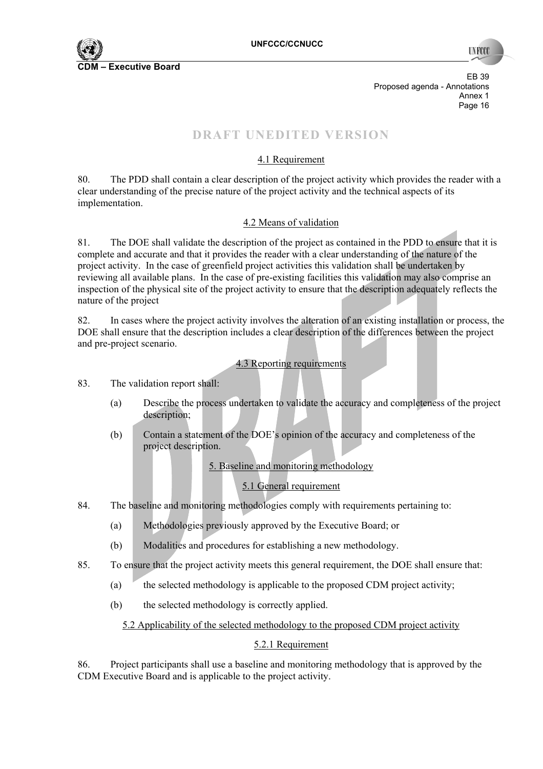**DRAFT UNEDITED VERSION**

4.1 Requirement

80. The PDD shall contain a clear description of the project activity which provides the reader with a clear understanding of the precise nature of the project activity and the technical aspects of its implementation.

4.2 Means of validation

81. The DOE shall validate the description of the project as contained in the PDD to ensure that it is complete and accurate and that it provides the reader with a clear understanding of the nature of the project activity. In the case of greenfield project activities this validation shall be undertaken by reviewing all available plans. In the case of pre-existing facilities this validation may also comprise an inspection of the physical site of the project activity to ensure that the description adequately reflects the nature of the project

82. In cases where the project activity involves the alteration of an existing installation or process, the DOE shall ensure that the description includes a clear description of the differences between the project and pre-project scenario.

4.3 Reporting requirements

83. The validation report shall:

(a) Describe the process undertaken to validate the accuracy and completeness of the project description;

(b) Contain a statement of the DOE's opinion of the accuracy and completeness of the project description.

5. Baseline and monitoring methodology

5.1 General requirement

84. The baseline and monitoring methodologies comply with requirements pertaining to:

(a) Methodologies previously approved by the Executive Board; or

(b) Modalities and procedures for establishing a new methodology.

85. To ensure that the project activity meets this general requirement, the DOE shall ensure that:

(a) the selected methodology is applicable to the proposed CDM project activity;

(b) the selected methodology is correctly applied.

5.2 Applicability of the selected methodology to the proposed CDM project activity

5.2.1 Requirement

86. Project participants shall use a baseline and monitoring methodology that is approved by the CDM Executive Board and is applicable to the project activity.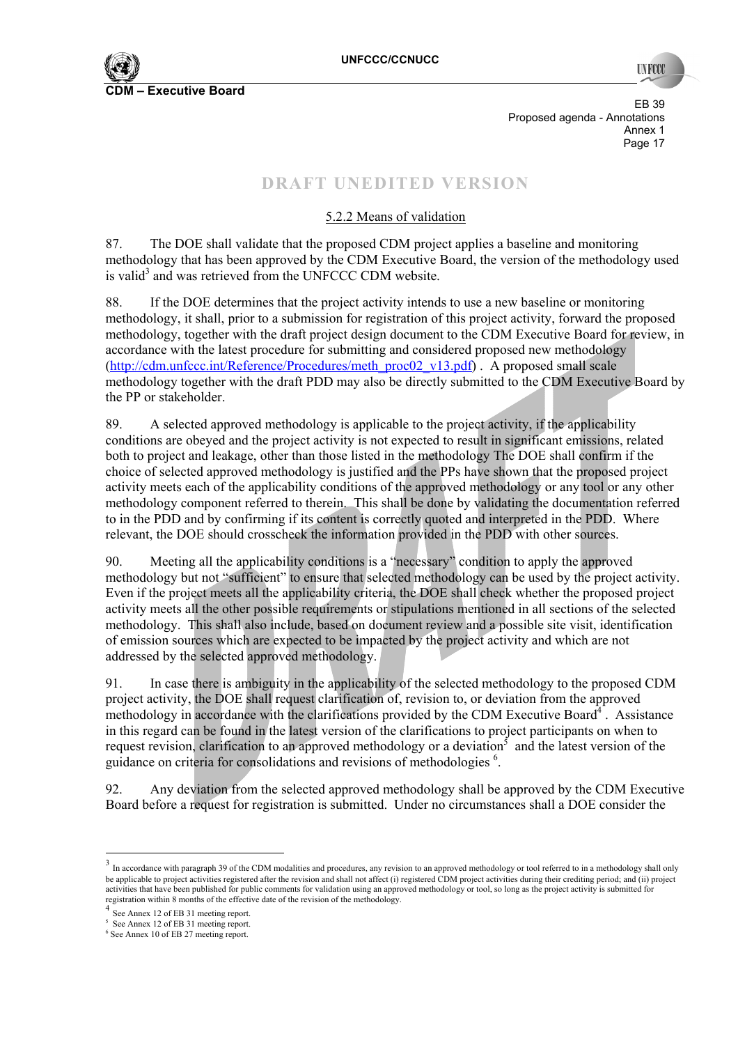DRAFT UNEDITED VERSION

5.2.2 Means of validation

87. The DOE shall validate that the proposed CDM project applies a baseline and monitoring methodology that has been approved by the CDM Executive Board, the version of the methodology used is valid[3] and was retrieved from the UNFCCC CDM website.

88. If the DOE determines that the project activity intends to use a new baseline or monitoring methodology, it shall, prior to a submission for registration of this project activity, forward the proposed methodology, together with the draft project design document to the CDM Executive Board for review, in accordance with the latest procedure for submitting and considered proposed new methodology (http://cdm.unfccc.int/Reference/Procedures/meth_proc02_v13.pdf) . A proposed small scale methodology together with the draft PDD may also be directly submitted to the CDM Executive Board by the PP or stakeholder.

89. A selected approved methodology is applicable to the project activity, if the applicability conditions are obeyed and the project activity is not expected to result in significant emissions, related both to project and leakage, other than those listed in the methodology The DOE shall confirm if the choice of selected approved methodology is justified and the PPs have shown that the proposed project activity meets each of the applicability conditions of the approved methodology or any tool or any other methodology component referred to therein. This shall be done by validating the documentation referred to in the PDD and by confirming if its content is correctly quoted and interpreted in the PDD. Where relevant, the DOE should crosscheck the information provided in the PDD with other sources.

90. Meeting all the applicability conditions is a "necessary" condition to apply the approved methodology but not "sufficient" to ensure that selected methodology can be used by the project activity. Even if the project meets all the applicability criteria, the DOE shall check whether the proposed project activity meets all the other possible requirements or stipulations mentioned in all sections of the selected methodology. This shall also include, based on document review and a possible site visit, identification of emission sources which are expected to be impacted by the project activity and which are not addressed by the selected approved methodology.

91. In case there is ambiguity in the applicability of the selected methodology to the proposed CDM project activity, the DOE shall request clarification of, revision to, or deviation from the approved methodology in accordance with the clarifications provided by the CDM Executive Board[4]. Assistance in this regard can be found in the latest version of the clarifications to project participants on when to request revision, clarification to an approved methodology or a deviation[5] and the latest version of the guidance on criteria for consolidations and revisions of methodologies [6].

92. Any deviation from the selected approved methodology shall be approved by the CDM Executive Board before a request for registration is submitted. Under no circumstances shall a DOE consider the

---

[3] In accordance with paragraph 39 of the CDM modalities and procedures, any revision to an approved methodology or tool referred to in a methodology shall only be applicable to project activities registered after the revision and shall not affect (i) registered CDM project activities during their crediting period; and (ii) project activities that have been published for public comments for validation using an approved methodology or tool, so long as the project activity is submitted for registration within 8 months of the effective date of the revision of the methodology.

[4] See Annex 12 of EB 31 meeting report.

[5] See Annex 12 of EB 31 meeting report.

[6] See Annex 10 of EB 27 meeting report.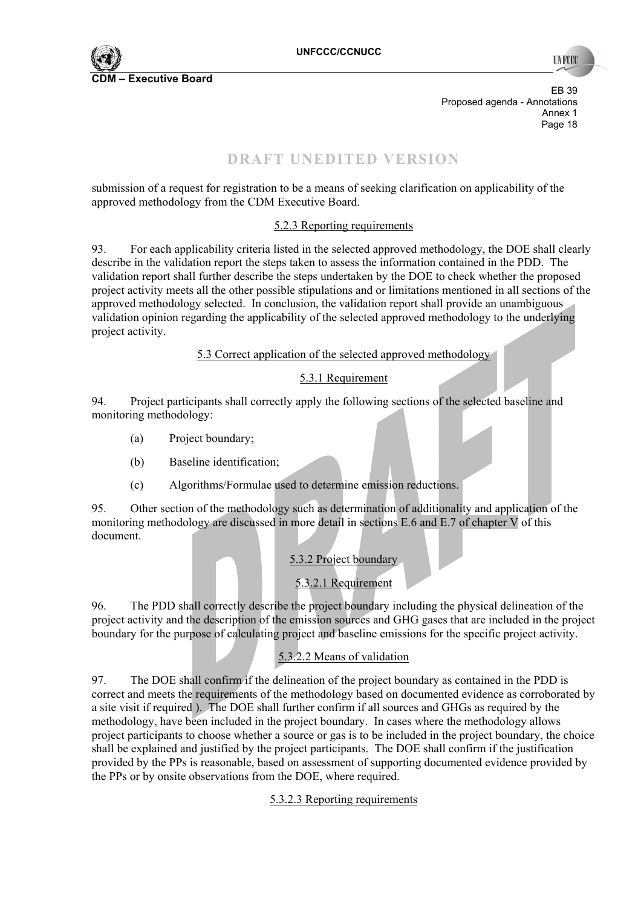submission of a request for registration to be a means of seeking clarification on applicability of the approved methodology from the CDM Executive Board.

#### 5.2.3 Reporting requirements

93. For each applicability criteria listed in the selected approved methodology, the DOE shall clearly describe in the validation report the steps taken to assess the information contained in the PDD. The validation report shall further describe the steps undertaken by the DOE to check whether the proposed project activity meets all the other possible stipulations and or limitations mentioned in all sections of the approved methodology selected. In conclusion, the validation report shall provide an unambiguous validation opinion regarding the applicability of the selected approved methodology to the underlying project activity.

### 5.3 Correct application of the selected approved methodology

#### 5.3.1 Requirement

94. Project participants shall correctly apply the following sections of the selected baseline and monitoring methodology:

(a) Project boundary;

(b) Baseline identification;

(c) Algorithms/Formulae used to determine emission reductions.

95. Other section of the methodology such as determination of additionality and application of the monitoring methodology are discussed in more detail in sections E.6 and E.7 of chapter V of this document.

#### 5.3.2 Project boundary

##### 5.3.2.1 Requirement

96. The PDD shall correctly describe the project boundary including the physical delineation of the project activity and the description of the emission sources and GHG gases that are included in the project boundary for the purpose of calculating project and baseline emissions for the specific project activity.

##### 5.3.2.2 Means of validation

97. The DOE shall confirm if the delineation of the project boundary as contained in the PDD is correct and meets the requirements of the methodology based on documented evidence as corroborated by a site visit if required ). The DOE shall further confirm if all sources and GHGs as required by the methodology, have been included in the project boundary. In cases where the methodology allows project participants to choose whether a source or gas is to be included in the project boundary, the choice shall be explained and justified by the project participants. The DOE shall confirm if the justification provided by the PPs is reasonable, based on assessment of supporting documented evidence provided by the PPs or by onsite observations from the DOE, where required.

##### 5.3.2.3 Reporting requirements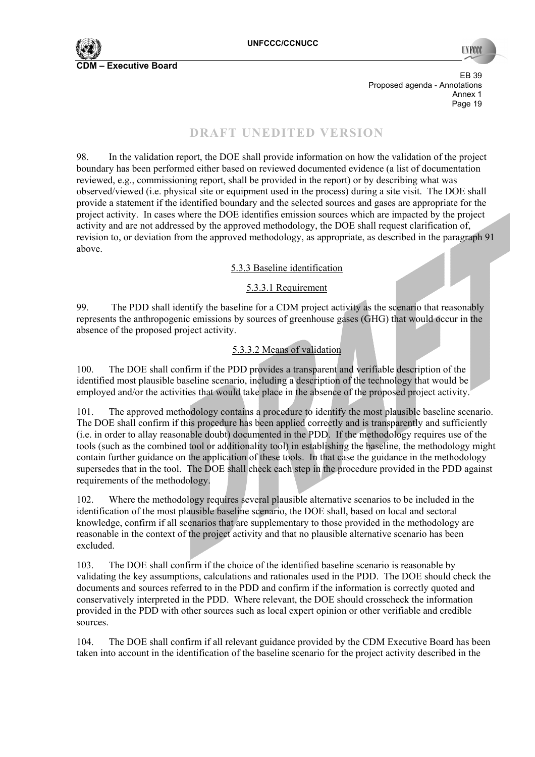DRAFT UNEDITED VERSION

98. In the validation report, the DOE shall provide information on how the validation of the project boundary has been performed either based on reviewed documented evidence (a list of documentation reviewed, e.g., commissioning report, shall be provided in the report) or by describing what was observed/viewed (i.e. physical site or equipment used in the process) during a site visit. The DOE shall provide a statement if the identified boundary and the selected sources and gases are appropriate for the project activity. In cases where the DOE identifies emission sources which are impacted by the project activity and are not addressed by the approved methodology, the DOE shall request clarification of, revision to, or deviation from the approved methodology, as appropriate, as described in the paragraph 91 above.

5.3.3 Baseline identification

5.3.3.1 Requirement

99. The PDD shall identify the baseline for a CDM project activity as the scenario that reasonably represents the anthropogenic emissions by sources of greenhouse gases (GHG) that would occur in the absence of the proposed project activity.

5.3.3.2 Means of validation

100. The DOE shall confirm if the PDD provides a transparent and verifiable description of the identified most plausible baseline scenario, including a description of the technology that would be employed and/or the activities that would take place in the absence of the proposed project activity.

101. The approved methodology contains a procedure to identify the most plausible baseline scenario. The DOE shall confirm if this procedure has been applied correctly and is transparently and sufficiently (i.e. in order to allay reasonable doubt) documented in the PDD. If the methodology requires use of the tools (such as the combined tool or additionality tool) in establishing the baseline, the methodology might contain further guidance on the application of these tools. In that case the guidance in the methodology supersedes that in the tool. The DOE shall check each step in the procedure provided in the PDD against requirements of the methodology.

102. Where the methodology requires several plausible alternative scenarios to be included in the identification of the most plausible baseline scenario, the DOE shall, based on local and sectoral knowledge, confirm if all scenarios that are supplementary to those provided in the methodology are reasonable in the context of the project activity and that no plausible alternative scenario has been excluded.

103. The DOE shall confirm if the choice of the identified baseline scenario is reasonable by validating the key assumptions, calculations and rationales used in the PDD. The DOE should check the documents and sources referred to in the PDD and confirm if the information is correctly quoted and conservatively interpreted in the PDD. Where relevant, the DOE should crosscheck the information provided in the PDD with other sources such as local expert opinion or other verifiable and credible sources.

104. The DOE shall confirm if all relevant guidance provided by the CDM Executive Board has been taken into account in the identification of the baseline scenario for the project activity described in the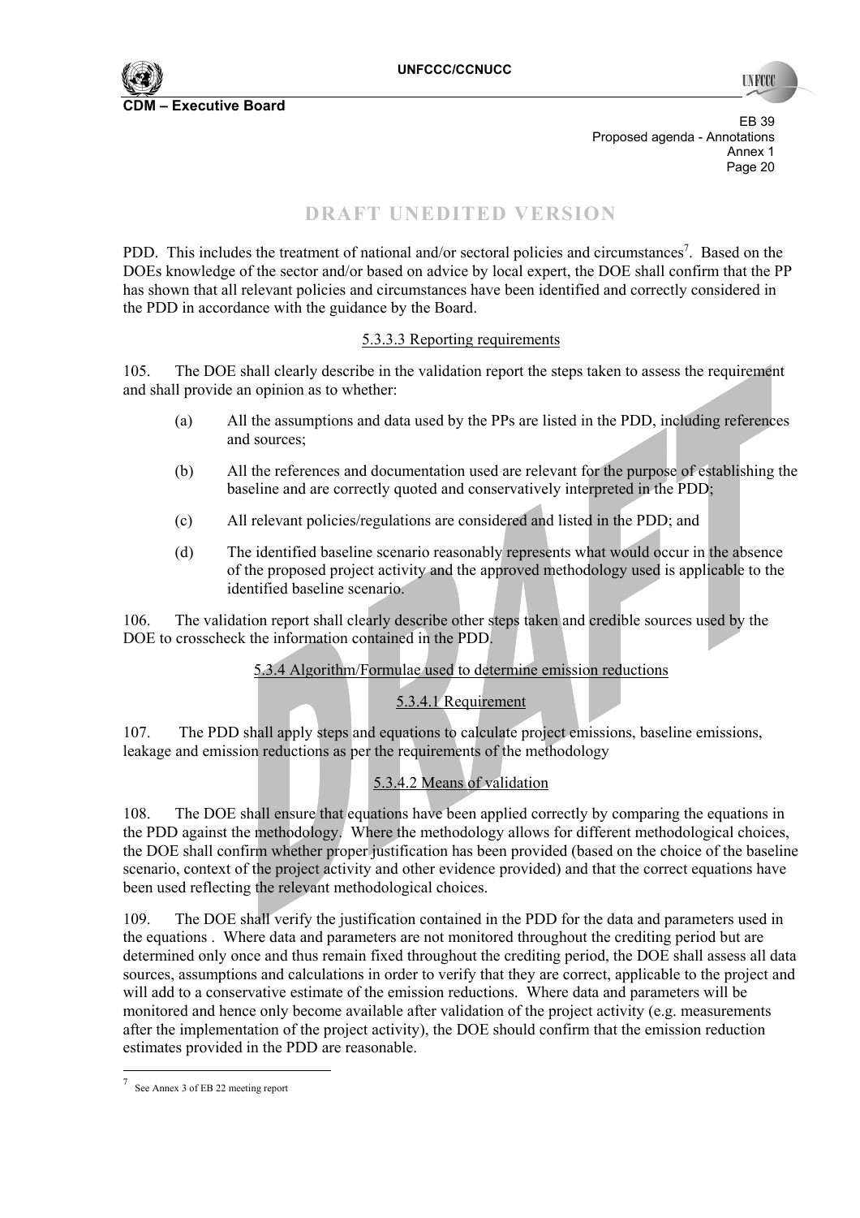DRAFT UNEDITED VERSION

PDD. This includes the treatment of national and/or sectoral policies and circumstances[7]. Based on the DOEs knowledge of the sector and/or based on advice by local expert, the DOE shall confirm that the PP has shown that all relevant policies and circumstances have been identified and correctly considered in the PDD in accordance with the guidance by the Board.

5.3.3.3 Reporting requirements

105. The DOE shall clearly describe in the validation report the steps taken to assess the requirement and shall provide an opinion as to whether:

(a) All the assumptions and data used by the PPs are listed in the PDD, including references and sources;

(b) All the references and documentation used are relevant for the purpose of establishing the baseline and are correctly quoted and conservatively interpreted in the PDD;

(c) All relevant policies/regulations are considered and listed in the PDD; and

(d) The identified baseline scenario reasonably represents what would occur in the absence of the proposed project activity and the approved methodology used is applicable to the identified baseline scenario.

106. The validation report shall clearly describe other steps taken and credible sources used by the DOE to crosscheck the information contained in the PDD.

5.3.4 Algorithm/Formulae used to determine emission reductions

5.3.4.1 Requirement

107. The PDD shall apply steps and equations to calculate project emissions, baseline emissions, leakage and emission reductions as per the requirements of the methodology

5.3.4.2 Means of validation

108. The DOE shall ensure that equations have been applied correctly by comparing the equations in the PDD against the methodology. Where the methodology allows for different methodological choices, the DOE shall confirm whether proper justification has been provided (based on the choice of the baseline scenario, context of the project activity and other evidence provided) and that the correct equations have been used reflecting the relevant methodological choices.

109. The DOE shall verify the justification contained in the PDD for the data and parameters used in the equations . Where data and parameters are not monitored throughout the crediting period but are determined only once and thus remain fixed throughout the crediting period, the DOE shall assess all data sources, assumptions and calculations in order to verify that they are correct, applicable to the project and will add to a conservative estimate of the emission reductions. Where data and parameters will be monitored and hence only become available after validation of the project activity (e.g. measurements after the implementation of the project activity), the DOE should confirm that the emission reduction estimates provided in the PDD are reasonable.

[7] See Annex 3 of EB 22 meeting report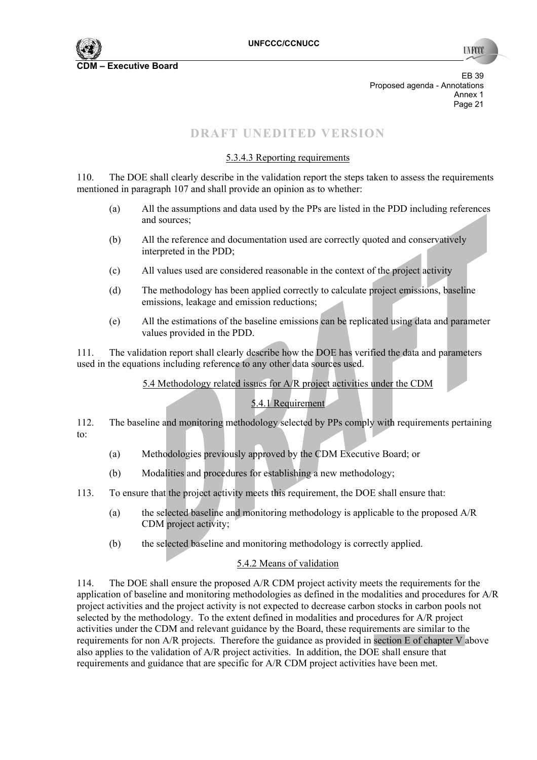DRAFT UNEDITED VERSION

5.3.4.3 Reporting requirements

110. The DOE shall clearly describe in the validation report the steps taken to assess the requirements mentioned in paragraph 107 and shall provide an opinion as to whether:

(a) All the assumptions and data used by the PPs are listed in the PDD including references and sources;

(b) All the reference and documentation used are correctly quoted and conservatively interpreted in the PDD;

(c) All values used are considered reasonable in the context of the project activity

(d) The methodology has been applied correctly to calculate project emissions, baseline emissions, leakage and emission reductions;

(e) All the estimations of the baseline emissions can be replicated using data and parameter values provided in the PDD.

111. The validation report shall clearly describe how the DOE has verified the data and parameters used in the equations including reference to any other data sources used.

5.4 Methodology related issues for A/R project activities under the CDM

5.4.1 Requirement

112. The baseline and monitoring methodology selected by PPs comply with requirements pertaining to:

(a) Methodologies previously approved by the CDM Executive Board; or

(b) Modalities and procedures for establishing a new methodology;

113. To ensure that the project activity meets this requirement, the DOE shall ensure that:

(a) the selected baseline and monitoring methodology is applicable to the proposed A/R CDM project activity;

(b) the selected baseline and monitoring methodology is correctly applied.

5.4.2 Means of validation

114. The DOE shall ensure the proposed A/R CDM project activity meets the requirements for the application of baseline and monitoring methodologies as defined in the modalities and procedures for A/R project activities and the project activity is not expected to decrease carbon stocks in carbon pools not selected by the methodology. To the extent defined in modalities and procedures for A/R project activities under the CDM and relevant guidance by the Board, these requirements are similar to the requirements for non A/R projects. Therefore the guidance as provided in section E of chapter V above also applies to the validation of A/R project activities. In addition, the DOE shall ensure that requirements and guidance that are specific for A/R CDM project activities have been met.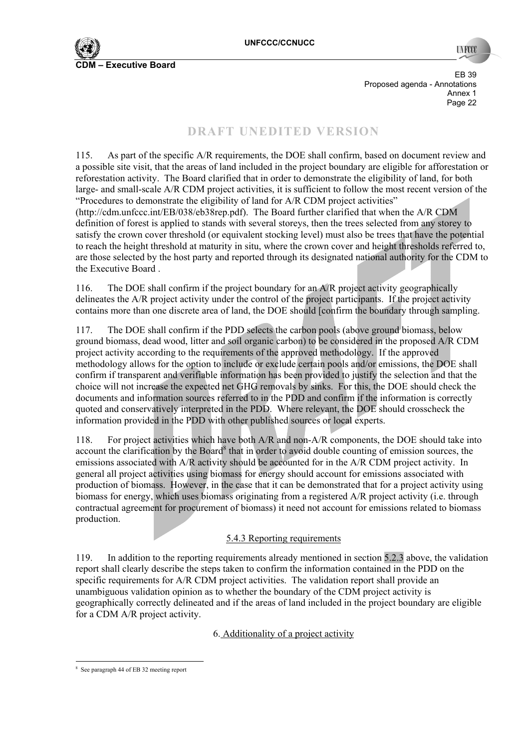DRAFT UNEDITED VERSION

115. As part of the specific A/R requirements, the DOE shall confirm, based on document review and a possible site visit, that the areas of land included in the project boundary are eligible for afforestation or reforestation activity. The Board clarified that in order to demonstrate the eligibility of land, for both large- and small-scale A/R CDM project activities, it is sufficient to follow the most recent version of the "Procedures to demonstrate the eligibility of land for A/R CDM project activities" (http://cdm.unfccc.int/EB/038/eb38rep.pdf). The Board further clarified that when the A/R CDM definition of forest is applied to stands with several storeys, then the trees selected from any storey to satisfy the crown cover threshold (or equivalent stocking level) must also be trees that have the potential to reach the height threshold at maturity in situ, where the crown cover and height thresholds referred to, are those selected by the host party and reported through its designated national authority for the CDM to the Executive Board .

116. The DOE shall confirm if the project boundary for an A/R project activity geographically delineates the A/R project activity under the control of the project participants. If the project activity contains more than one discrete area of land, the DOE should [confirm the boundary through sampling.

117. The DOE shall confirm if the PDD selects the carbon pools (above ground biomass, below ground biomass, dead wood, litter and soil organic carbon) to be considered in the proposed A/R CDM project activity according to the requirements of the approved methodology. If the approved methodology allows for the option to include or exclude certain pools and/or emissions, the DOE shall confirm if transparent and verifiable information has been provided to justify the selection and that the choice will not increase the expected net GHG removals by sinks. For this, the DOE should check the documents and information sources referred to in the PDD and confirm if the information is correctly quoted and conservatively interpreted in the PDD. Where relevant, the DOE should crosscheck the information provided in the PDD with other published sources or local experts.

118. For project activities which have both A/R and non-A/R components, the DOE should take into account the clarification by the Board[8] that in order to avoid double counting of emission sources, the emissions associated with A/R activity should be accounted for in the A/R CDM project activity. In general all project activities using biomass for energy should account for emissions associated with production of biomass. However, in the case that it can be demonstrated that for a project activity using biomass for energy, which uses biomass originating from a registered A/R project activity (i.e. through contractual agreement for procurement of biomass) it need not account for emissions related to biomass production.

### 5.4.3 Reporting requirements

119. In addition to the reporting requirements already mentioned in section 5.2.3 above, the validation report shall clearly describe the steps taken to confirm the information contained in the PDD on the specific requirements for A/R CDM project activities. The validation report shall provide an unambiguous validation opinion as to whether the boundary of the CDM project activity is geographically correctly delineated and if the areas of land included in the project boundary are eligible for a CDM A/R project activity.

## 6. Additionality of a project activity

---

[8] See paragraph 44 of EB 32 meeting report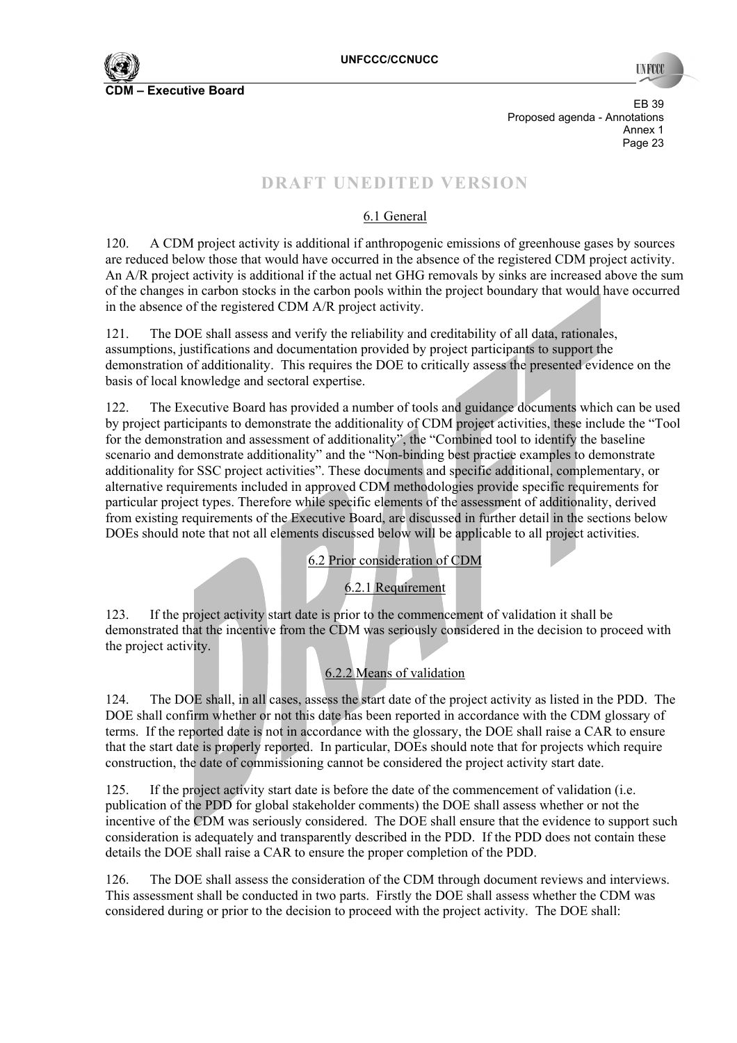# DRAFT UNEDITED VERSION

## 6.1 General

120. A CDM project activity is additional if anthropogenic emissions of greenhouse gases by sources are reduced below those that would have occurred in the absence of the registered CDM project activity. An A/R project activity is additional if the actual net GHG removals by sinks are increased above the sum of the changes in carbon stocks in the carbon pools within the project boundary that would have occurred in the absence of the registered CDM A/R project activity.

121. The DOE shall assess and verify the reliability and creditability of all data, rationales, assumptions, justifications and documentation provided by project participants to support the demonstration of additionality. This requires the DOE to critically assess the presented evidence on the basis of local knowledge and sectoral expertise.

122. The Executive Board has provided a number of tools and guidance documents which can be used by project participants to demonstrate the additionality of CDM project activities, these include the "Tool for the demonstration and assessment of additionality", the "Combined tool to identify the baseline scenario and demonstrate additionality" and the "Non-binding best practice examples to demonstrate additionality for SSC project activities". These documents and specific additional, complementary, or alternative requirements included in approved CDM methodologies provide specific requirements for particular project types. Therefore while specific elements of the assessment of additionality, derived from existing requirements of the Executive Board, are discussed in further detail in the sections below DOEs should note that not all elements discussed below will be applicable to all project activities.

## 6.2 Prior consideration of CDM

### 6.2.1 Requirement

123. If the project activity start date is prior to the commencement of validation it shall be demonstrated that the incentive from the CDM was seriously considered in the decision to proceed with the project activity.

### 6.2.2 Means of validation

124. The DOE shall, in all cases, assess the start date of the project activity as listed in the PDD. The DOE shall confirm whether or not this date has been reported in accordance with the CDM glossary of terms. If the reported date is not in accordance with the glossary, the DOE shall raise a CAR to ensure that the start date is properly reported. In particular, DOEs should note that for projects which require construction, the date of commissioning cannot be considered the project activity start date.

125. If the project activity start date is before the date of the commencement of validation (i.e. publication of the PDD for global stakeholder comments) the DOE shall assess whether or not the incentive of the CDM was seriously considered. The DOE shall ensure that the evidence to support such consideration is adequately and transparently described in the PDD. If the PDD does not contain these details the DOE shall raise a CAR to ensure the proper completion of the PDD.

126. The DOE shall assess the consideration of the CDM through document reviews and interviews. This assessment shall be conducted in two parts. Firstly the DOE shall assess whether the CDM was considered during or prior to the decision to proceed with the project activity. The DOE shall: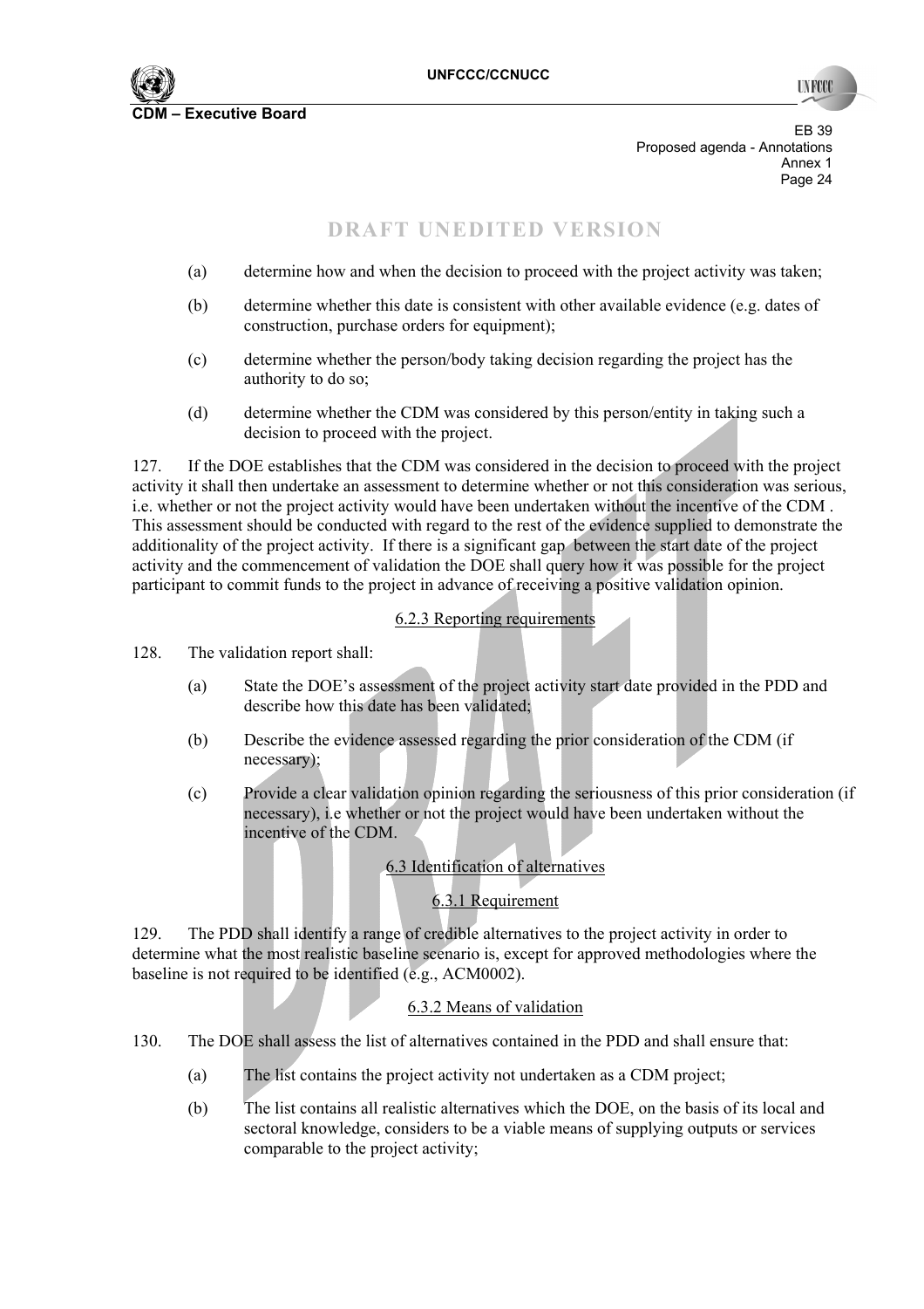DRAFT UNEDITED VERSION

(a) determine how and when the decision to proceed with the project activity was taken;

(b) determine whether this date is consistent with other available evidence (e.g. dates of construction, purchase orders for equipment);

(c) determine whether the person/body taking decision regarding the project has the authority to do so;

(d) determine whether the CDM was considered by this person/entity in taking such a decision to proceed with the project.

127. If the DOE establishes that the CDM was considered in the decision to proceed with the project activity it shall then undertake an assessment to determine whether or not this consideration was serious, i.e. whether or not the project activity would have been undertaken without the incentive of the CDM . This assessment should be conducted with regard to the rest of the evidence supplied to demonstrate the additionality of the project activity. If there is a significant gap between the start date of the project activity and the commencement of validation the DOE shall query how it was possible for the project participant to commit funds to the project in advance of receiving a positive validation opinion.

6.2.3 Reporting requirements

128. The validation report shall:

(a) State the DOE's assessment of the project activity start date provided in the PDD and describe how this date has been validated;

(b) Describe the evidence assessed regarding the prior consideration of the CDM (if necessary);

(c) Provide a clear validation opinion regarding the seriousness of this prior consideration (if necessary), i.e whether or not the project would have been undertaken without the incentive of the CDM.

6.3 Identification of alternatives

6.3.1 Requirement

129. The PDD shall identify a range of credible alternatives to the project activity in order to determine what the most realistic baseline scenario is, except for approved methodologies where the baseline is not required to be identified (e.g., ACM0002).

6.3.2 Means of validation

130. The DOE shall assess the list of alternatives contained in the PDD and shall ensure that:

(a) The list contains the project activity not undertaken as a CDM project;

(b) The list contains all realistic alternatives which the DOE, on the basis of its local and sectoral knowledge, considers to be a viable means of supplying outputs or services comparable to the project activity;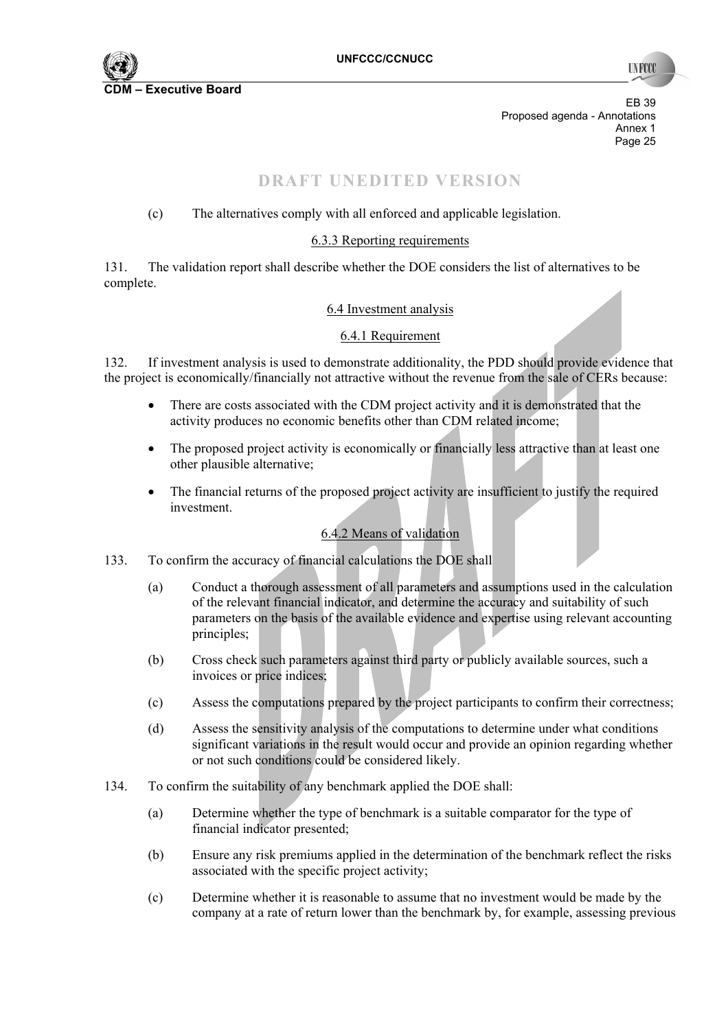DRAFT UNEDITED VERSION

(c) The alternatives comply with all enforced and applicable legislation.

6.3.3 Reporting requirements

131. The validation report shall describe whether the DOE considers the list of alternatives to be complete.

6.4 Investment analysis

6.4.1 Requirement

132. If investment analysis is used to demonstrate additionality, the PDD should provide evidence that the project is economically/financially not attractive without the revenue from the sale of CERs because:

- There are costs associated with the CDM project activity and it is demonstrated that the activity produces no economic benefits other than CDM related income;
- The proposed project activity is economically or financially less attractive than at least one other plausible alternative;
- The financial returns of the proposed project activity are insufficient to justify the required investment.

6.4.2 Means of validation

133. To confirm the accuracy of financial calculations the DOE shall

(a) Conduct a thorough assessment of all parameters and assumptions used in the calculation of the relevant financial indicator, and determine the accuracy and suitability of such parameters on the basis of the available evidence and expertise using relevant accounting principles;

(b) Cross check such parameters against third party or publicly available sources, such a invoices or price indices;

(c) Assess the computations prepared by the project participants to confirm their correctness;

(d) Assess the sensitivity analysis of the computations to determine under what conditions significant variations in the result would occur and provide an opinion regarding whether or not such conditions could be considered likely.

134. To confirm the suitability of any benchmark applied the DOE shall:

(a) Determine whether the type of benchmark is a suitable comparator for the type of financial indicator presented;

(b) Ensure any risk premiums applied in the determination of the benchmark reflect the risks associated with the specific project activity;

(c) Determine whether it is reasonable to assume that no investment would be made by the company at a rate of return lower than the benchmark by, for example, assessing previous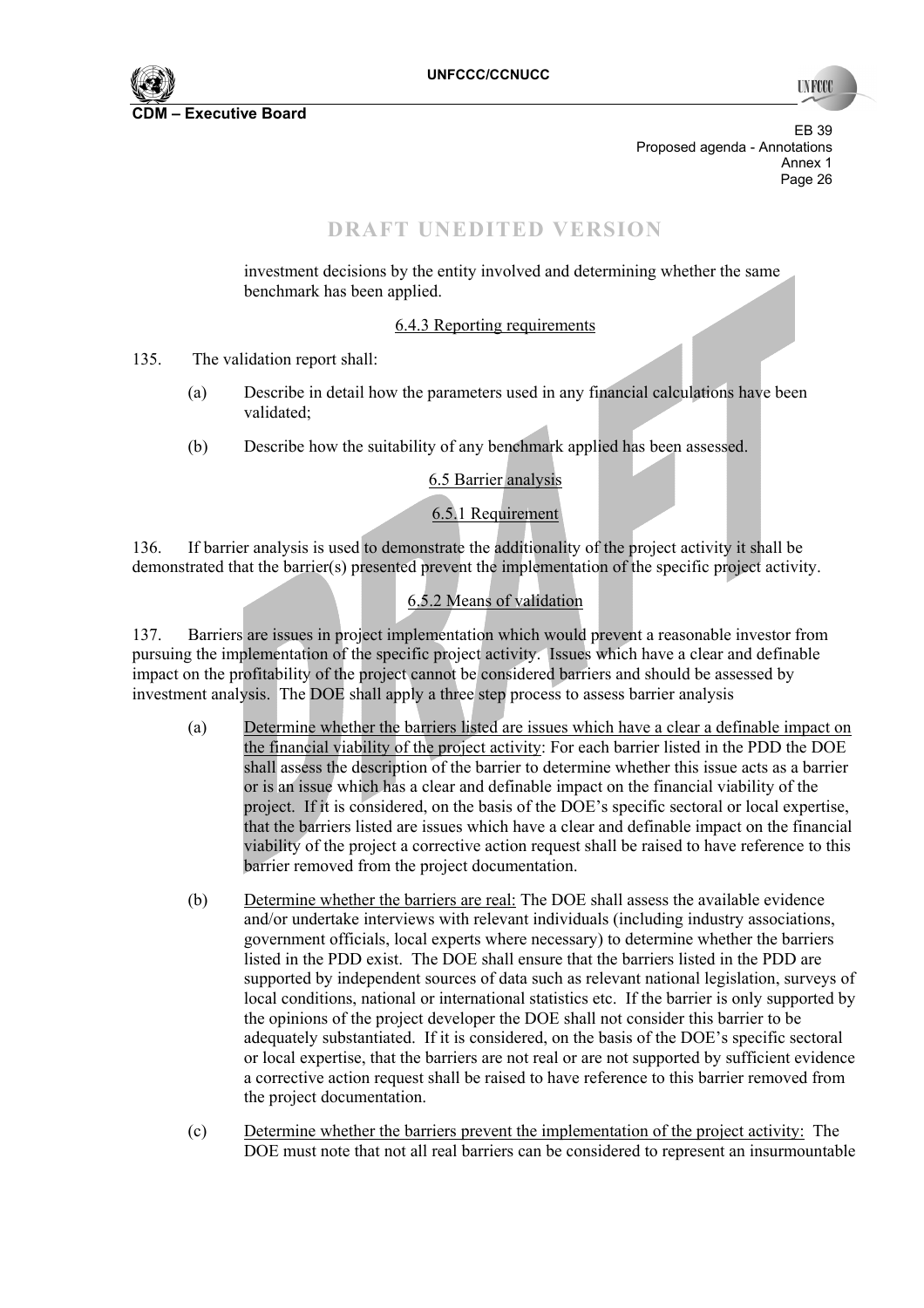## DRAFT UNEDITED VERSION

investment decisions by the entity involved and determining whether the same benchmark has been applied.

6.4.3 Reporting requirements

135. The validation report shall:

(a) Describe in detail how the parameters used in any financial calculations have been validated;

(b) Describe how the suitability of any benchmark applied has been assessed.

6.5 Barrier analysis

6.5.1 Requirement

136. If barrier analysis is used to demonstrate the additionality of the project activity it shall be demonstrated that the barrier(s) presented prevent the implementation of the specific project activity.

6.5.2 Means of validation

137. Barriers are issues in project implementation which would prevent a reasonable investor from pursuing the implementation of the specific project activity. Issues which have a clear and definable impact on the profitability of the project cannot be considered barriers and should be assessed by investment analysis. The DOE shall apply a three step process to assess barrier analysis

(a) Determine whether the barriers listed are issues which have a clear a definable impact on the financial viability of the project activity: For each barrier listed in the PDD the DOE shall assess the description of the barrier to determine whether this issue acts as a barrier or is an issue which has a clear and definable impact on the financial viability of the project. If it is considered, on the basis of the DOE's specific sectoral or local expertise, that the barriers listed are issues which have a clear and definable impact on the financial viability of the project a corrective action request shall be raised to have reference to this barrier removed from the project documentation.

(b) Determine whether the barriers are real: The DOE shall assess the available evidence and/or undertake interviews with relevant individuals (including industry associations, government officials, local experts where necessary) to determine whether the barriers listed in the PDD exist. The DOE shall ensure that the barriers listed in the PDD are supported by independent sources of data such as relevant national legislation, surveys of local conditions, national or international statistics etc. If the barrier is only supported by the opinions of the project developer the DOE shall not consider this barrier to be adequately substantiated. If it is considered, on the basis of the DOE's specific sectoral or local expertise, that the barriers are not real or are not supported by sufficient evidence a corrective action request shall be raised to have reference to this barrier removed from the project documentation.

(c) Determine whether the barriers prevent the implementation of the project activity: The DOE must note that not all real barriers can be considered to represent an insurmountable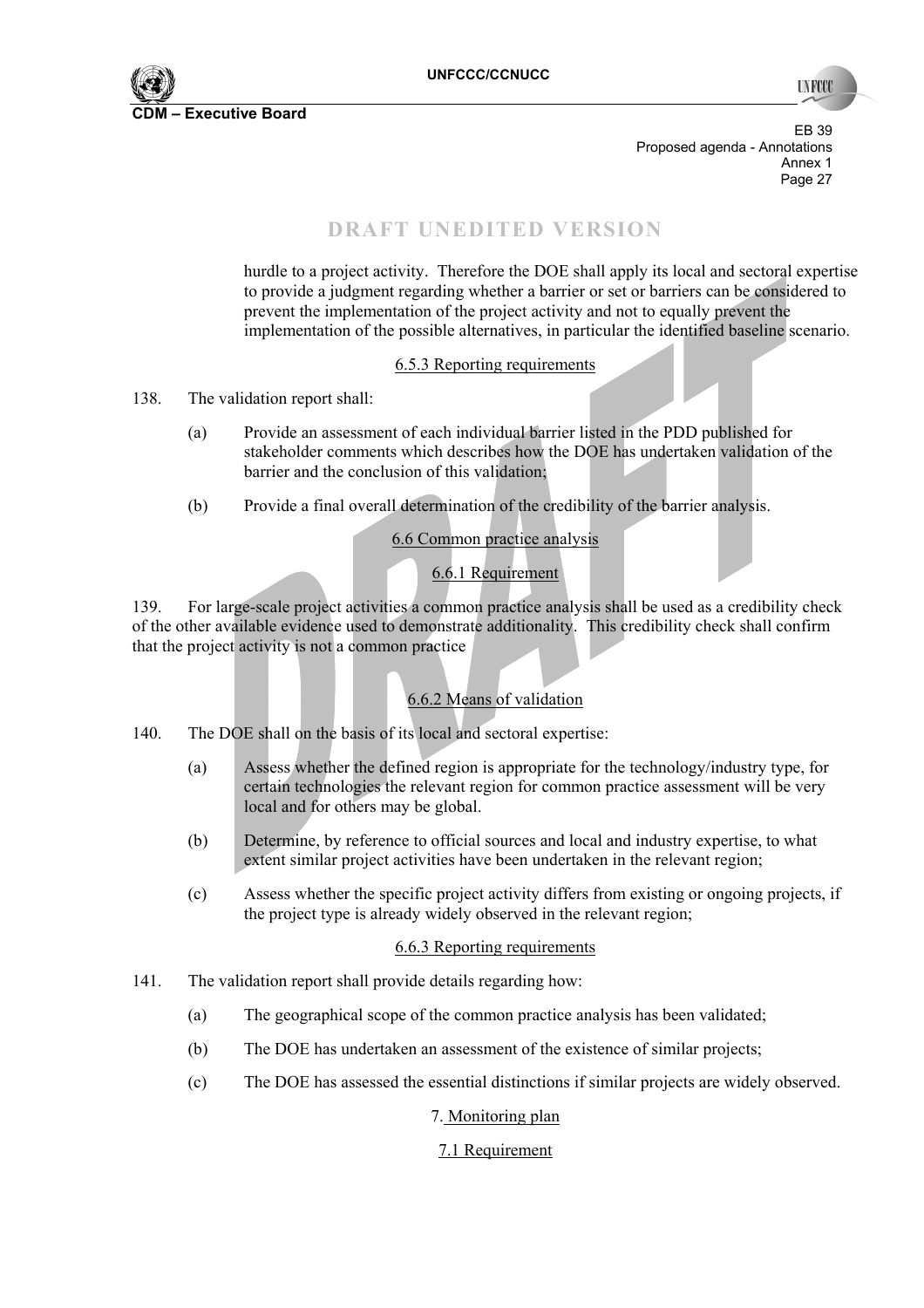DRAFT UNEDITED VERSION

hurdle to a project activity. Therefore the DOE shall apply its local and sectoral expertise to provide a judgment regarding whether a barrier or set or barriers can be considered to prevent the implementation of the project activity and not to equally prevent the implementation of the possible alternatives, in particular the identified baseline scenario.

6.5.3 Reporting requirements

138. The validation report shall:

(a) Provide an assessment of each individual barrier listed in the PDD published for stakeholder comments which describes how the DOE has undertaken validation of the barrier and the conclusion of this validation;

(b) Provide a final overall determination of the credibility of the barrier analysis.

6.6 Common practice analysis

6.6.1 Requirement

139. For large-scale project activities a common practice analysis shall be used as a credibility check of the other available evidence used to demonstrate additionality. This credibility check shall confirm that the project activity is not a common practice

6.6.2 Means of validation

140. The DOE shall on the basis of its local and sectoral expertise:

(a) Assess whether the defined region is appropriate for the technology/industry type, for certain technologies the relevant region for common practice assessment will be very local and for others may be global.

(b) Determine, by reference to official sources and local and industry expertise, to what extent similar project activities have been undertaken in the relevant region;

(c) Assess whether the specific project activity differs from existing or ongoing projects, if the project type is already widely observed in the relevant region;

6.6.3 Reporting requirements

141. The validation report shall provide details regarding how:

(a) The geographical scope of the common practice analysis has been validated;

(b) The DOE has undertaken an assessment of the existence of similar projects;

(c) The DOE has assessed the essential distinctions if similar projects are widely observed.

7. Monitoring plan

7.1 Requirement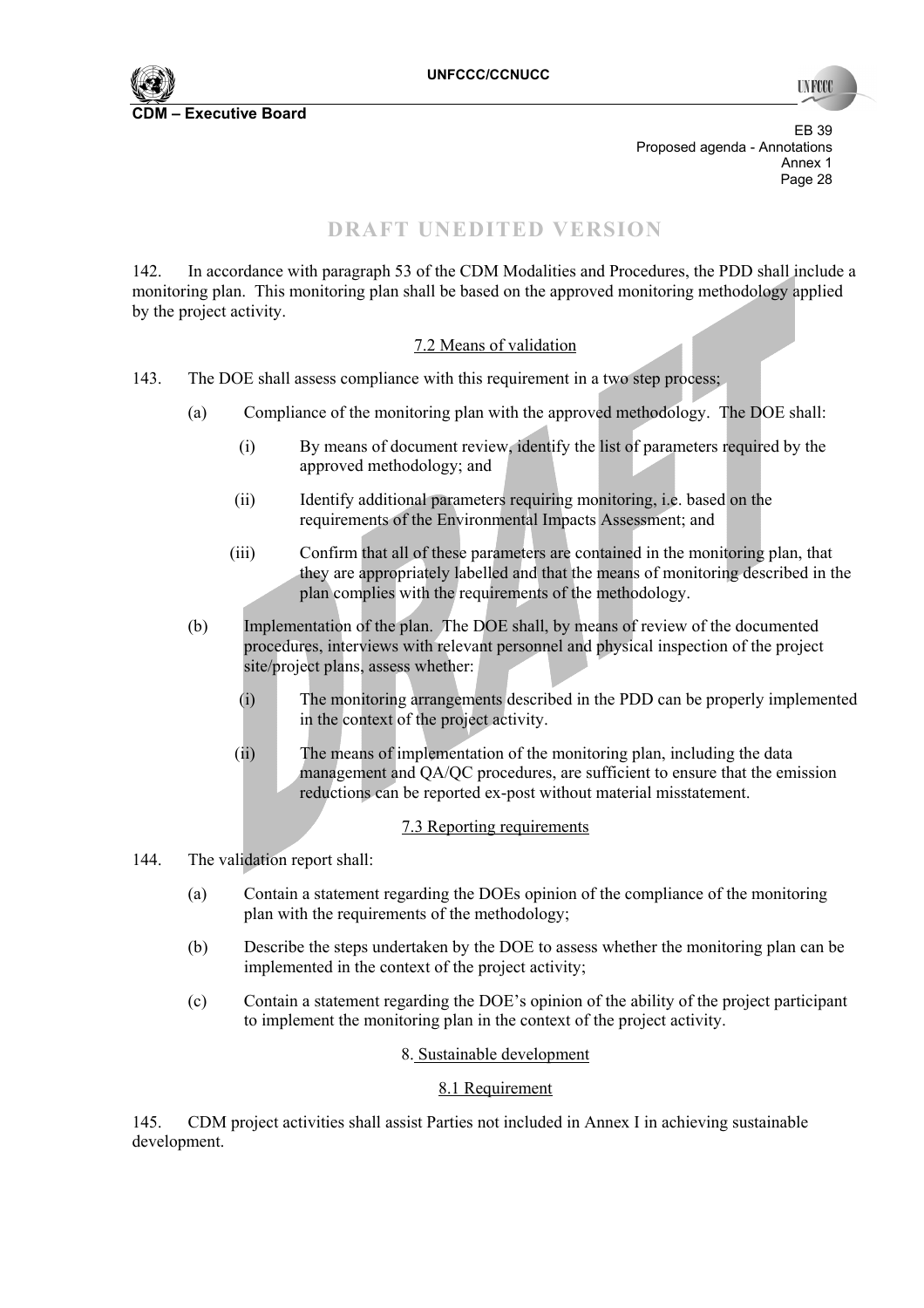DRAFT UNEDITED VERSION

142. In accordance with paragraph 53 of the CDM Modalities and Procedures, the PDD shall include a monitoring plan. This monitoring plan shall be based on the approved monitoring methodology applied by the project activity.

### 7.2 Means of validation

143. The DOE shall assess compliance with this requirement in a two step process;

(a) Compliance of the monitoring plan with the approved methodology. The DOE shall:

(i) By means of document review, identify the list of parameters required by the approved methodology; and

(ii) Identify additional parameters requiring monitoring, i.e. based on the requirements of the Environmental Impacts Assessment; and

(iii) Confirm that all of these parameters are contained in the monitoring plan, that they are appropriately labelled and that the means of monitoring described in the plan complies with the requirements of the methodology.

(b) Implementation of the plan. The DOE shall, by means of review of the documented procedures, interviews with relevant personnel and physical inspection of the project site/project plans, assess whether:

(i) The monitoring arrangements described in the PDD can be properly implemented in the context of the project activity.

(ii) The means of implementation of the monitoring plan, including the data management and QA/QC procedures, are sufficient to ensure that the emission reductions can be reported ex-post without material misstatement.

### 7.3 Reporting requirements

144. The validation report shall:

(a) Contain a statement regarding the DOEs opinion of the compliance of the monitoring plan with the requirements of the methodology;

(b) Describe the steps undertaken by the DOE to assess whether the monitoring plan can be implemented in the context of the project activity;

(c) Contain a statement regarding the DOE's opinion of the ability of the project participant to implement the monitoring plan in the context of the project activity.

## 8. Sustainable development

### 8.1 Requirement

145. CDM project activities shall assist Parties not included in Annex I in achieving sustainable development.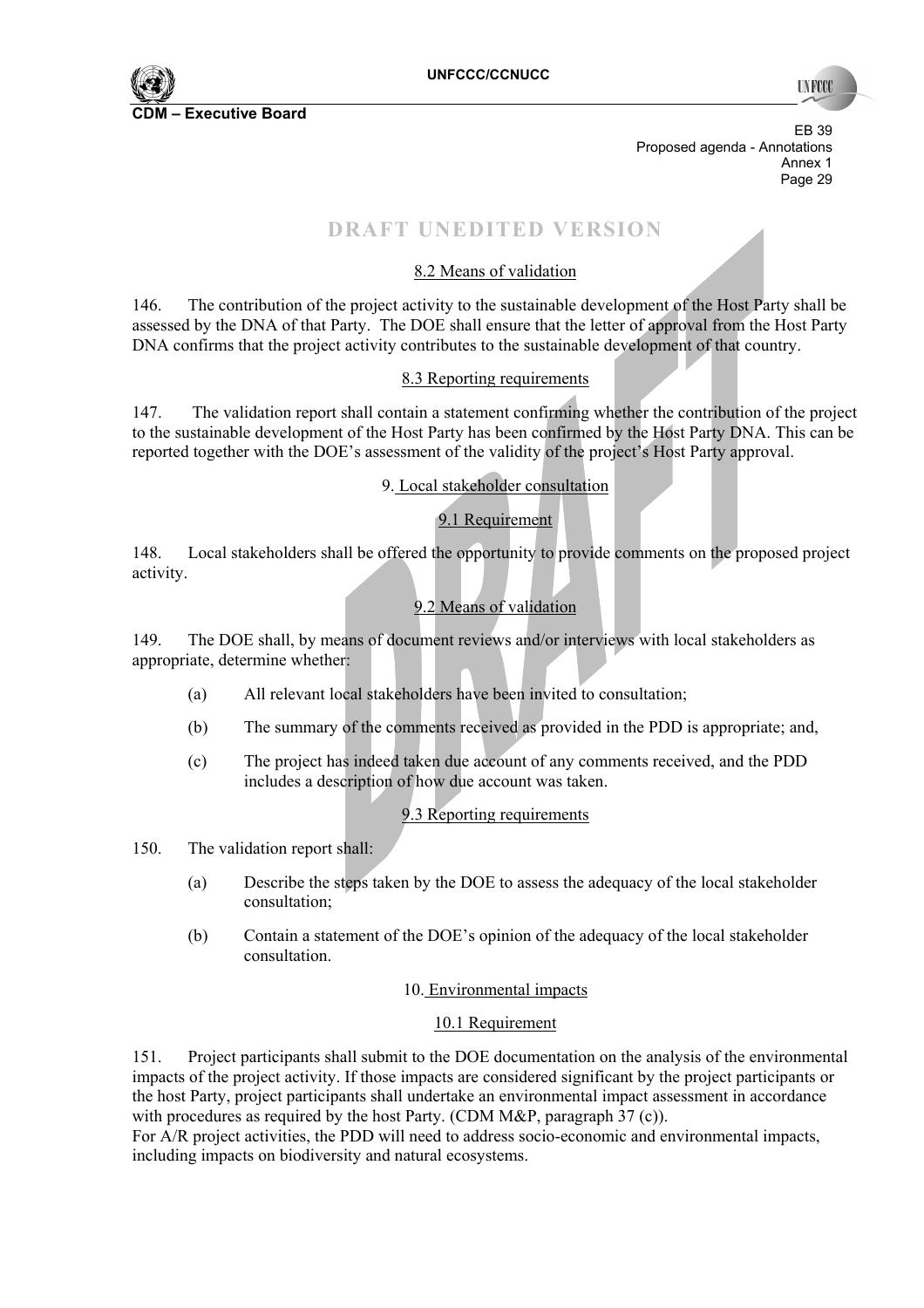**DRAFT UNEDITED VERSION**

8.2 Means of validation

146. The contribution of the project activity to the sustainable development of the Host Party shall be assessed by the DNA of that Party. The DOE shall ensure that the letter of approval from the Host Party DNA confirms that the project activity contributes to the sustainable development of that country.

8.3 Reporting requirements

147. The validation report shall contain a statement confirming whether the contribution of the project to the sustainable development of the Host Party has been confirmed by the Host Party DNA. This can be reported together with the DOE's assessment of the validity of the project's Host Party approval.

9. Local stakeholder consultation

9.1 Requirement

148. Local stakeholders shall be offered the opportunity to provide comments on the proposed project activity.

9.2 Means of validation

149. The DOE shall, by means of document reviews and/or interviews with local stakeholders as appropriate, determine whether:

(a) All relevant local stakeholders have been invited to consultation;

(b) The summary of the comments received as provided in the PDD is appropriate; and,

(c) The project has indeed taken due account of any comments received, and the PDD includes a description of how due account was taken.

9.3 Reporting requirements

150. The validation report shall:

(a) Describe the steps taken by the DOE to assess the adequacy of the local stakeholder consultation;

(b) Contain a statement of the DOE's opinion of the adequacy of the local stakeholder consultation.

10. Environmental impacts

10.1 Requirement

151. Project participants shall submit to the DOE documentation on the analysis of the environmental impacts of the project activity. If those impacts are considered significant by the project participants or the host Party, project participants shall undertake an environmental impact assessment in accordance with procedures as required by the host Party. (CDM M&P, paragraph 37 (c)).
For A/R project activities, the PDD will need to address socio-economic and environmental impacts, including impacts on biodiversity and natural ecosystems.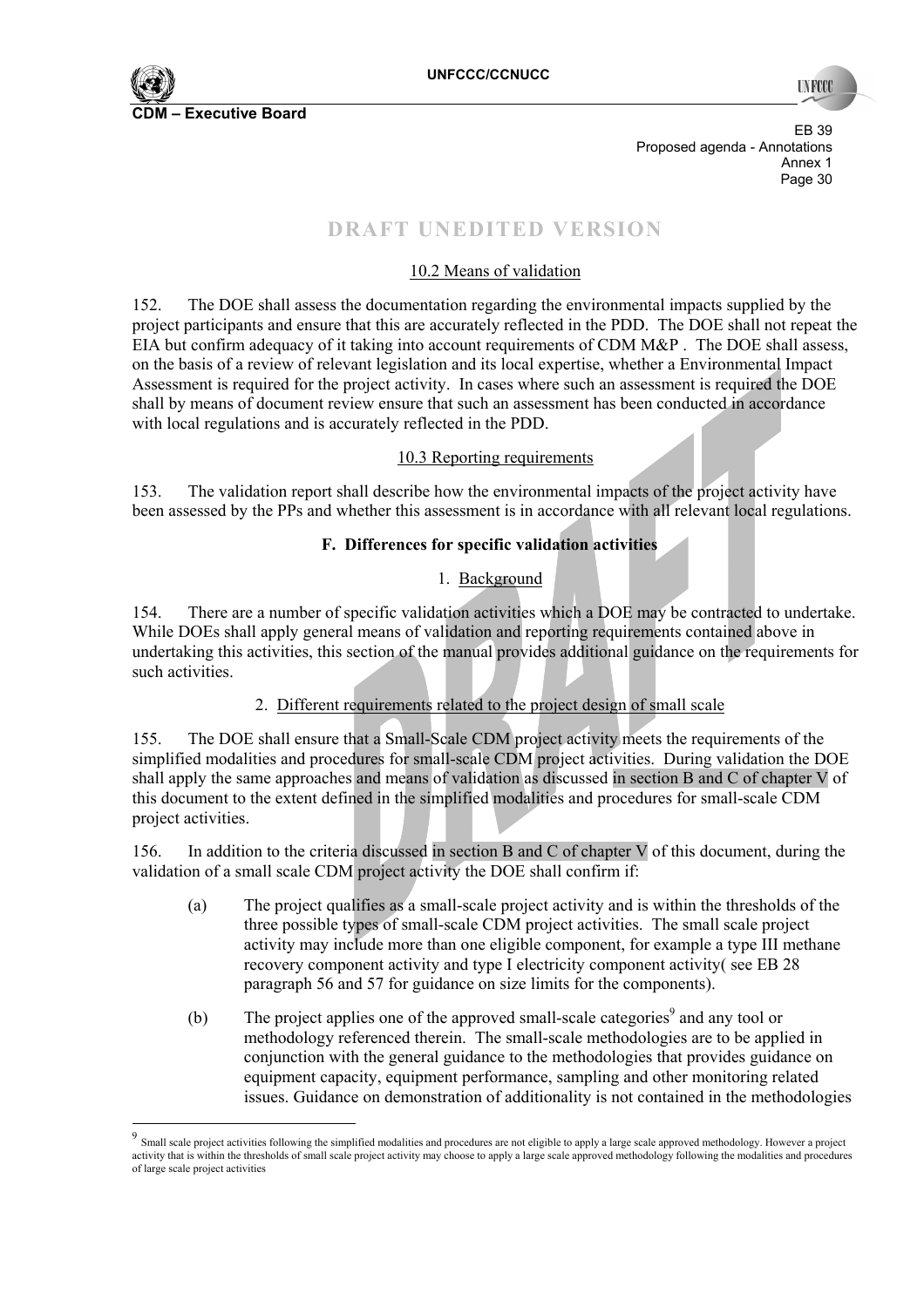# DRAFT UNEDITED VERSION

10.2 Means of validation

152. The DOE shall assess the documentation regarding the environmental impacts supplied by the project participants and ensure that this are accurately reflected in the PDD. The DOE shall not repeat the EIA but confirm adequacy of it taking into account requirements of CDM M&P . The DOE shall assess, on the basis of a review of relevant legislation and its local expertise, whether a Environmental Impact Assessment is required for the project activity. In cases where such an assessment is required the DOE shall by means of document review ensure that such an assessment has been conducted in accordance with local regulations and is accurately reflected in the PDD.

10.3 Reporting requirements

153. The validation report shall describe how the environmental impacts of the project activity have been assessed by the PPs and whether this assessment is in accordance with all relevant local regulations.

**F. Differences for specific validation activities**

1. Background

154. There are a number of specific validation activities which a DOE may be contracted to undertake. While DOEs shall apply general means of validation and reporting requirements contained above in undertaking this activities, this section of the manual provides additional guidance on the requirements for such activities.

2. Different requirements related to the project design of small scale

155. The DOE shall ensure that a Small-Scale CDM project activity meets the requirements of the simplified modalities and procedures for small-scale CDM project activities. During validation the DOE shall apply the same approaches and means of validation as discussed in section B and C of chapter V of this document to the extent defined in the simplified modalities and procedures for small-scale CDM project activities.

156. In addition to the criteria discussed in section B and C of chapter V of this document, during the validation of a small scale CDM project activity the DOE shall confirm if:

(a) The project qualifies as a small-scale project activity and is within the thresholds of the three possible types of small-scale CDM project activities. The small scale project activity may include more than one eligible component, for example a type III methane recovery component activity and type I electricity component activity( see EB 28 paragraph 56 and 57 for guidance on size limits for the components).

(b) The project applies one of the approved small-scale categories[9] and any tool or methodology referenced therein. The small-scale methodologies are to be applied in conjunction with the general guidance to the methodologies that provides guidance on equipment capacity, equipment performance, sampling and other monitoring related issues. Guidance on demonstration of additionality is not contained in the methodologies

---

[9] Small scale project activities following the simplified modalities and procedures are not eligible to apply a large scale approved methodology. However a project activity that is within the thresholds of small scale project activity may choose to apply a large scale approved methodology following the modalities and procedures of large scale project activities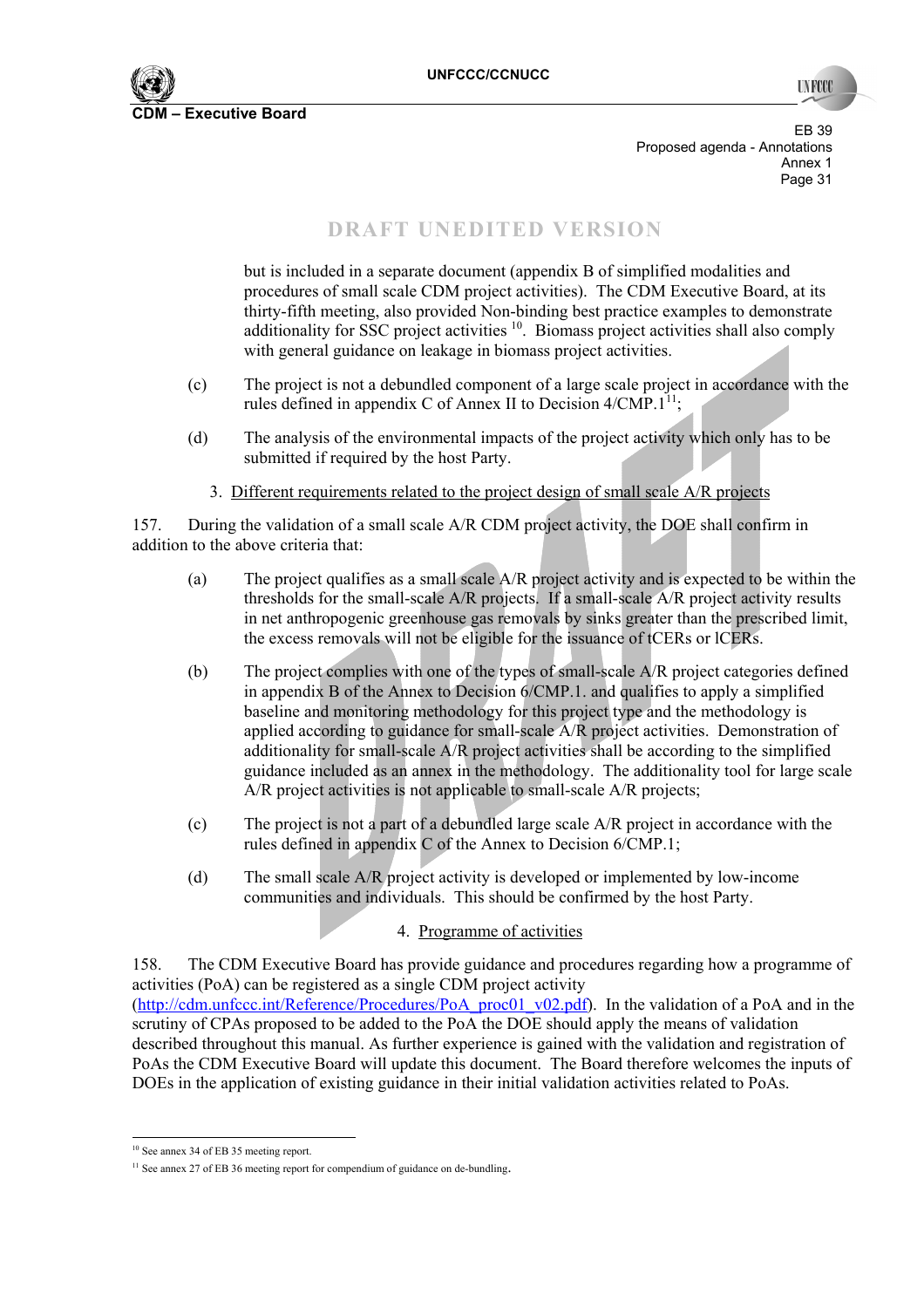but is included in a separate document (appendix B of simplified modalities and procedures of small scale CDM project activities). The CDM Executive Board, at its thirty-fifth meeting, also provided Non-binding best practice examples to demonstrate additionality for SSC project activities [10]. Biomass project activities shall also comply with general guidance on leakage in biomass project activities.

(c) The project is not a debundled component of a large scale project in accordance with the rules defined in appendix C of Annex II to Decision 4/CMP.1[11];

(d) The analysis of the environmental impacts of the project activity which only has to be submitted if required by the host Party.

### 3. Different requirements related to the project design of small scale A/R projects

157. During the validation of a small scale A/R CDM project activity, the DOE shall confirm in addition to the above criteria that:

(a) The project qualifies as a small scale A/R project activity and is expected to be within the thresholds for the small-scale A/R projects. If a small-scale A/R project activity results in net anthropogenic greenhouse gas removals by sinks greater than the prescribed limit, the excess removals will not be eligible for the issuance of tCERs or lCERs.

(b) The project complies with one of the types of small-scale A/R project categories defined in appendix B of the Annex to Decision 6/CMP.1. and qualifies to apply a simplified baseline and monitoring methodology for this project type and the methodology is applied according to guidance for small-scale A/R project activities. Demonstration of additionality for small-scale A/R project activities shall be according to the simplified guidance included as an annex in the methodology. The additionality tool for large scale A/R project activities is not applicable to small-scale A/R projects;

(c) The project is not a part of a debundled large scale A/R project in accordance with the rules defined in appendix C of the Annex to Decision 6/CMP.1;

(d) The small scale A/R project activity is developed or implemented by low-income communities and individuals. This should be confirmed by the host Party.

### 4. Programme of activities

158. The CDM Executive Board has provide guidance and procedures regarding how a programme of activities (PoA) can be registered as a single CDM project activity (http://cdm.unfccc.int/Reference/Procedures/PoA_proc01_v02.pdf). In the validation of a PoA and in the scrutiny of CPAs proposed to be added to the PoA the DOE should apply the means of validation described throughout this manual. As further experience is gained with the validation and registration of PoAs the CDM Executive Board will update this document. The Board therefore welcomes the inputs of DOEs in the application of existing guidance in their initial validation activities related to PoAs.

---

[10] See annex 34 of EB 35 meeting report.

[11] See annex 27 of EB 36 meeting report for compendium of guidance on de-bundling.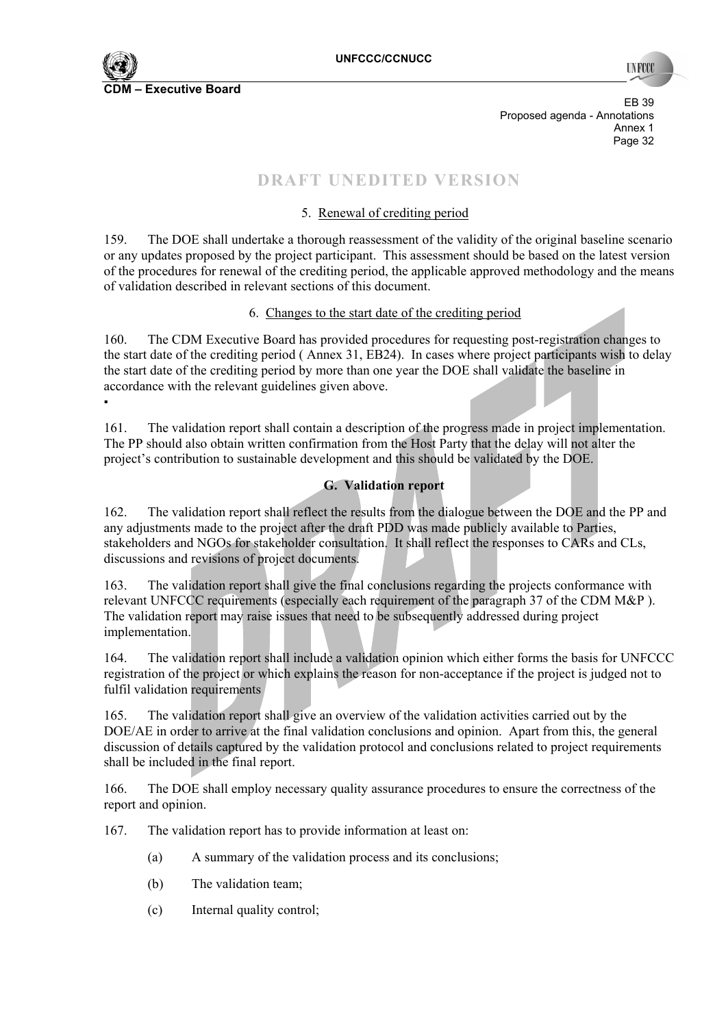DRAFT UNEDITED VERSION

5. Renewal of crediting period

159. The DOE shall undertake a thorough reassessment of the validity of the original baseline scenario or any updates proposed by the project participant. This assessment should be based on the latest version of the procedures for renewal of the crediting period, the applicable approved methodology and the means of validation described in relevant sections of this document.

6. Changes to the start date of the crediting period

160. The CDM Executive Board has provided procedures for requesting post-registration changes to the start date of the crediting period ( Annex 31, EB24). In cases where project participants wish to delay the start date of the crediting period by more than one year the DOE shall validate the baseline in accordance with the relevant guidelines given above.

▪

161. The validation report shall contain a description of the progress made in project implementation. The PP should also obtain written confirmation from the Host Party that the delay will not alter the project's contribution to sustainable development and this should be validated by the DOE.

### G. Validation report

162. The validation report shall reflect the results from the dialogue between the DOE and the PP and any adjustments made to the project after the draft PDD was made publicly available to Parties, stakeholders and NGOs for stakeholder consultation. It shall reflect the responses to CARs and CLs, discussions and revisions of project documents.

163. The validation report shall give the final conclusions regarding the projects conformance with relevant UNFCCC requirements (especially each requirement of the paragraph 37 of the CDM M&P ). The validation report may raise issues that need to be subsequently addressed during project implementation.

164. The validation report shall include a validation opinion which either forms the basis for UNFCCC registration of the project or which explains the reason for non-acceptance if the project is judged not to fulfil validation requirements

165. The validation report shall give an overview of the validation activities carried out by the DOE/AE in order to arrive at the final validation conclusions and opinion. Apart from this, the general discussion of details captured by the validation protocol and conclusions related to project requirements shall be included in the final report.

166. The DOE shall employ necessary quality assurance procedures to ensure the correctness of the report and opinion.

167. The validation report has to provide information at least on:

(a) A summary of the validation process and its conclusions;

(b) The validation team;

(c) Internal quality control;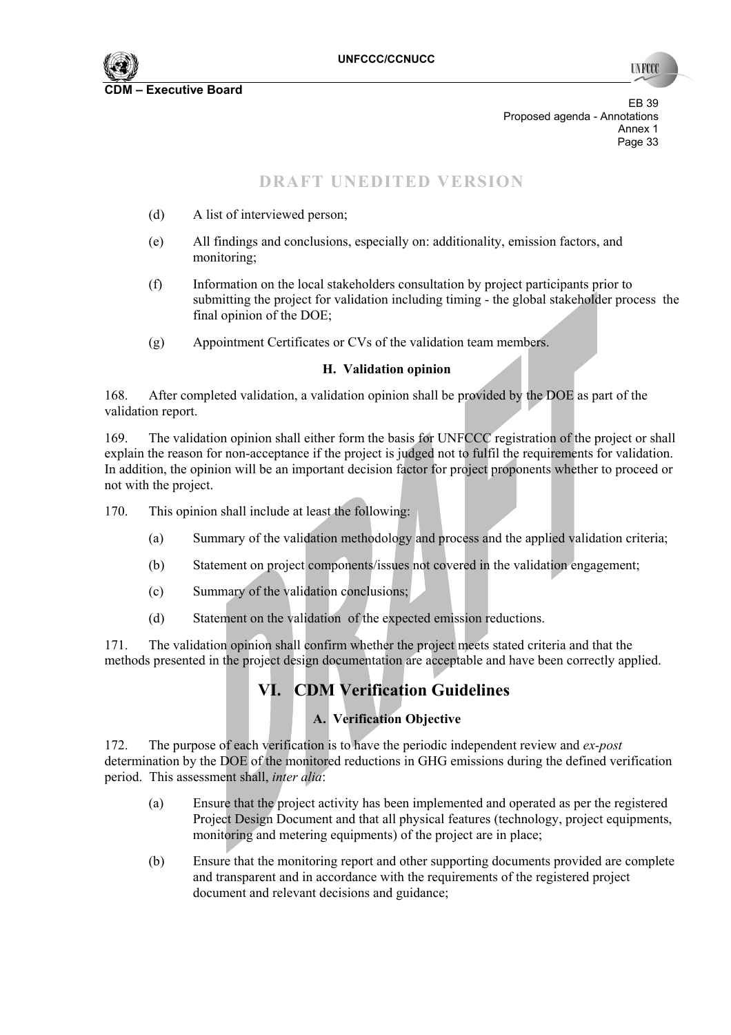DRAFT UNEDITED VERSION

(d) A list of interviewed person;

(e) All findings and conclusions, especially on: additionality, emission factors, and monitoring;

(f) Information on the local stakeholders consultation by project participants prior to submitting the project for validation including timing - the global stakeholder process the final opinion of the DOE;

(g) Appointment Certificates or CVs of the validation team members.

### H. Validation opinion

168. After completed validation, a validation opinion shall be provided by the DOE as part of the validation report.

169. The validation opinion shall either form the basis for UNFCCC registration of the project or shall explain the reason for non-acceptance if the project is judged not to fulfil the requirements for validation. In addition, the opinion will be an important decision factor for project proponents whether to proceed or not with the project.

170. This opinion shall include at least the following:

(a) Summary of the validation methodology and process and the applied validation criteria;

(b) Statement on project components/issues not covered in the validation engagement;

(c) Summary of the validation conclusions;

(d) Statement on the validation of the expected emission reductions.

171. The validation opinion shall confirm whether the project meets stated criteria and that the methods presented in the project design documentation are acceptable and have been correctly applied.

## VI. CDM Verification Guidelines

### A. Verification Objective

172. The purpose of each verification is to have the periodic independent review and *ex-post* determination by the DOE of the monitored reductions in GHG emissions during the defined verification period. This assessment shall, *inter alia*:

(a) Ensure that the project activity has been implemented and operated as per the registered Project Design Document and that all physical features (technology, project equipments, monitoring and metering equipments) of the project are in place;

(b) Ensure that the monitoring report and other supporting documents provided are complete and transparent and in accordance with the requirements of the registered project document and relevant decisions and guidance;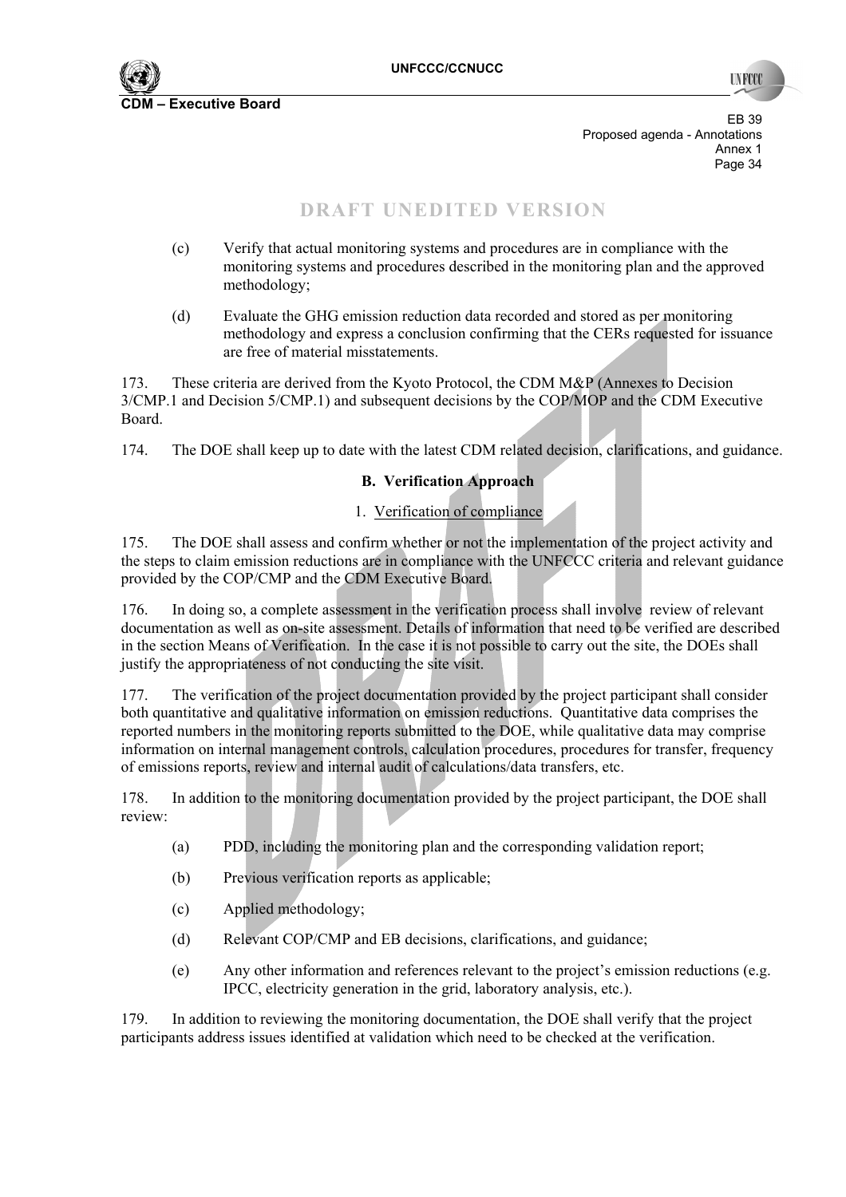DRAFT UNEDITED VERSION

(c) Verify that actual monitoring systems and procedures are in compliance with the monitoring systems and procedures described in the monitoring plan and the approved methodology;

(d) Evaluate the GHG emission reduction data recorded and stored as per monitoring methodology and express a conclusion confirming that the CERs requested for issuance are free of material misstatements.

173. These criteria are derived from the Kyoto Protocol, the CDM M&P (Annexes to Decision 3/CMP.1 and Decision 5/CMP.1) and subsequent decisions by the COP/MOP and the CDM Executive Board.

174. The DOE shall keep up to date with the latest CDM related decision, clarifications, and guidance.

### B. Verification Approach

#### 1. Verification of compliance

175. The DOE shall assess and confirm whether or not the implementation of the project activity and the steps to claim emission reductions are in compliance with the UNFCCC criteria and relevant guidance provided by the COP/CMP and the CDM Executive Board.

176. In doing so, a complete assessment in the verification process shall involve review of relevant documentation as well as on-site assessment. Details of information that need to be verified are described in the section Means of Verification. In the case it is not possible to carry out the site, the DOEs shall justify the appropriateness of not conducting the site visit.

177. The verification of the project documentation provided by the project participant shall consider both quantitative and qualitative information on emission reductions. Quantitative data comprises the reported numbers in the monitoring reports submitted to the DOE, while qualitative data may comprise information on internal management controls, calculation procedures, procedures for transfer, frequency of emissions reports, review and internal audit of calculations/data transfers, etc.

178. In addition to the monitoring documentation provided by the project participant, the DOE shall review:

(a) PDD, including the monitoring plan and the corresponding validation report;

(b) Previous verification reports as applicable;

(c) Applied methodology;

(d) Relevant COP/CMP and EB decisions, clarifications, and guidance;

(e) Any other information and references relevant to the project's emission reductions (e.g. IPCC, electricity generation in the grid, laboratory analysis, etc.).

179. In addition to reviewing the monitoring documentation, the DOE shall verify that the project participants address issues identified at validation which need to be checked at the verification.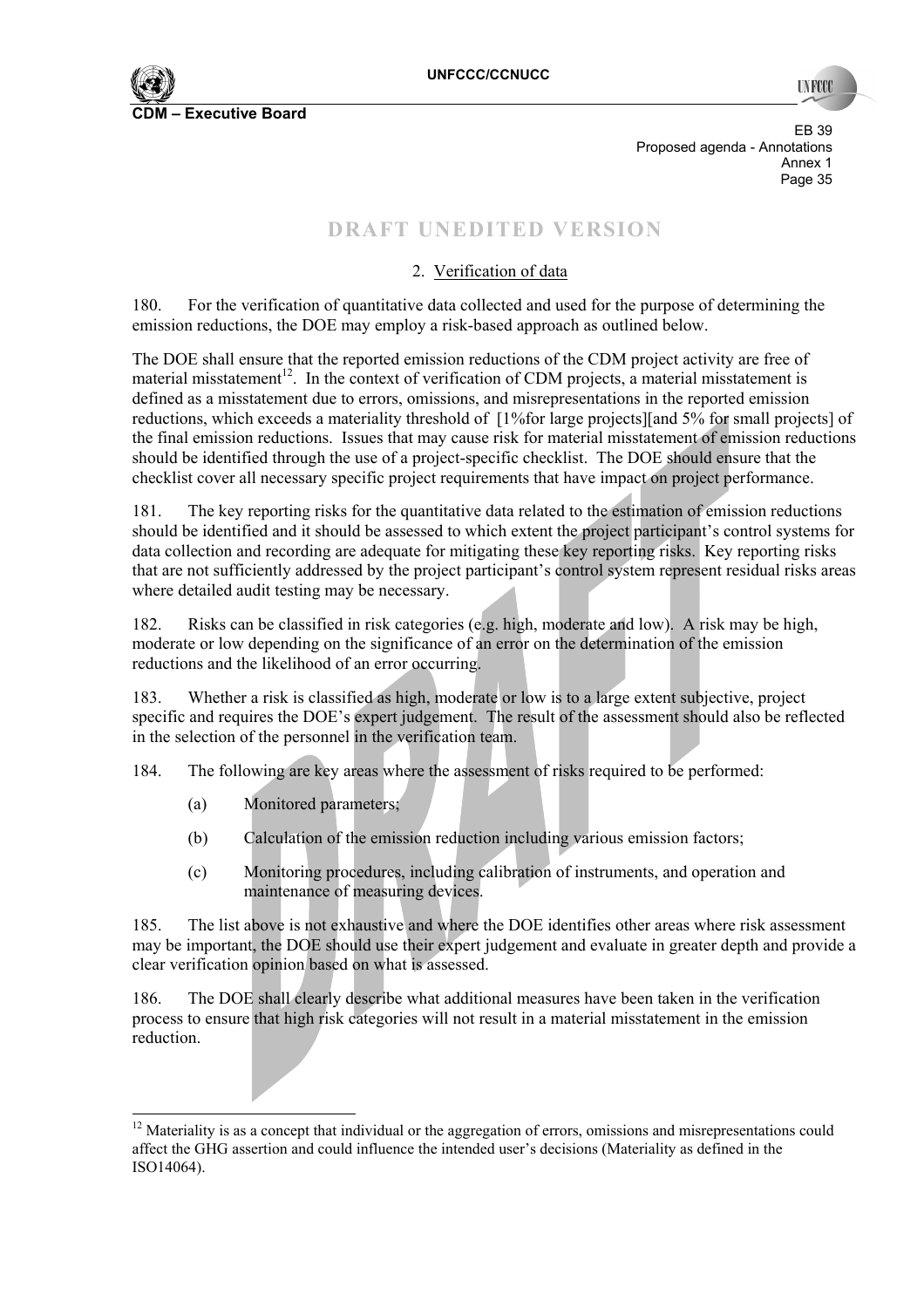## DRAFT UNEDITED VERSION

### 2. Verification of data

180. For the verification of quantitative data collected and used for the purpose of determining the emission reductions, the DOE may employ a risk-based approach as outlined below.

The DOE shall ensure that the reported emission reductions of the CDM project activity are free of material misstatement[12]. In the context of verification of CDM projects, a material misstatement is defined as a misstatement due to errors, omissions, and misrepresentations in the reported emission reductions, which exceeds a materiality threshold of [1%for large projects][and 5% for small projects] of the final emission reductions. Issues that may cause risk for material misstatement of emission reductions should be identified through the use of a project-specific checklist. The DOE should ensure that the checklist cover all necessary specific project requirements that have impact on project performance.

181. The key reporting risks for the quantitative data related to the estimation of emission reductions should be identified and it should be assessed to which extent the project participant's control systems for data collection and recording are adequate for mitigating these key reporting risks. Key reporting risks that are not sufficiently addressed by the project participant's control system represent residual risks areas where detailed audit testing may be necessary.

182. Risks can be classified in risk categories (e.g. high, moderate and low). A risk may be high, moderate or low depending on the significance of an error on the determination of the emission reductions and the likelihood of an error occurring.

183. Whether a risk is classified as high, moderate or low is to a large extent subjective, project specific and requires the DOE's expert judgement. The result of the assessment should also be reflected in the selection of the personnel in the verification team.

184. The following are key areas where the assessment of risks required to be performed:

(a) Monitored parameters;

(b) Calculation of the emission reduction including various emission factors;

(c) Monitoring procedures, including calibration of instruments, and operation and maintenance of measuring devices.

185. The list above is not exhaustive and where the DOE identifies other areas where risk assessment may be important, the DOE should use their expert judgement and evaluate in greater depth and provide a clear verification opinion based on what is assessed.

186. The DOE shall clearly describe what additional measures have been taken in the verification process to ensure that high risk categories will not result in a material misstatement in the emission reduction.

---

[12] Materiality is as a concept that individual or the aggregation of errors, omissions and misrepresentations could affect the GHG assertion and could influence the intended user's decisions (Materiality as defined in the ISO14064).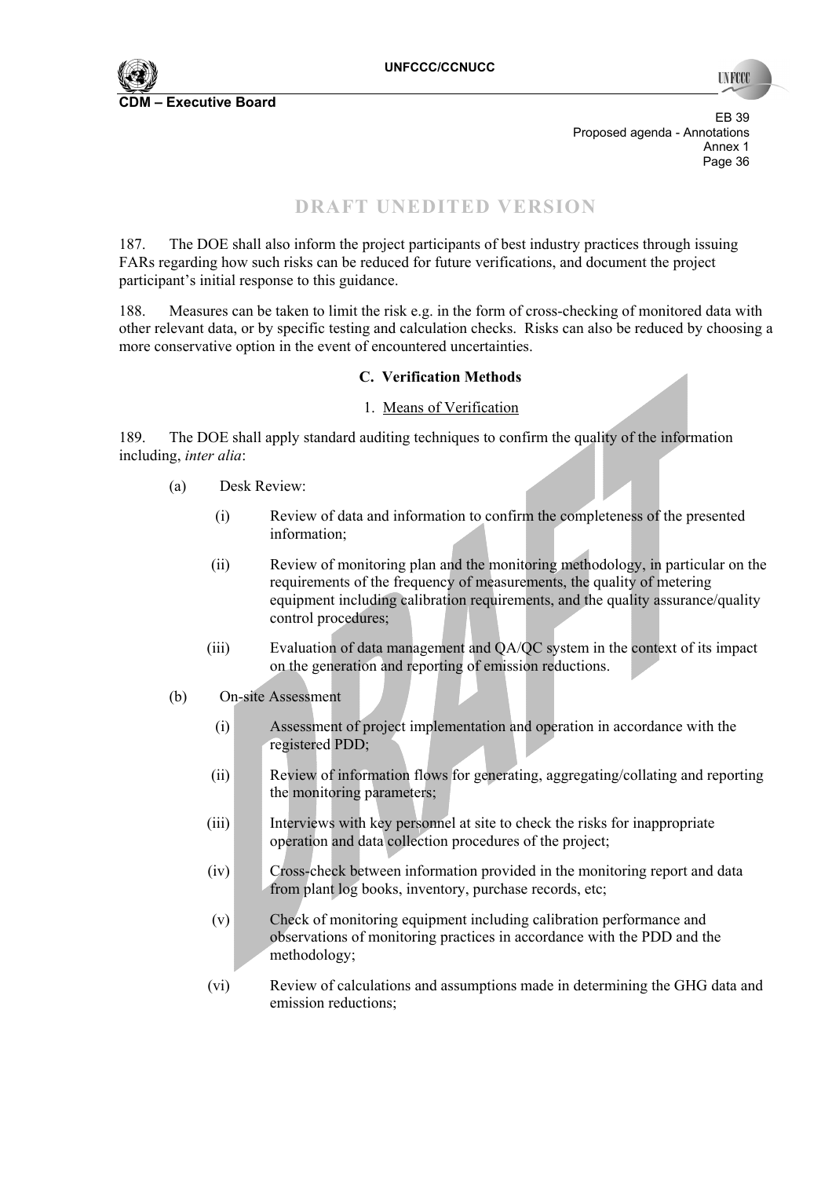DRAFT UNEDITED VERSION

187. The DOE shall also inform the project participants of best industry practices through issuing FARs regarding how such risks can be reduced for future verifications, and document the project participant's initial response to this guidance.

188. Measures can be taken to limit the risk e.g. in the form of cross-checking of monitored data with other relevant data, or by specific testing and calculation checks. Risks can also be reduced by choosing a more conservative option in the event of encountered uncertainties.

### C. Verification Methods

#### 1. Means of Verification

189. The DOE shall apply standard auditing techniques to confirm the quality of the information including, *inter alia*:

(a) Desk Review:

(i) Review of data and information to confirm the completeness of the presented information;

(ii) Review of monitoring plan and the monitoring methodology, in particular on the requirements of the frequency of measurements, the quality of metering equipment including calibration requirements, and the quality assurance/quality control procedures;

(iii) Evaluation of data management and QA/QC system in the context of its impact on the generation and reporting of emission reductions.

(b) On-site Assessment

(i) Assessment of project implementation and operation in accordance with the registered PDD;

(ii) Review of information flows for generating, aggregating/collating and reporting the monitoring parameters;

(iii) Interviews with key personnel at site to check the risks for inappropriate operation and data collection procedures of the project;

(iv) Cross-check between information provided in the monitoring report and data from plant log books, inventory, purchase records, etc;

(v) Check of monitoring equipment including calibration performance and observations of monitoring practices in accordance with the PDD and the methodology;

(vi) Review of calculations and assumptions made in determining the GHG data and emission reductions;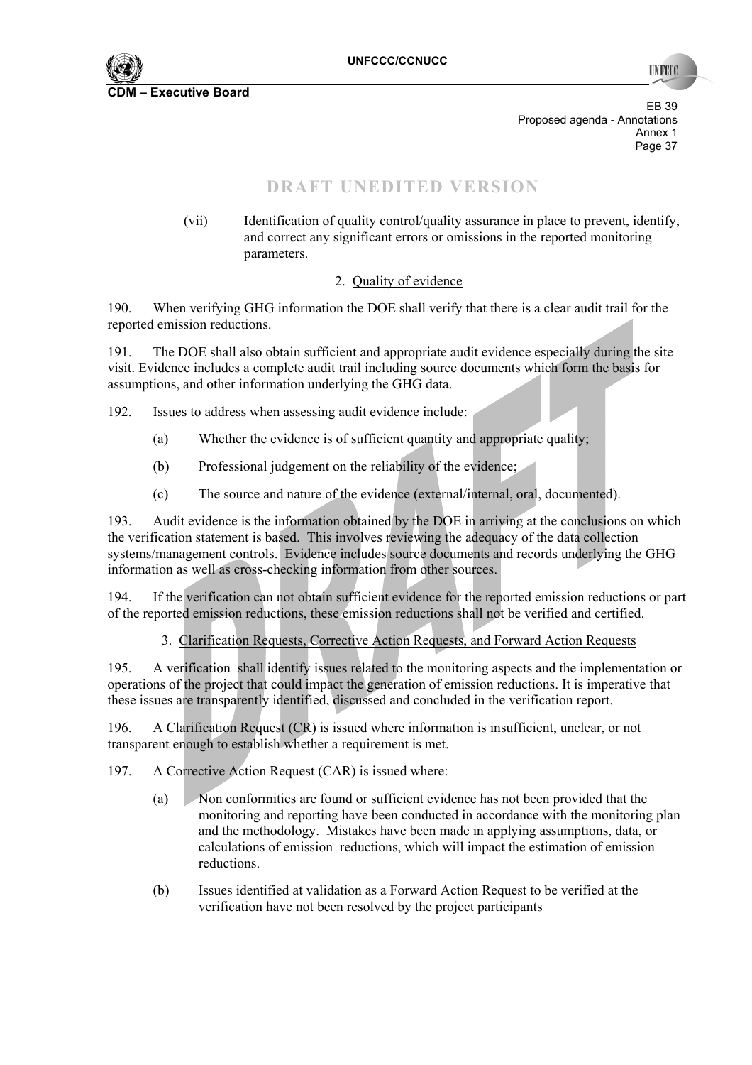DRAFT UNEDITED VERSION

(vii) Identification of quality control/quality assurance in place to prevent, identify, and correct any significant errors or omissions in the reported monitoring parameters.

### 2. Quality of evidence

190. When verifying GHG information the DOE shall verify that there is a clear audit trail for the reported emission reductions.

191. The DOE shall also obtain sufficient and appropriate audit evidence especially during the site visit. Evidence includes a complete audit trail including source documents which form the basis for assumptions, and other information underlying the GHG data.

192. Issues to address when assessing audit evidence include:

(a) Whether the evidence is of sufficient quantity and appropriate quality;

(b) Professional judgement on the reliability of the evidence;

(c) The source and nature of the evidence (external/internal, oral, documented).

193. Audit evidence is the information obtained by the DOE in arriving at the conclusions on which the verification statement is based. This involves reviewing the adequacy of the data collection systems/management controls. Evidence includes source documents and records underlying the GHG information as well as cross-checking information from other sources.

194. If the verification can not obtain sufficient evidence for the reported emission reductions or part of the reported emission reductions, these emission reductions shall not be verified and certified.

### 3. Clarification Requests, Corrective Action Requests, and Forward Action Requests

195. A verification shall identify issues related to the monitoring aspects and the implementation or operations of the project that could impact the generation of emission reductions. It is imperative that these issues are transparently identified, discussed and concluded in the verification report.

196. A Clarification Request (CR) is issued where information is insufficient, unclear, or not transparent enough to establish whether a requirement is met.

197. A Corrective Action Request (CAR) is issued where:

(a) Non conformities are found or sufficient evidence has not been provided that the monitoring and reporting have been conducted in accordance with the monitoring plan and the methodology. Mistakes have been made in applying assumptions, data, or calculations of emission reductions, which will impact the estimation of emission reductions.

(b) Issues identified at validation as a Forward Action Request to be verified at the verification have not been resolved by the project participants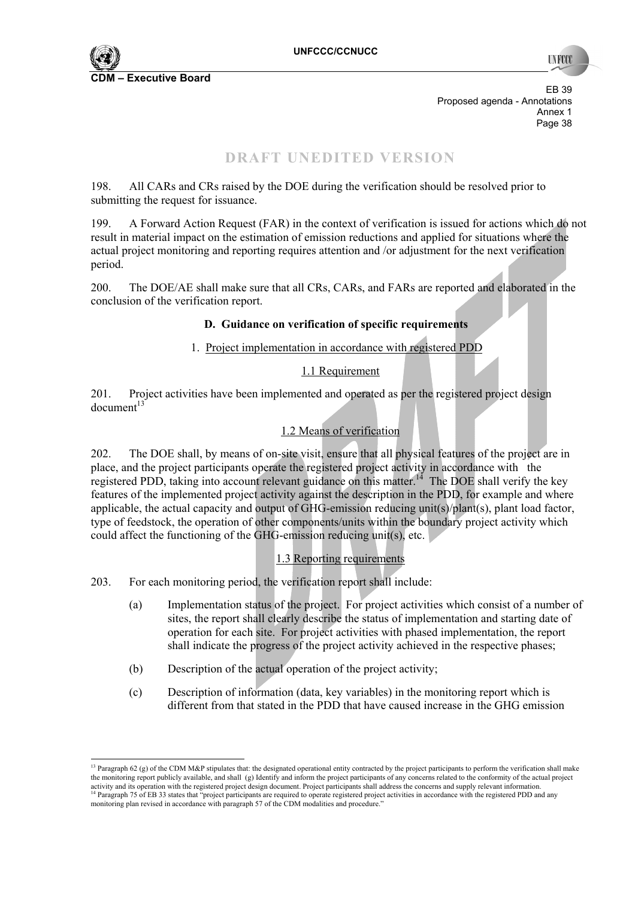DRAFT UNEDITED VERSION

198. All CARs and CRs raised by the DOE during the verification should be resolved prior to submitting the request for issuance.

199. A Forward Action Request (FAR) in the context of verification is issued for actions which do not result in material impact on the estimation of emission reductions and applied for situations where the actual project monitoring and reporting requires attention and /or adjustment for the next verification period.

200. The DOE/AE shall make sure that all CRs, CARs, and FARs are reported and elaborated in the conclusion of the verification report.

### D. Guidance on verification of specific requirements

1. Project implementation in accordance with registered PDD

1.1 Requirement

201. Project activities have been implemented and operated as per the registered project design document[13]

1.2 Means of verification

202. The DOE shall, by means of on-site visit, ensure that all physical features of the project are in place, and the project participants operate the registered project activity in accordance with the registered PDD, taking into account relevant guidance on this matter.[14] The DOE shall verify the key features of the implemented project activity against the description in the PDD, for example and where applicable, the actual capacity and output of GHG-emission reducing unit(s)/plant(s), plant load factor, type of feedstock, the operation of other components/units within the boundary project activity which could affect the functioning of the GHG-emission reducing unit(s), etc.

1.3 Reporting requirements

203. For each monitoring period, the verification report shall include:

(a) Implementation status of the project. For project activities which consist of a number of sites, the report shall clearly describe the status of implementation and starting date of operation for each site. For project activities with phased implementation, the report shall indicate the progress of the project activity achieved in the respective phases;

(b) Description of the actual operation of the project activity;

(c) Description of information (data, key variables) in the monitoring report which is different from that stated in the PDD that have caused increase in the GHG emission

---

[13] Paragraph 62 (g) of the CDM M&P stipulates that: the designated operational entity contracted by the project participants to perform the verification shall make the monitoring report publicly available, and shall (g) Identify and inform the project participants of any concerns related to the conformity of the actual project activity and its operation with the registered project design document. Project participants shall address the concerns and supply relevant information.

[14] Paragraph 75 of EB 33 states that "project participants are required to operate registered project activities in accordance with the registered PDD and any monitoring plan revised in accordance with paragraph 57 of the CDM modalities and procedure."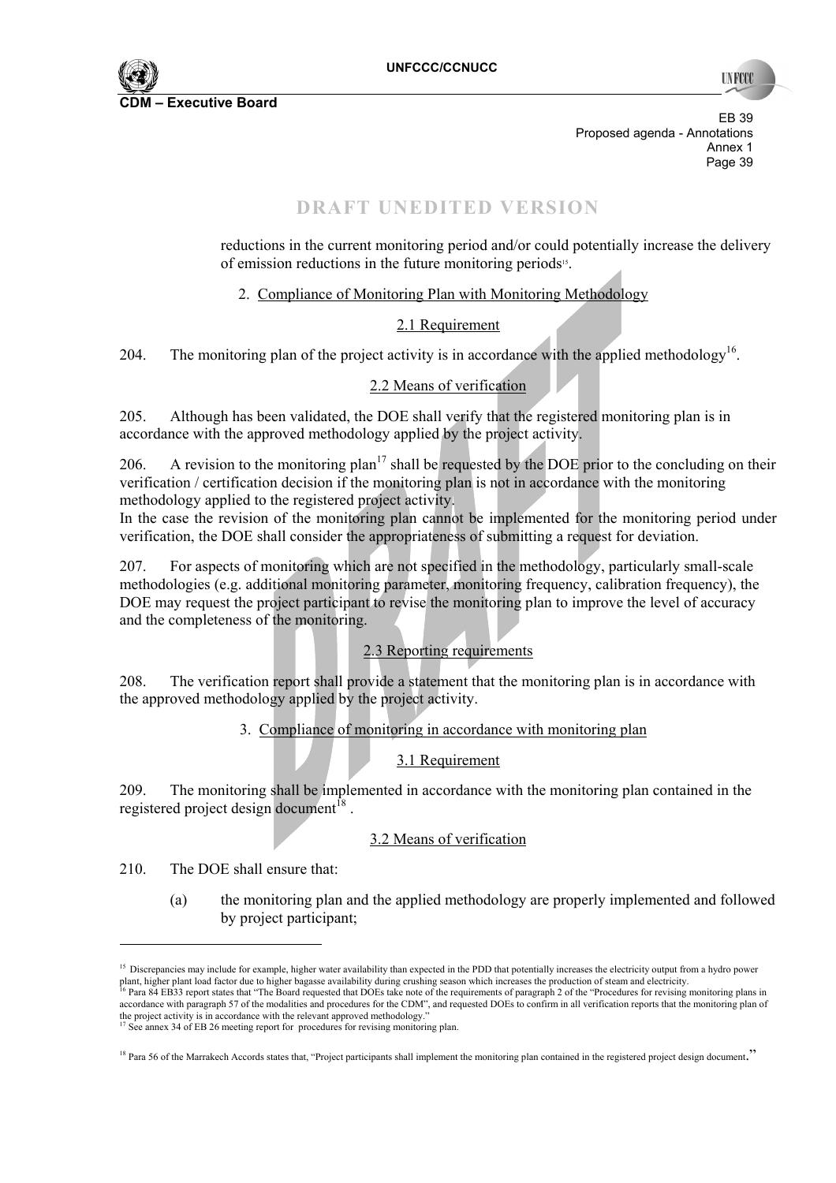# DRAFT UNEDITED VERSION

reductions in the current monitoring period and/or could potentially increase the delivery of emission reductions in the future monitoring periods[15].

2. Compliance of Monitoring Plan with Monitoring Methodology

2.1 Requirement

204. The monitoring plan of the project activity is in accordance with the applied methodology[16].

2.2 Means of verification

205. Although has been validated, the DOE shall verify that the registered monitoring plan is in accordance with the approved methodology applied by the project activity.

206. A revision to the monitoring plan[17] shall be requested by the DOE prior to the concluding on their verification / certification decision if the monitoring plan is not in accordance with the monitoring methodology applied to the registered project activity.
In the case the revision of the monitoring plan cannot be implemented for the monitoring period under verification, the DOE shall consider the appropriateness of submitting a request for deviation.

207. For aspects of monitoring which are not specified in the methodology, particularly small-scale methodologies (e.g. additional monitoring parameter, monitoring frequency, calibration frequency), the DOE may request the project participant to revise the monitoring plan to improve the level of accuracy and the completeness of the monitoring.

2.3 Reporting requirements

208. The verification report shall provide a statement that the monitoring plan is in accordance with the approved methodology applied by the project activity.

3. Compliance of monitoring in accordance with monitoring plan

3.1 Requirement

209. The monitoring shall be implemented in accordance with the monitoring plan contained in the registered project design document[18].

3.2 Means of verification

210. The DOE shall ensure that:

(a) the monitoring plan and the applied methodology are properly implemented and followed by project participant;

---

[15] Discrepancies may include for example, higher water availability than expected in the PDD that potentially increases the electricity output from a hydro power plant, higher plant load factor due to higher bagasse availability during crushing season which increases the production of steam and electricity.

[16] Para 84 EB33 report states that "The Board requested that DOEs take note of the requirements of paragraph 2 of the "Procedures for revising monitoring plans in accordance with paragraph 57 of the modalities and procedures for the CDM", and requested DOEs to confirm in all verification reports that the monitoring plan of the project activity is in accordance with the relevant approved methodology."

[17] See annex 34 of EB 26 meeting report for procedures for revising monitoring plan.

[18] Para 56 of the Marrakech Accords states that, "Project participants shall implement the monitoring plan contained in the registered project design document."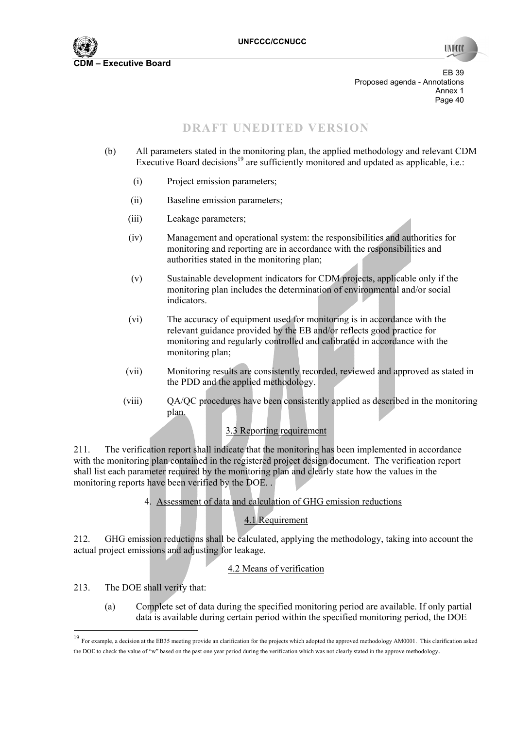**DRAFT UNEDITED VERSION**

(b) All parameters stated in the monitoring plan, the applied methodology and relevant CDM Executive Board decisions[19] are sufficiently monitored and updated as applicable, i.e.:

   (i) Project emission parameters;

   (ii) Baseline emission parameters;

   (iii) Leakage parameters;

   (iv) Management and operational system: the responsibilities and authorities for monitoring and reporting are in accordance with the responsibilities and authorities stated in the monitoring plan;

   (v) Sustainable development indicators for CDM projects, applicable only if the monitoring plan includes the determination of environmental and/or social indicators.

   (vi) The accuracy of equipment used for monitoring is in accordance with the relevant guidance provided by the EB and/or reflects good practice for monitoring and regularly controlled and calibrated in accordance with the monitoring plan;

   (vii) Monitoring results are consistently recorded, reviewed and approved as stated in the PDD and the applied methodology.

   (viii) QA/QC procedures have been consistently applied as described in the monitoring plan.

3.3 Reporting requirement

211. The verification report shall indicate that the monitoring has been implemented in accordance with the monitoring plan contained in the registered project design document. The verification report shall list each parameter required by the monitoring plan and clearly state how the values in the monitoring reports have been verified by the DOE. .

4. Assessment of data and calculation of GHG emission reductions

4.1 Requirement

212. GHG emission reductions shall be calculated, applying the methodology, taking into account the actual project emissions and adjusting for leakage.

4.2 Means of verification

213. The DOE shall verify that:

(a) Complete set of data during the specified monitoring period are available. If only partial data is available during certain period within the specified monitoring period, the DOE

---

[19] For example, a decision at the EB35 meeting provide an clarification for the projects which adopted the approved methodology AM0001. This clarification asked the DOE to check the value of "w" based on the past one year period during the verification which was not clearly stated in the approve methodology.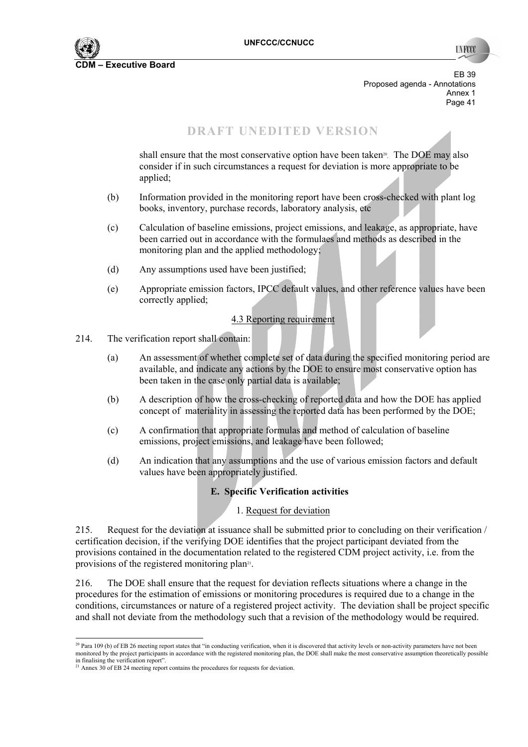DRAFT UNEDITED VERSION

shall ensure that the most conservative option have been taken[20]. The DOE may also consider if in such circumstances a request for deviation is more appropriate to be applied;

(b) Information provided in the monitoring report have been cross-checked with plant log books, inventory, purchase records, laboratory analysis, etc

(c) Calculation of baseline emissions, project emissions, and leakage, as appropriate, have been carried out in accordance with the formulaes and methods as described in the monitoring plan and the applied methodology;

(d) Any assumptions used have been justified;

(e) Appropriate emission factors, IPCC default values, and other reference values have been correctly applied;

4.3 Reporting requirement

214. The verification report shall contain:

(a) An assessment of whether complete set of data during the specified monitoring period are available, and indicate any actions by the DOE to ensure most conservative option has been taken in the case only partial data is available;

(b) A description of how the cross-checking of reported data and how the DOE has applied concept of materiality in assessing the reported data has been performed by the DOE;

(c) A confirmation that appropriate formulas and method of calculation of baseline emissions, project emissions, and leakage have been followed;

(d) An indication that any assumptions and the use of various emission factors and default values have been appropriately justified.

**E. Specific Verification activities**

1. Request for deviation

215. Request for the deviation at issuance shall be submitted prior to concluding on their verification / certification decision, if the verifying DOE identifies that the project participant deviated from the provisions contained in the documentation related to the registered CDM project activity, i.e. from the provisions of the registered monitoring plan[21].

216. The DOE shall ensure that the request for deviation reflects situations where a change in the procedures for the estimation of emissions or monitoring procedures is required due to a change in the conditions, circumstances or nature of a registered project activity. The deviation shall be project specific and shall not deviate from the methodology such that a revision of the methodology would be required.

[20] Para 109 (b) of EB 26 meeting report states that "in conducting verification, when it is discovered that activity levels or non-activity parameters have not been monitored by the project participants in accordance with the registered monitoring plan, the DOE shall make the most conservative assumption theoretically possible in finalising the verification report".

[21] Annex 30 of EB 24 meeting report contains the procedures for requests for deviation.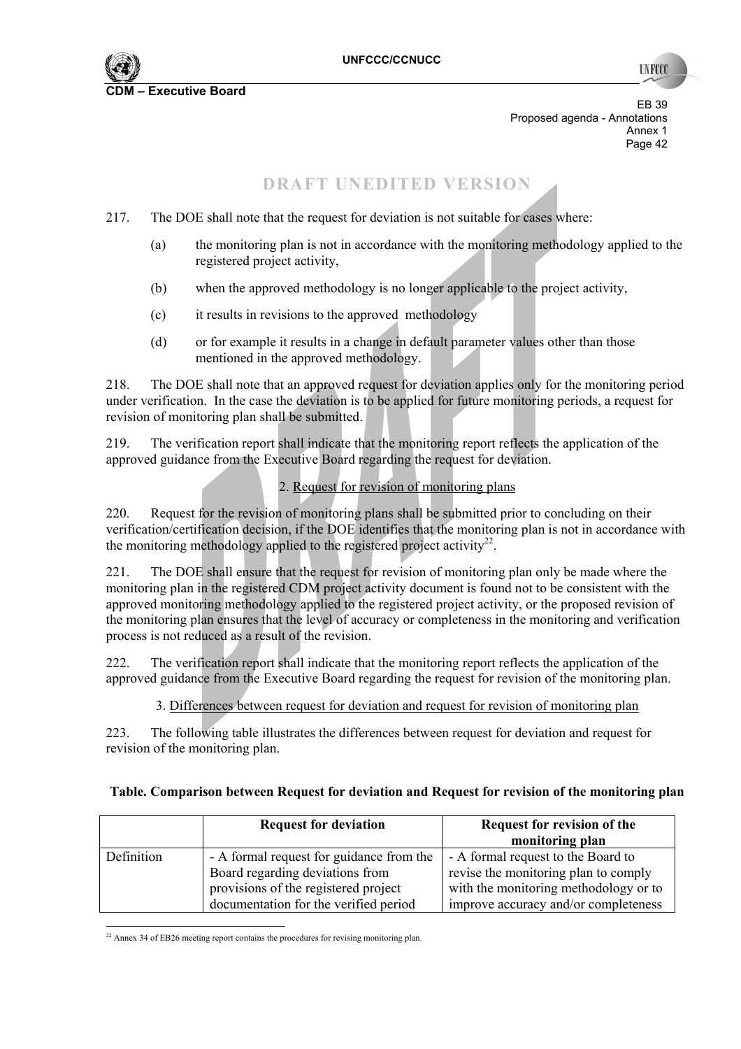DRAFT UNEDITED VERSION

217. The DOE shall note that the request for deviation is not suitable for cases where:

(a) the monitoring plan is not in accordance with the monitoring methodology applied to the registered project activity,

(b) when the approved methodology is no longer applicable to the project activity,

(c) it results in revisions to the approved methodology

(d) or for example it results in a change in default parameter values other than those mentioned in the approved methodology.

218. The DOE shall note that an approved request for deviation applies only for the monitoring period under verification. In the case the deviation is to be applied for future monitoring periods, a request for revision of monitoring plan shall be submitted.

219. The verification report shall indicate that the monitoring report reflects the application of the approved guidance from the Executive Board regarding the request for deviation.

2. Request for revision of monitoring plans

220. Request for the revision of monitoring plans shall be submitted prior to concluding on their verification/certification decision, if the DOE identifies that the monitoring plan is not in accordance with the monitoring methodology applied to the registered project activity[22].

221. The DOE shall ensure that the request for revision of monitoring plan only be made where the monitoring plan in the registered CDM project activity document is found not to be consistent with the approved monitoring methodology applied to the registered project activity, or the proposed revision of the monitoring plan ensures that the level of accuracy or completeness in the monitoring and verification process is not reduced as a result of the revision.

222. The verification report shall indicate that the monitoring report reflects the application of the approved guidance from the Executive Board regarding the request for revision of the monitoring plan.

3. Differences between request for deviation and request for revision of monitoring plan

223. The following table illustrates the differences between request for deviation and request for revision of the monitoring plan.

**Table. Comparison between Request for deviation and Request for revision of the monitoring plan**

| | Request for deviation | Request for revision of the monitoring plan |
|---|---|---|
| Definition | - A formal request for guidance from the Board regarding deviations from provisions of the registered project documentation for the verified period | - A formal request to the Board to revise the monitoring plan to comply with the monitoring methodology or to improve accuracy and/or completeness |

[22] Annex 34 of EB26 meeting report contains the procedures for revising monitoring plan.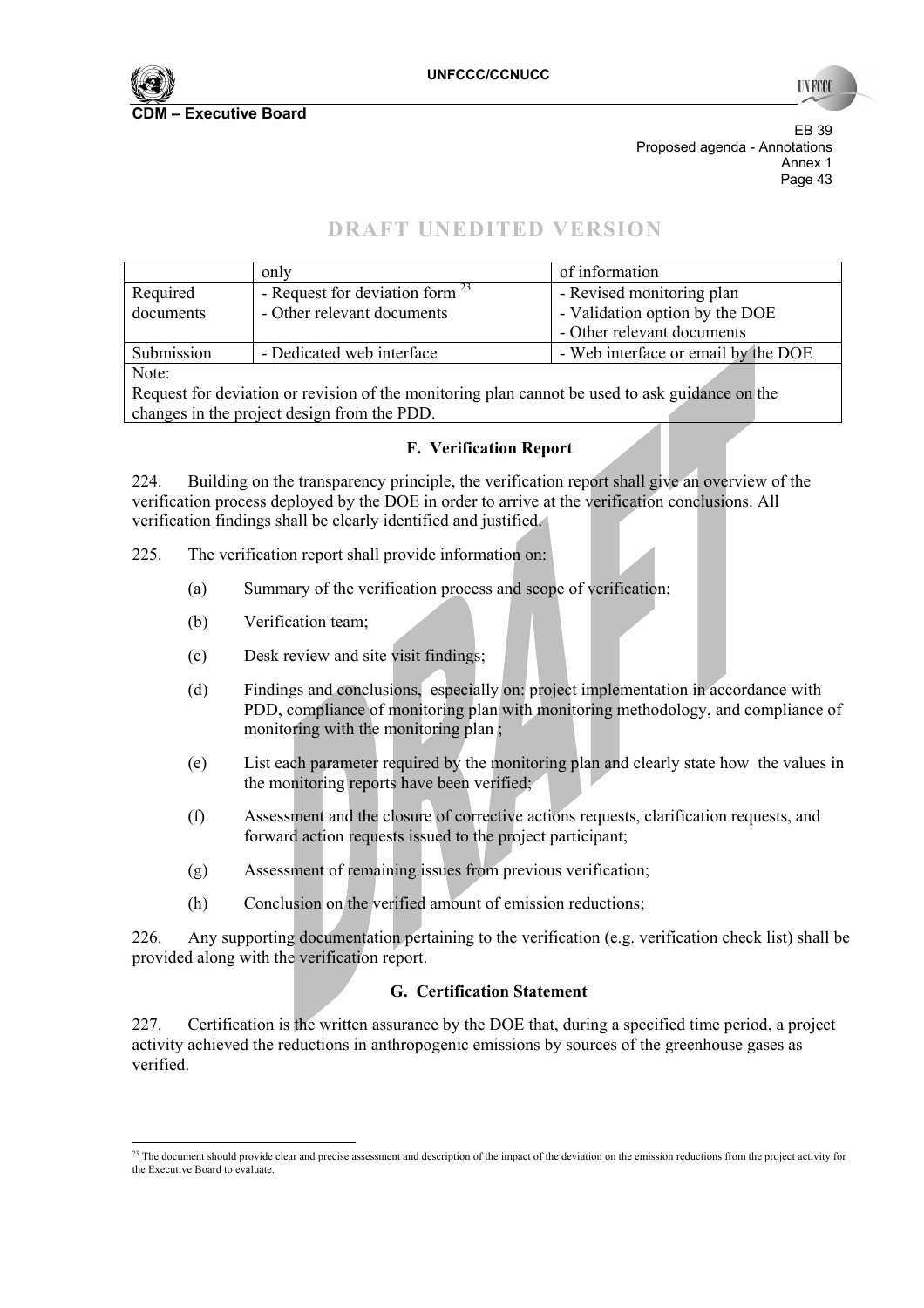DRAFT UNEDITED VERSION

| | only | of information |
|---|---|---|
| Required documents | - Request for deviation form [23]<br>- Other relevant documents | - Revised monitoring plan<br>- Validation option by the DOE<br>- Other relevant documents |
| Submission | - Dedicated web interface | - Web interface or email by the DOE |
| Note:<br>Request for deviation or revision of the monitoring plan cannot be used to ask guidance on the changes in the project design from the PDD. | | |

### F. Verification Report

224. Building on the transparency principle, the verification report shall give an overview of the verification process deployed by the DOE in order to arrive at the verification conclusions. All verification findings shall be clearly identified and justified.

225. The verification report shall provide information on:

(a) Summary of the verification process and scope of verification;

(b) Verification team;

(c) Desk review and site visit findings;

(d) Findings and conclusions, especially on: project implementation in accordance with PDD, compliance of monitoring plan with monitoring methodology, and compliance of monitoring with the monitoring plan ;

(e) List each parameter required by the monitoring plan and clearly state how the values in the monitoring reports have been verified;

(f) Assessment and the closure of corrective actions requests, clarification requests, and forward action requests issued to the project participant;

(g) Assessment of remaining issues from previous verification;

(h) Conclusion on the verified amount of emission reductions;

226. Any supporting documentation pertaining to the verification (e.g. verification check list) shall be provided along with the verification report.

### G. Certification Statement

227. Certification is the written assurance by the DOE that, during a specified time period, a project activity achieved the reductions in anthropogenic emissions by sources of the greenhouse gases as verified.

[23] The document should provide clear and precise assessment and description of the impact of the deviation on the emission reductions from the project activity for the Executive Board to evaluate.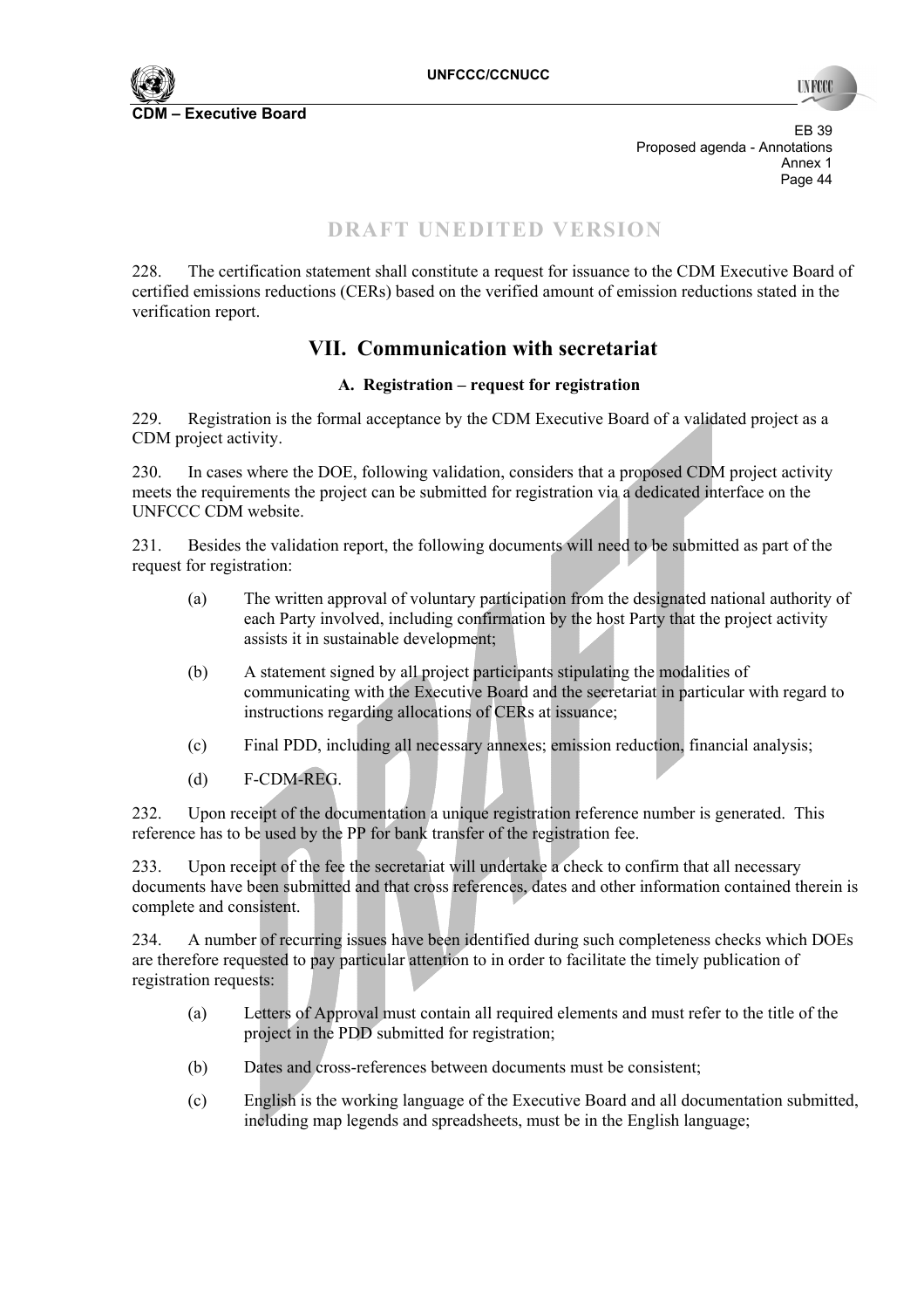DRAFT UNEDITED VERSION

228. The certification statement shall constitute a request for issuance to the CDM Executive Board of certified emissions reductions (CERs) based on the verified amount of emission reductions stated in the verification report.

## VII. Communication with secretariat

### A. Registration – request for registration

229. Registration is the formal acceptance by the CDM Executive Board of a validated project as a CDM project activity.

230. In cases where the DOE, following validation, considers that a proposed CDM project activity meets the requirements the project can be submitted for registration via a dedicated interface on the UNFCCC CDM website.

231. Besides the validation report, the following documents will need to be submitted as part of the request for registration:

(a) The written approval of voluntary participation from the designated national authority of each Party involved, including confirmation by the host Party that the project activity assists it in sustainable development;

(b) A statement signed by all project participants stipulating the modalities of communicating with the Executive Board and the secretariat in particular with regard to instructions regarding allocations of CERs at issuance;

(c) Final PDD, including all necessary annexes; emission reduction, financial analysis;

(d) F-CDM-REG.

232. Upon receipt of the documentation a unique registration reference number is generated. This reference has to be used by the PP for bank transfer of the registration fee.

233. Upon receipt of the fee the secretariat will undertake a check to confirm that all necessary documents have been submitted and that cross references, dates and other information contained therein is complete and consistent.

234. A number of recurring issues have been identified during such completeness checks which DOEs are therefore requested to pay particular attention to in order to facilitate the timely publication of registration requests:

(a) Letters of Approval must contain all required elements and must refer to the title of the project in the PDD submitted for registration;

(b) Dates and cross-references between documents must be consistent;

(c) English is the working language of the Executive Board and all documentation submitted, including map legends and spreadsheets, must be in the English language;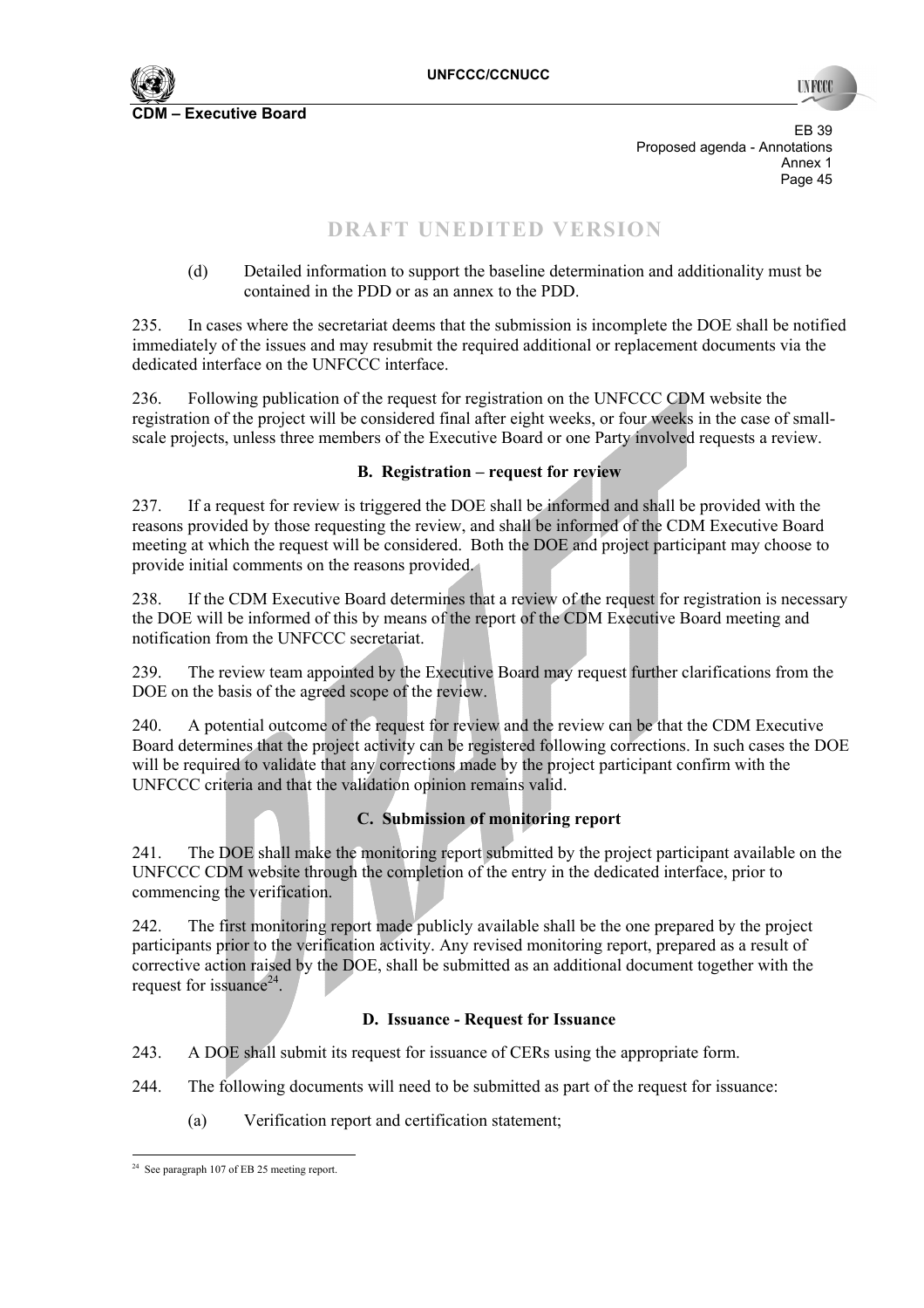DRAFT UNEDITED VERSION

(d) Detailed information to support the baseline determination and additionality must be contained in the PDD or as an annex to the PDD.

235. In cases where the secretariat deems that the submission is incomplete the DOE shall be notified immediately of the issues and may resubmit the required additional or replacement documents via the dedicated interface on the UNFCCC interface.

236. Following publication of the request for registration on the UNFCCC CDM website the registration of the project will be considered final after eight weeks, or four weeks in the case of small-scale projects, unless three members of the Executive Board or one Party involved requests a review.

### B. Registration – request for review

237. If a request for review is triggered the DOE shall be informed and shall be provided with the reasons provided by those requesting the review, and shall be informed of the CDM Executive Board meeting at which the request will be considered. Both the DOE and project participant may choose to provide initial comments on the reasons provided.

238. If the CDM Executive Board determines that a review of the request for registration is necessary the DOE will be informed of this by means of the report of the CDM Executive Board meeting and notification from the UNFCCC secretariat.

239. The review team appointed by the Executive Board may request further clarifications from the DOE on the basis of the agreed scope of the review.

240. A potential outcome of the request for review and the review can be that the CDM Executive Board determines that the project activity can be registered following corrections. In such cases the DOE will be required to validate that any corrections made by the project participant confirm with the UNFCCC criteria and that the validation opinion remains valid.

### C. Submission of monitoring report

241. The DOE shall make the monitoring report submitted by the project participant available on the UNFCCC CDM website through the completion of the entry in the dedicated interface, prior to commencing the verification.

242. The first monitoring report made publicly available shall be the one prepared by the project participants prior to the verification activity. Any revised monitoring report, prepared as a result of corrective action raised by the DOE, shall be submitted as an additional document together with the request for issuance[24].

### D. Issuance - Request for Issuance

243. A DOE shall submit its request for issuance of CERs using the appropriate form.

244. The following documents will need to be submitted as part of the request for issuance:

(a) Verification report and certification statement;

[24] See paragraph 107 of EB 25 meeting report.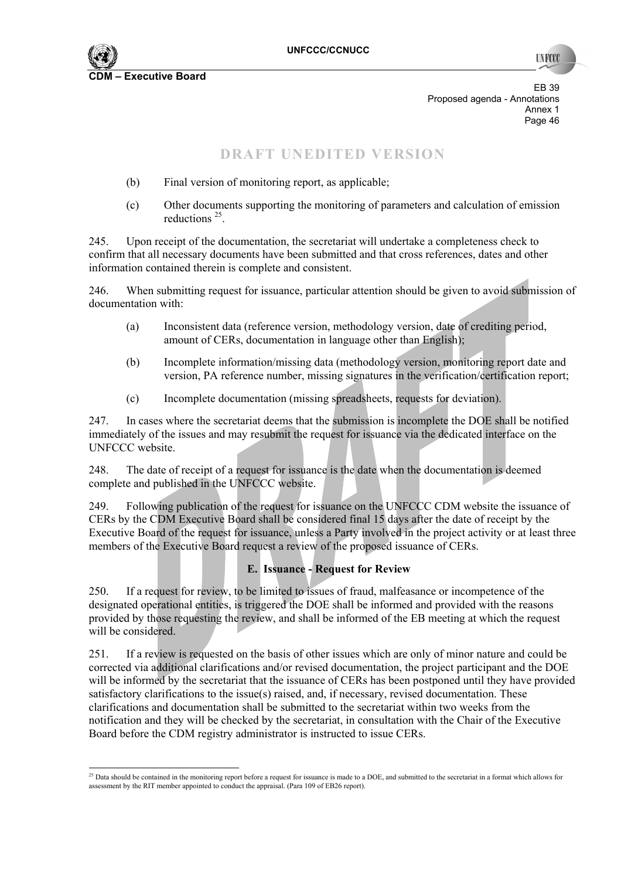DRAFT UNEDITED VERSION

(b) Final version of monitoring report, as applicable;

(c) Other documents supporting the monitoring of parameters and calculation of emission reductions [25].

245. Upon receipt of the documentation, the secretariat will undertake a completeness check to confirm that all necessary documents have been submitted and that cross references, dates and other information contained therein is complete and consistent.

246. When submitting request for issuance, particular attention should be given to avoid submission of documentation with:

(a) Inconsistent data (reference version, methodology version, date of crediting period, amount of CERs, documentation in language other than English);

(b) Incomplete information/missing data (methodology version, monitoring report date and version, PA reference number, missing signatures in the verification/certification report;

(c) Incomplete documentation (missing spreadsheets, requests for deviation).

247. In cases where the secretariat deems that the submission is incomplete the DOE shall be notified immediately of the issues and may resubmit the request for issuance via the dedicated interface on the UNFCCC website.

248. The date of receipt of a request for issuance is the date when the documentation is deemed complete and published in the UNFCCC website.

249. Following publication of the request for issuance on the UNFCCC CDM website the issuance of CERs by the CDM Executive Board shall be considered final 15 days after the date of receipt by the Executive Board of the request for issuance, unless a Party involved in the project activity or at least three members of the Executive Board request a review of the proposed issuance of CERs.

### E. Issuance - Request for Review

250. If a request for review, to be limited to issues of fraud, malfeasance or incompetence of the designated operational entities, is triggered the DOE shall be informed and provided with the reasons provided by those requesting the review, and shall be informed of the EB meeting at which the request will be considered.

251. If a review is requested on the basis of other issues which are only of minor nature and could be corrected via additional clarifications and/or revised documentation, the project participant and the DOE will be informed by the secretariat that the issuance of CERs has been postponed until they have provided satisfactory clarifications to the issue(s) raised, and, if necessary, revised documentation. These clarifications and documentation shall be submitted to the secretariat within two weeks from the notification and they will be checked by the secretariat, in consultation with the Chair of the Executive Board before the CDM registry administrator is instructed to issue CERs.

---

[25] Data should be contained in the monitoring report before a request for issuance is made to a DOE, and submitted to the secretariat in a format which allows for assessment by the RIT member appointed to conduct the appraisal. (Para 109 of EB26 report).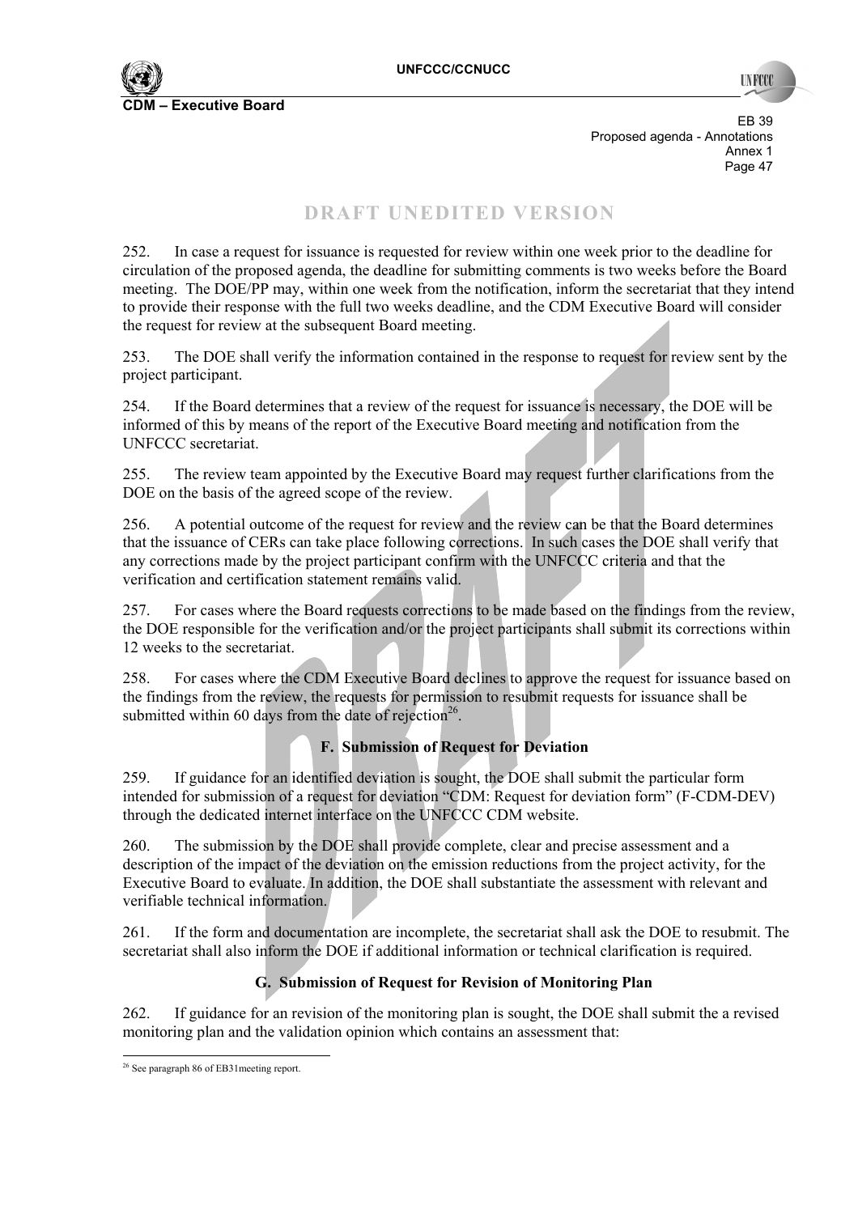DRAFT UNEDITED VERSION

252. In case a request for issuance is requested for review within one week prior to the deadline for circulation of the proposed agenda, the deadline for submitting comments is two weeks before the Board meeting. The DOE/PP may, within one week from the notification, inform the secretariat that they intend to provide their response with the full two weeks deadline, and the CDM Executive Board will consider the request for review at the subsequent Board meeting.

253. The DOE shall verify the information contained in the response to request for review sent by the project participant.

254. If the Board determines that a review of the request for issuance is necessary, the DOE will be informed of this by means of the report of the Executive Board meeting and notification from the UNFCCC secretariat.

255. The review team appointed by the Executive Board may request further clarifications from the DOE on the basis of the agreed scope of the review.

256. A potential outcome of the request for review and the review can be that the Board determines that the issuance of CERs can take place following corrections. In such cases the DOE shall verify that any corrections made by the project participant confirm with the UNFCCC criteria and that the verification and certification statement remains valid.

257. For cases where the Board requests corrections to be made based on the findings from the review, the DOE responsible for the verification and/or the project participants shall submit its corrections within 12 weeks to the secretariat.

258. For cases where the CDM Executive Board declines to approve the request for issuance based on the findings from the review, the requests for permission to resubmit requests for issuance shall be submitted within 60 days from the date of rejection[26].

### F. Submission of Request for Deviation

259. If guidance for an identified deviation is sought, the DOE shall submit the particular form intended for submission of a request for deviation "CDM: Request for deviation form" (F-CDM-DEV) through the dedicated internet interface on the UNFCCC CDM website.

260. The submission by the DOE shall provide complete, clear and precise assessment and a description of the impact of the deviation on the emission reductions from the project activity, for the Executive Board to evaluate. In addition, the DOE shall substantiate the assessment with relevant and verifiable technical information.

261. If the form and documentation are incomplete, the secretariat shall ask the DOE to resubmit. The secretariat shall also inform the DOE if additional information or technical clarification is required.

### G. Submission of Request for Revision of Monitoring Plan

262. If guidance for an revision of the monitoring plan is sought, the DOE shall submit the a revised monitoring plan and the validation opinion which contains an assessment that:

---

[26] See paragraph 86 of EB31meeting report.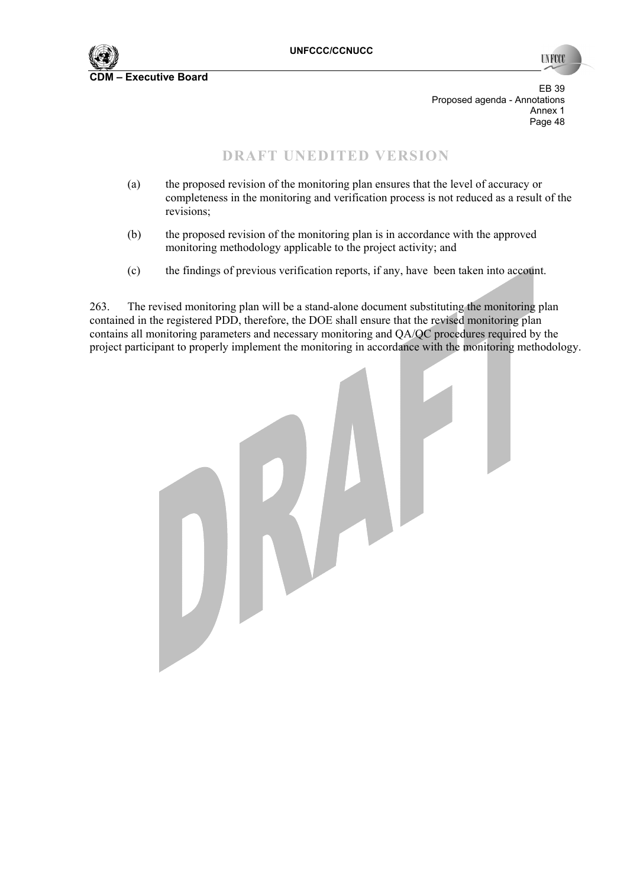DRAFT UNEDITED VERSION

(a) the proposed revision of the monitoring plan ensures that the level of accuracy or completeness in the monitoring and verification process is not reduced as a result of the revisions;

(b) the proposed revision of the monitoring plan is in accordance with the approved monitoring methodology applicable to the project activity; and

(c) the findings of previous verification reports, if any, have been taken into account.

263. The revised monitoring plan will be a stand-alone document substituting the monitoring plan contained in the registered PDD, therefore, the DOE shall ensure that the revised monitoring plan contains all monitoring parameters and necessary monitoring and QA/QC procedures required by the project participant to properly implement the monitoring in accordance with the monitoring methodology.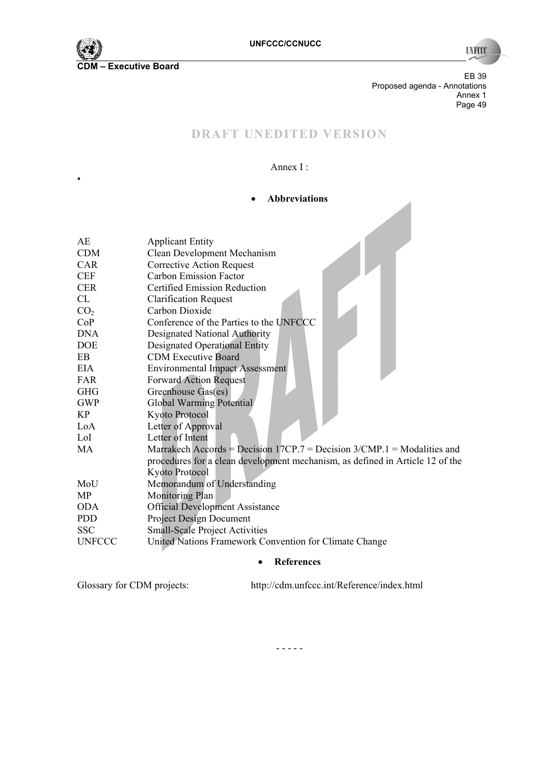DRAFT UNEDITED VERSION

Annex I :

- **Abbreviations**

| | |
|---|---|
| AE | Applicant Entity |
| CDM | Clean Development Mechanism |
| CAR | Corrective Action Request |
| CEF | Carbon Emission Factor |
| CER | Certified Emission Reduction |
| CL | Clarification Request |
| $CO_2$ | Carbon Dioxide |
| CoP | Conference of the Parties to the UNFCCC |
| DNA | Designated National Authority |
| DOE | Designated Operational Entity |
| EB | CDM Executive Board |
| EIA | Environmental Impact Assessment |
| FAR | Forward Action Request |
| GHG | Greenhouse Gas(es) |
| GWP | Global Warming Potential |
| KP | Kyoto Protocol |
| LoA | Letter of Approval |
| LoI | Letter of Intent |
| MA | Marrakech Accords = Decision 17CP.7 = Decision 3/CMP.1 = Modalities and procedures for a clean development mechanism, as defined in Article 12 of the Kyoto Protocol |
| MoU | Memorandum of Understanding |
| MP | Monitoring Plan |
| ODA | Official Development Assistance |
| PDD | Project Design Document |
| SSC | Small-Scale Project Activities |
| UNFCCC | United Nations Framework Convention for Climate Change |

- **References**

Glossary for CDM projects: http://cdm.unfccc.int/Reference/index.html

- - - - -